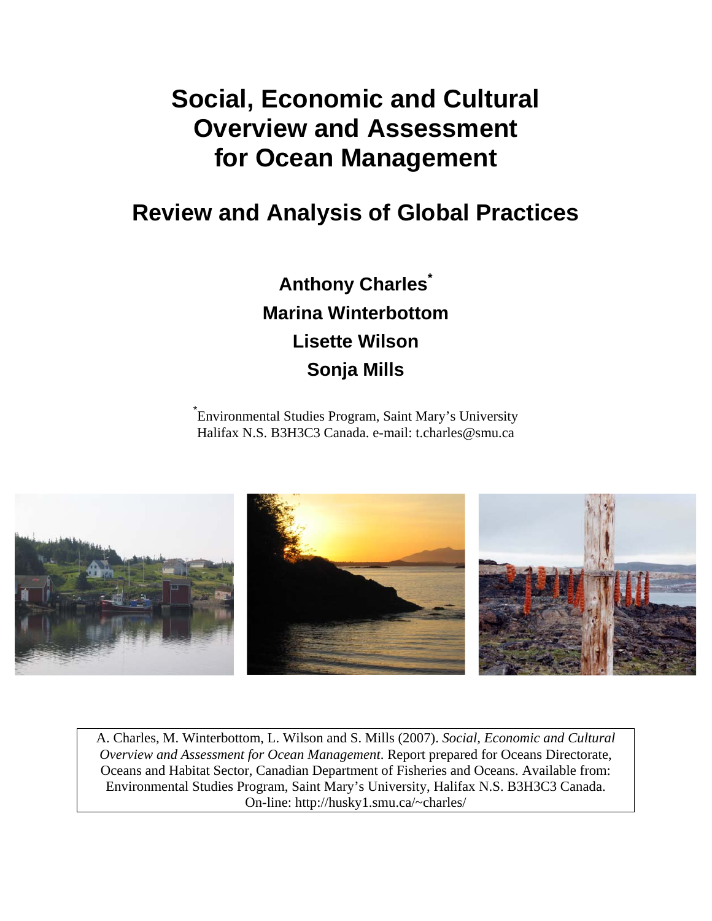# Social, Economic and Cultural Overview and Assessment for Ocean Management

## Review and Analysis of Global Practices

**Anthony Charles***

**Marina Winterbottom**

**Lisette Wilson**

**Sonja Mills**

*Environmental Studies Program, Saint Mary's University
Halifax N.S. B3H3C3 Canada. e-mail: t.charles@smu.ca

A. Charles, M. Winterbottom, L. Wilson and S. Mills (2007). *Social, Economic and Cultural Overview and Assessment for Ocean Management*. Report prepared for Oceans Directorate, Oceans and Habitat Sector, Canadian Department of Fisheries and Oceans. Available from: Environmental Studies Program, Saint Mary's University, Halifax N.S. B3H3C3 Canada. On-line: http://husky1.smu.ca/~charles/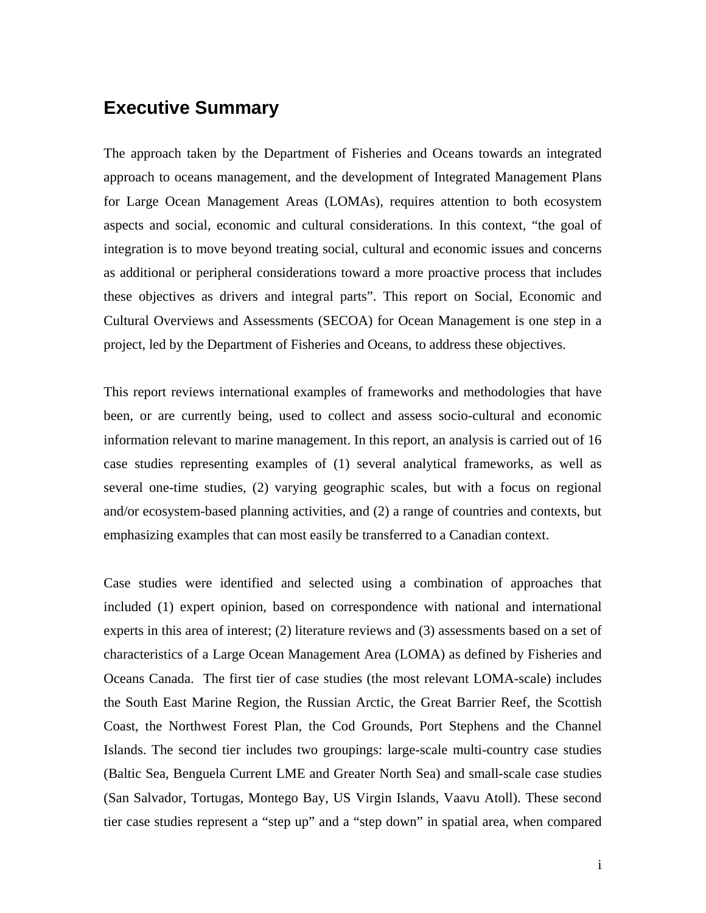# Executive Summary

The approach taken by the Department of Fisheries and Oceans towards an integrated approach to oceans management, and the development of Integrated Management Plans for Large Ocean Management Areas (LOMAs), requires attention to both ecosystem aspects and social, economic and cultural considerations. In this context, "the goal of integration is to move beyond treating social, cultural and economic issues and concerns as additional or peripheral considerations toward a more proactive process that includes these objectives as drivers and integral parts". This report on Social, Economic and Cultural Overviews and Assessments (SECOA) for Ocean Management is one step in a project, led by the Department of Fisheries and Oceans, to address these objectives.

This report reviews international examples of frameworks and methodologies that have been, or are currently being, used to collect and assess socio-cultural and economic information relevant to marine management. In this report, an analysis is carried out of 16 case studies representing examples of (1) several analytical frameworks, as well as several one-time studies, (2) varying geographic scales, but with a focus on regional and/or ecosystem-based planning activities, and (2) a range of countries and contexts, but emphasizing examples that can most easily be transferred to a Canadian context.

Case studies were identified and selected using a combination of approaches that included (1) expert opinion, based on correspondence with national and international experts in this area of interest; (2) literature reviews and (3) assessments based on a set of characteristics of a Large Ocean Management Area (LOMA) as defined by Fisheries and Oceans Canada. The first tier of case studies (the most relevant LOMA-scale) includes the South East Marine Region, the Russian Arctic, the Great Barrier Reef, the Scottish Coast, the Northwest Forest Plan, the Cod Grounds, Port Stephens and the Channel Islands. The second tier includes two groupings: large-scale multi-country case studies (Baltic Sea, Benguela Current LME and Greater North Sea) and small-scale case studies (San Salvador, Tortugas, Montego Bay, US Virgin Islands, Vaavu Atoll). These second tier case studies represent a "step up" and a "step down" in spatial area, when compared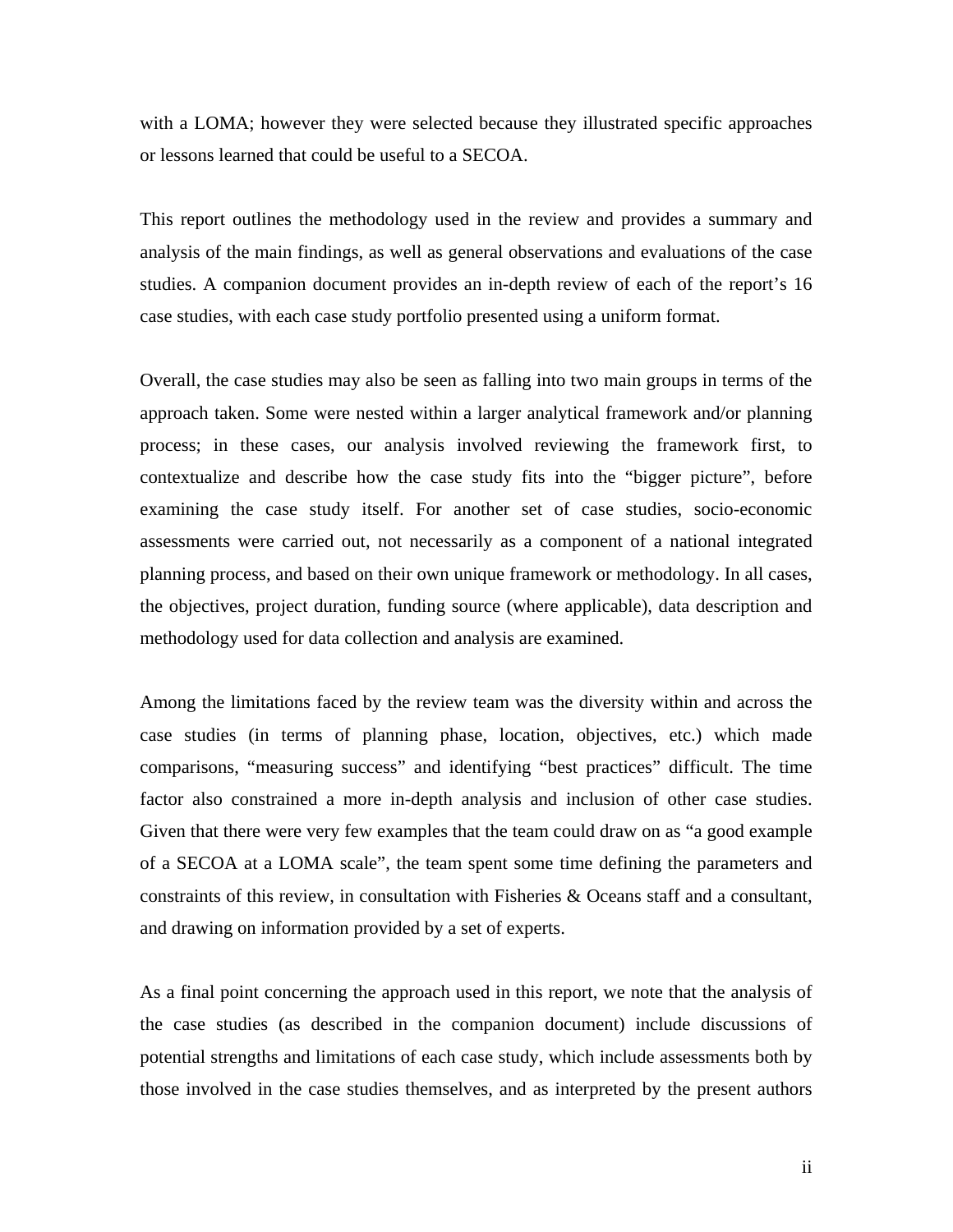with a LOMA; however they were selected because they illustrated specific approaches or lessons learned that could be useful to a SECOA.

This report outlines the methodology used in the review and provides a summary and analysis of the main findings, as well as general observations and evaluations of the case studies. A companion document provides an in-depth review of each of the report's 16 case studies, with each case study portfolio presented using a uniform format.

Overall, the case studies may also be seen as falling into two main groups in terms of the approach taken. Some were nested within a larger analytical framework and/or planning process; in these cases, our analysis involved reviewing the framework first, to contextualize and describe how the case study fits into the "bigger picture", before examining the case study itself. For another set of case studies, socio-economic assessments were carried out, not necessarily as a component of a national integrated planning process, and based on their own unique framework or methodology. In all cases, the objectives, project duration, funding source (where applicable), data description and methodology used for data collection and analysis are examined.

Among the limitations faced by the review team was the diversity within and across the case studies (in terms of planning phase, location, objectives, etc.) which made comparisons, "measuring success" and identifying "best practices" difficult. The time factor also constrained a more in-depth analysis and inclusion of other case studies. Given that there were very few examples that the team could draw on as "a good example of a SECOA at a LOMA scale", the team spent some time defining the parameters and constraints of this review, in consultation with Fisheries & Oceans staff and a consultant, and drawing on information provided by a set of experts.

As a final point concerning the approach used in this report, we note that the analysis of the case studies (as described in the companion document) include discussions of potential strengths and limitations of each case study, which include assessments both by those involved in the case studies themselves, and as interpreted by the present authors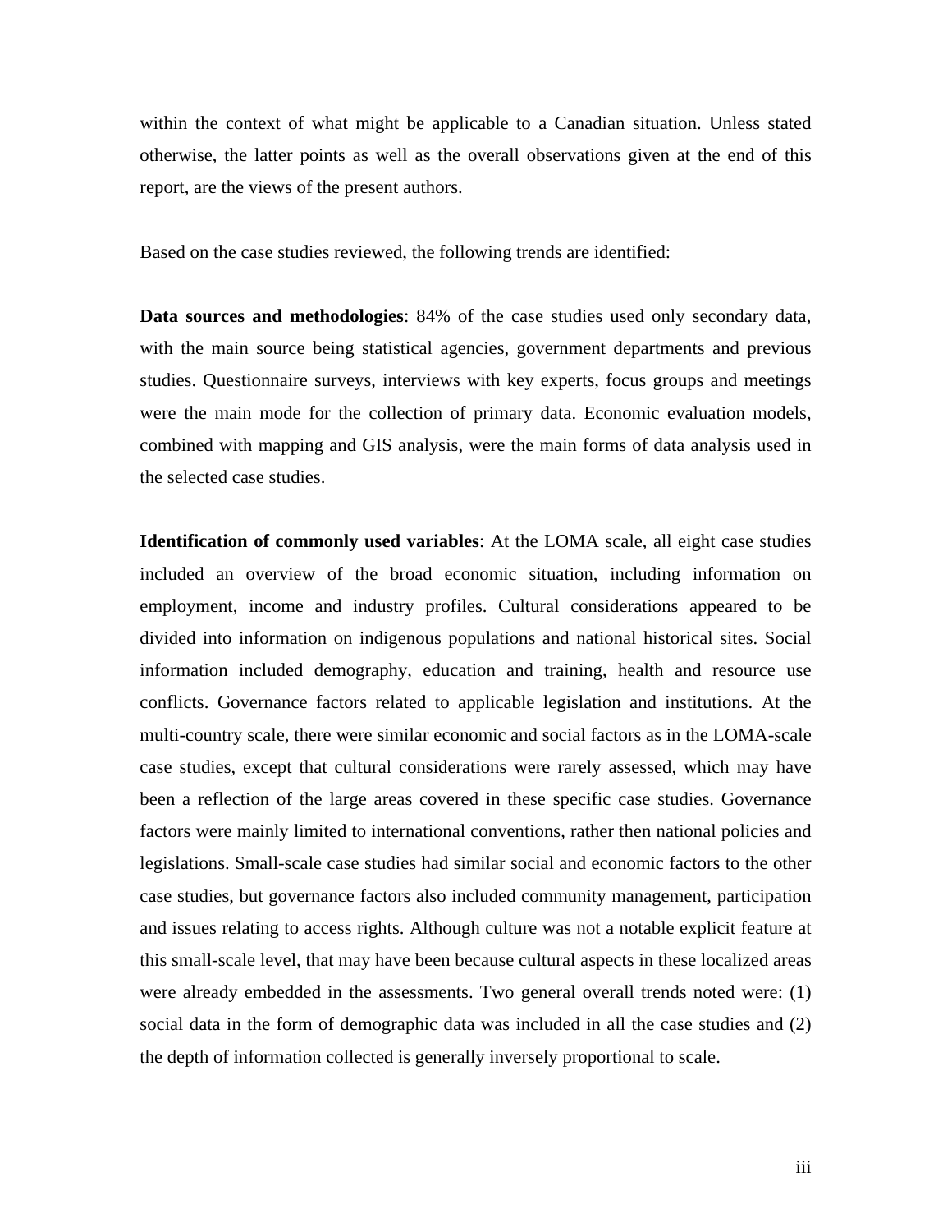within the context of what might be applicable to a Canadian situation. Unless stated otherwise, the latter points as well as the overall observations given at the end of this report, are the views of the present authors.

Based on the case studies reviewed, the following trends are identified:

**Data sources and methodologies**: 84% of the case studies used only secondary data, with the main source being statistical agencies, government departments and previous studies. Questionnaire surveys, interviews with key experts, focus groups and meetings were the main mode for the collection of primary data. Economic evaluation models, combined with mapping and GIS analysis, were the main forms of data analysis used in the selected case studies.

**Identification of commonly used variables**: At the LOMA scale, all eight case studies included an overview of the broad economic situation, including information on employment, income and industry profiles. Cultural considerations appeared to be divided into information on indigenous populations and national historical sites. Social information included demography, education and training, health and resource use conflicts. Governance factors related to applicable legislation and institutions. At the multi-country scale, there were similar economic and social factors as in the LOMA-scale case studies, except that cultural considerations were rarely assessed, which may have been a reflection of the large areas covered in these specific case studies. Governance factors were mainly limited to international conventions, rather then national policies and legislations. Small-scale case studies had similar social and economic factors to the other case studies, but governance factors also included community management, participation and issues relating to access rights. Although culture was not a notable explicit feature at this small-scale level, that may have been because cultural aspects in these localized areas were already embedded in the assessments. Two general overall trends noted were: (1) social data in the form of demographic data was included in all the case studies and (2) the depth of information collected is generally inversely proportional to scale.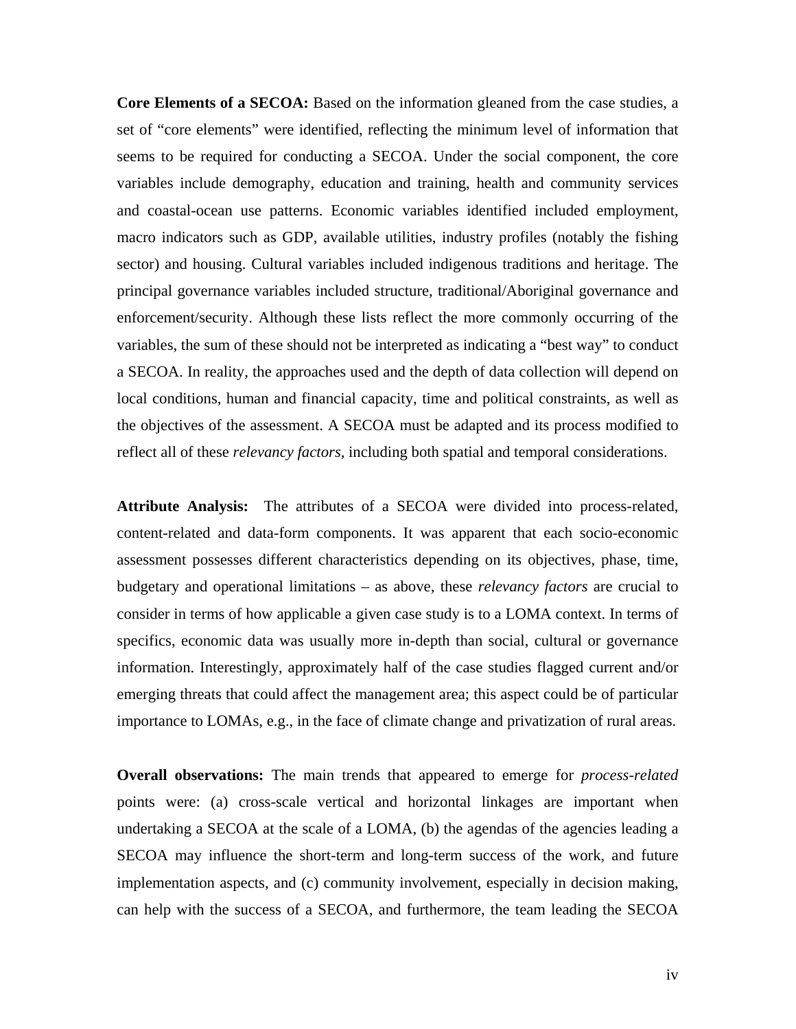**Core Elements of a SECOA:** Based on the information gleaned from the case studies, a set of "core elements" were identified, reflecting the minimum level of information that seems to be required for conducting a SECOA. Under the social component, the core variables include demography, education and training, health and community services and coastal-ocean use patterns. Economic variables identified included employment, macro indicators such as GDP, available utilities, industry profiles (notably the fishing sector) and housing. Cultural variables included indigenous traditions and heritage. The principal governance variables included structure, traditional/Aboriginal governance and enforcement/security. Although these lists reflect the more commonly occurring of the variables, the sum of these should not be interpreted as indicating a "best way" to conduct a SECOA. In reality, the approaches used and the depth of data collection will depend on local conditions, human and financial capacity, time and political constraints, as well as the objectives of the assessment. A SECOA must be adapted and its process modified to reflect all of these *relevancy factors*, including both spatial and temporal considerations.

**Attribute Analysis:** The attributes of a SECOA were divided into process-related, content-related and data-form components. It was apparent that each socio-economic assessment possesses different characteristics depending on its objectives, phase, time, budgetary and operational limitations – as above, these *relevancy factors* are crucial to consider in terms of how applicable a given case study is to a LOMA context. In terms of specifics, economic data was usually more in-depth than social, cultural or governance information. Interestingly, approximately half of the case studies flagged current and/or emerging threats that could affect the management area; this aspect could be of particular importance to LOMAs, e.g., in the face of climate change and privatization of rural areas.

**Overall observations:** The main trends that appeared to emerge for *process-related* points were: (a) cross-scale vertical and horizontal linkages are important when undertaking a SECOA at the scale of a LOMA, (b) the agendas of the agencies leading a SECOA may influence the short-term and long-term success of the work, and future implementation aspects, and (c) community involvement, especially in decision making, can help with the success of a SECOA, and furthermore, the team leading the SECOA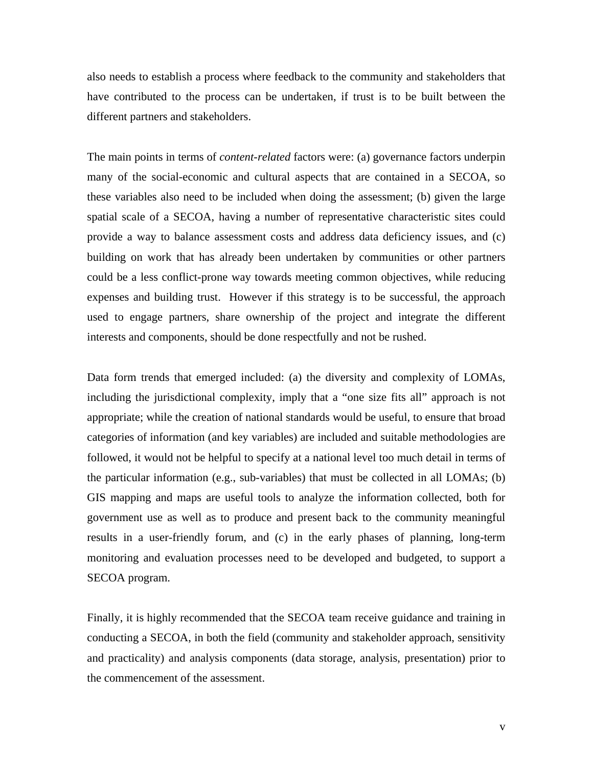also needs to establish a process where feedback to the community and stakeholders that have contributed to the process can be undertaken, if trust is to be built between the different partners and stakeholders.

The main points in terms of *content-related* factors were: (a) governance factors underpin many of the social-economic and cultural aspects that are contained in a SECOA, so these variables also need to be included when doing the assessment; (b) given the large spatial scale of a SECOA, having a number of representative characteristic sites could provide a way to balance assessment costs and address data deficiency issues, and (c) building on work that has already been undertaken by communities or other partners could be a less conflict-prone way towards meeting common objectives, while reducing expenses and building trust. However if this strategy is to be successful, the approach used to engage partners, share ownership of the project and integrate the different interests and components, should be done respectfully and not be rushed.

Data form trends that emerged included: (a) the diversity and complexity of LOMAs, including the jurisdictional complexity, imply that a "one size fits all" approach is not appropriate; while the creation of national standards would be useful, to ensure that broad categories of information (and key variables) are included and suitable methodologies are followed, it would not be helpful to specify at a national level too much detail in terms of the particular information (e.g., sub-variables) that must be collected in all LOMAs; (b) GIS mapping and maps are useful tools to analyze the information collected, both for government use as well as to produce and present back to the community meaningful results in a user-friendly forum, and (c) in the early phases of planning, long-term monitoring and evaluation processes need to be developed and budgeted, to support a SECOA program.

Finally, it is highly recommended that the SECOA team receive guidance and training in conducting a SECOA, in both the field (community and stakeholder approach, sensitivity and practicality) and analysis components (data storage, analysis, presentation) prior to the commencement of the assessment.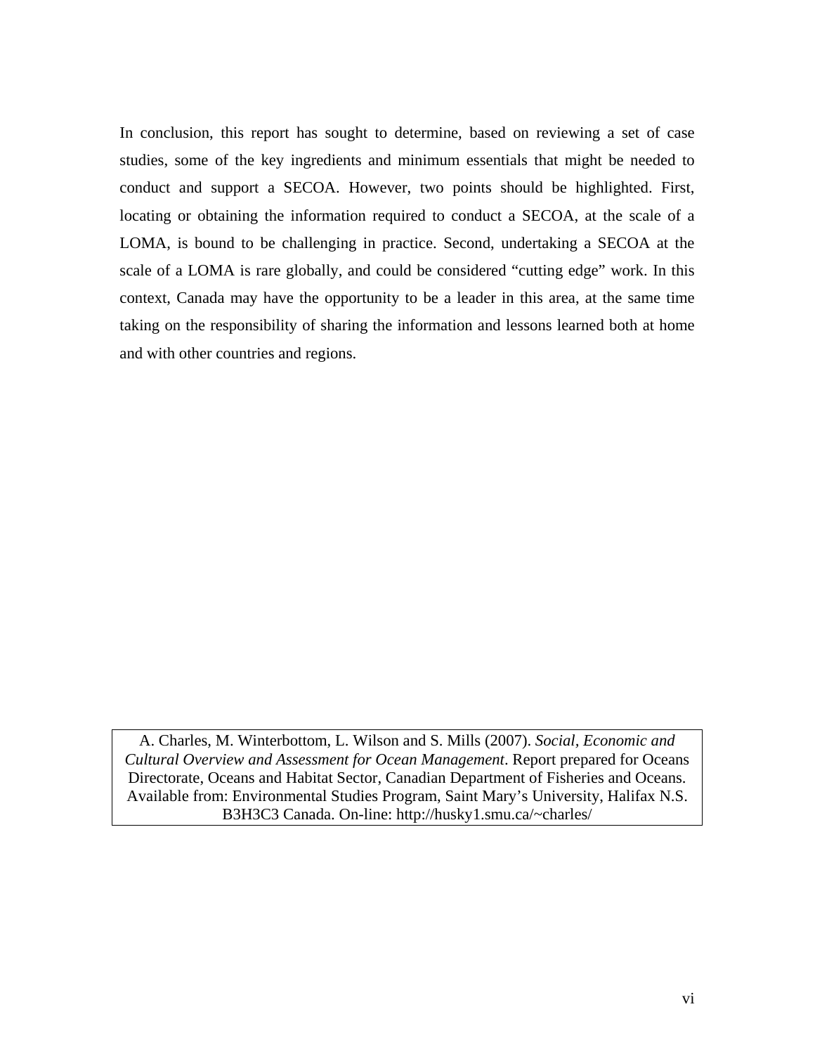In conclusion, this report has sought to determine, based on reviewing a set of case studies, some of the key ingredients and minimum essentials that might be needed to conduct and support a SECOA. However, two points should be highlighted. First, locating or obtaining the information required to conduct a SECOA, at the scale of a LOMA, is bound to be challenging in practice. Second, undertaking a SECOA at the scale of a LOMA is rare globally, and could be considered "cutting edge" work. In this context, Canada may have the opportunity to be a leader in this area, at the same time taking on the responsibility of sharing the information and lessons learned both at home and with other countries and regions.

A. Charles, M. Winterbottom, L. Wilson and S. Mills (2007). *Social, Economic and Cultural Overview and Assessment for Ocean Management*. Report prepared for Oceans Directorate, Oceans and Habitat Sector, Canadian Department of Fisheries and Oceans. Available from: Environmental Studies Program, Saint Mary's University, Halifax N.S. B3H3C3 Canada. On-line: http://husky1.smu.ca/~charles/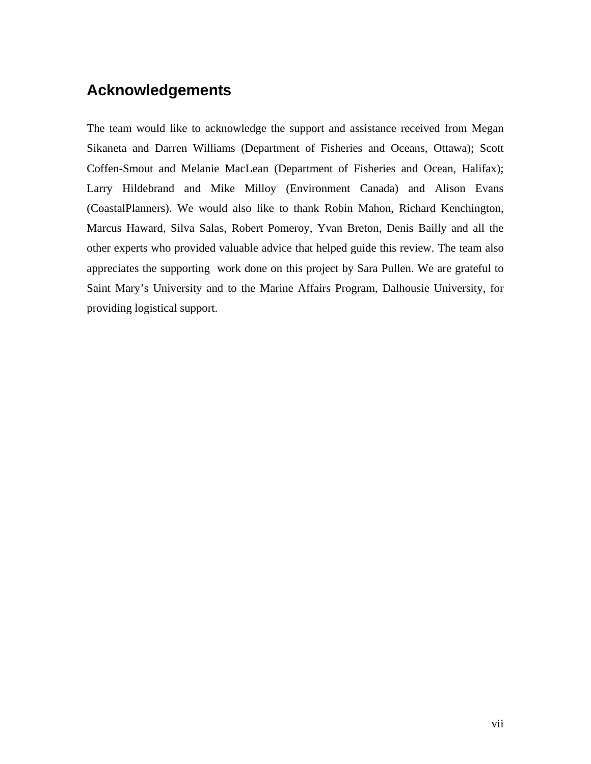## Acknowledgements

The team would like to acknowledge the support and assistance received from Megan Sikaneta and Darren Williams (Department of Fisheries and Oceans, Ottawa); Scott Coffen-Smout and Melanie MacLean (Department of Fisheries and Ocean, Halifax); Larry Hildebrand and Mike Milloy (Environment Canada) and Alison Evans (CoastalPlanners). We would also like to thank Robin Mahon, Richard Kenchington, Marcus Haward, Silva Salas, Robert Pomeroy, Yvan Breton, Denis Bailly and all the other experts who provided valuable advice that helped guide this review. The team also appreciates the supporting work done on this project by Sara Pullen. We are grateful to Saint Mary's University and to the Marine Affairs Program, Dalhousie University, for providing logistical support.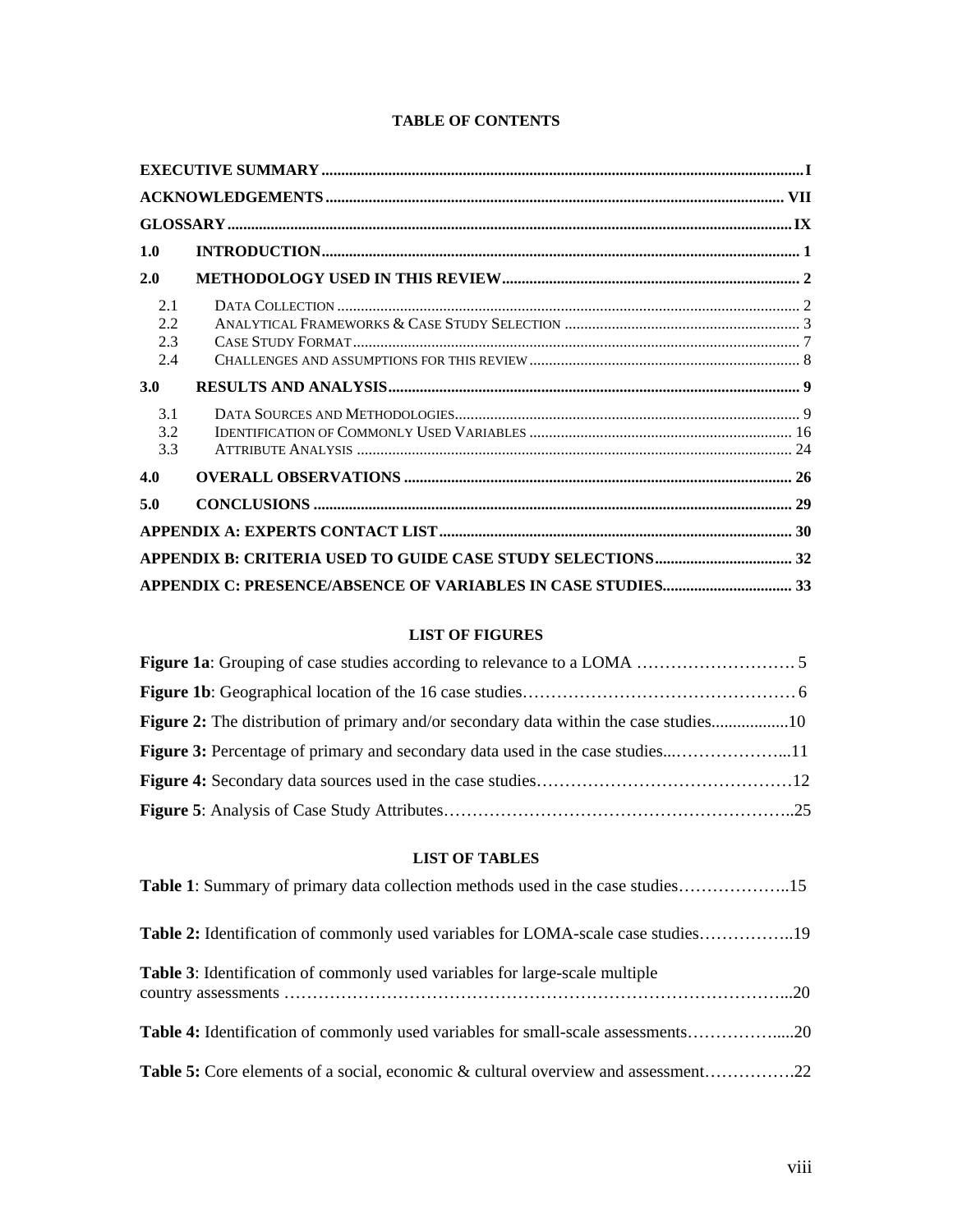## TABLE OF CONTENTS

**EXECUTIVE SUMMARY** ........................................................................................................................ I

**ACKNOWLEDGEMENTS** ................................................................................................................ VII

**GLOSSARY** ........................................................................................................................................ IX

**1.0 INTRODUCTION** .......................................................................................................................... 1

**2.0 METHODOLOGY USED IN THIS REVIEW** ............................................................................. 2

- 2.1 DATA COLLECTION ..................................................................................................................... 2
- 2.2 ANALYTICAL FRAMEWORKS & CASE STUDY SELECTION ........................................................... 3
- 2.3 CASE STUDY FORMAT .................................................................................................................. 7
- 2.4 CHALLENGES AND ASSUMPTIONS FOR THIS REVIEW ................................................................... 8

**3.0 RESULTS AND ANALYSIS** .......................................................................................................... 9

- 3.1 DATA SOURCES AND METHODOLOGIES ........................................................................................ 9
- 3.2 IDENTIFICATION OF COMMONLY USED VARIABLES .................................................................... 16
- 3.3 ATTRIBUTE ANALYSIS ............................................................................................................... 24

**4.0 OVERALL OBSERVATIONS** ...................................................................................................... 26

**5.0 CONCLUSIONS** ............................................................................................................................ 29

**APPENDIX A: EXPERTS CONTACT LIST** ........................................................................................ 30

**APPENDIX B: CRITERIA USED TO GUIDE CASE STUDY SELECTIONS** ...................................... 32

**APPENDIX C: PRESENCE/ABSENCE OF VARIABLES IN CASE STUDIES** .................................. 33

## LIST OF FIGURES

**Figure 1a**: Grouping of case studies according to relevance to a LOMA ………………………… 5

**Figure 1b**: Geographical location of the 16 case studies…………………………………………… 6

**Figure 2:** The distribution of primary and/or secondary data within the case studies..................10

**Figure 3:** Percentage of primary and secondary data used in the case studies...………………...11

**Figure 4:** Secondary data sources used in the case studies………………………………………12

**Figure 5**: Analysis of Case Study Attributes……………………………………………………..25

## LIST OF TABLES

**Table 1**: Summary of primary data collection methods used in the case studies………………..15

**Table 2:** Identification of commonly used variables for LOMA-scale case studies……………..19

**Table 3**: Identification of commonly used variables for large-scale multiple country assessments ……………………………………………………………………………...20

**Table 4:** Identification of commonly used variables for small-scale assessments……………....20

**Table 5:** Core elements of a social, economic & cultural overview and assessment…………….22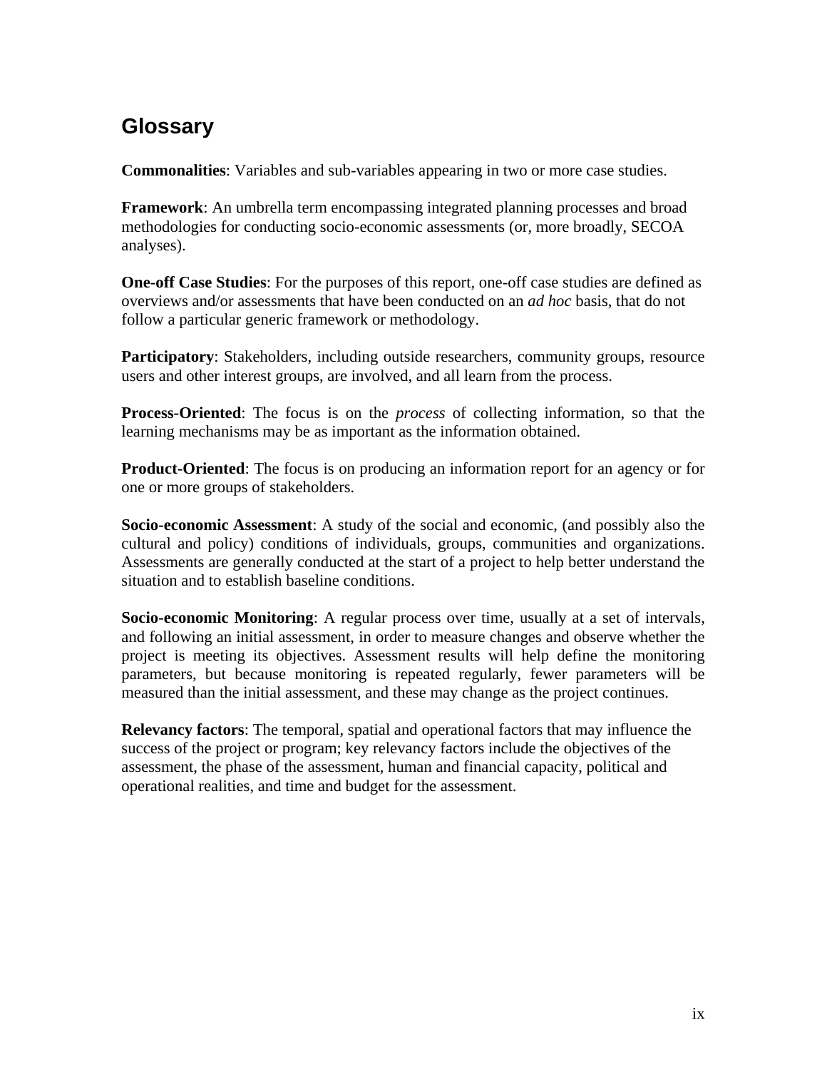# Glossary

**Commonalities**: Variables and sub-variables appearing in two or more case studies.

**Framework**: An umbrella term encompassing integrated planning processes and broad methodologies for conducting socio-economic assessments (or, more broadly, SECOA analyses).

**One-off Case Studies**: For the purposes of this report, one-off case studies are defined as overviews and/or assessments that have been conducted on an *ad hoc* basis, that do not follow a particular generic framework or methodology.

**Participatory**: Stakeholders, including outside researchers, community groups, resource users and other interest groups, are involved, and all learn from the process.

**Process-Oriented**: The focus is on the *process* of collecting information, so that the learning mechanisms may be as important as the information obtained.

**Product-Oriented**: The focus is on producing an information report for an agency or for one or more groups of stakeholders.

**Socio-economic Assessment**: A study of the social and economic, (and possibly also the cultural and policy) conditions of individuals, groups, communities and organizations. Assessments are generally conducted at the start of a project to help better understand the situation and to establish baseline conditions.

**Socio-economic Monitoring**: A regular process over time, usually at a set of intervals, and following an initial assessment, in order to measure changes and observe whether the project is meeting its objectives. Assessment results will help define the monitoring parameters, but because monitoring is repeated regularly, fewer parameters will be measured than the initial assessment, and these may change as the project continues.

**Relevancy factors**: The temporal, spatial and operational factors that may influence the success of the project or program; key relevancy factors include the objectives of the assessment, the phase of the assessment, human and financial capacity, political and operational realities, and time and budget for the assessment.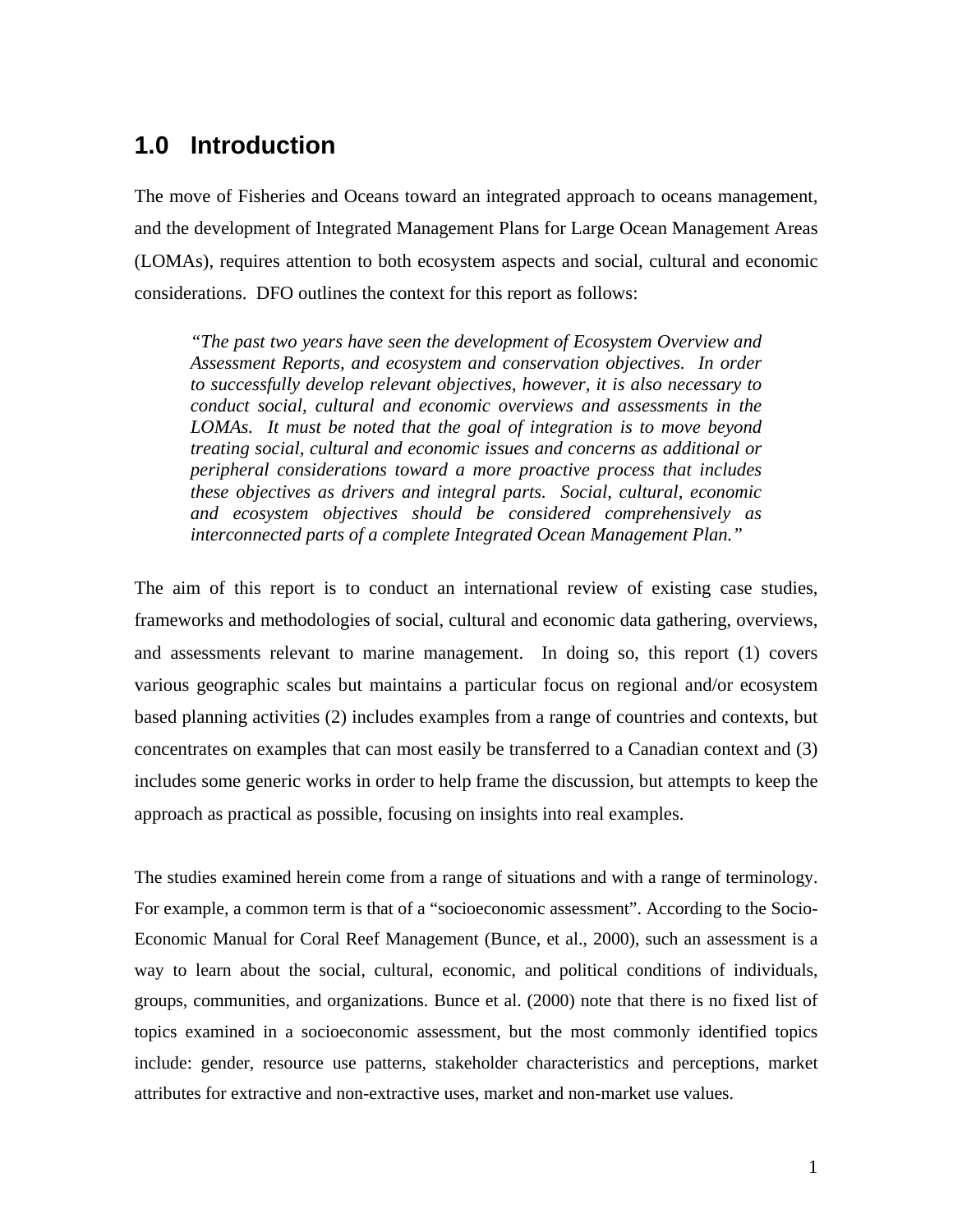## 1.0 Introduction

The move of Fisheries and Oceans toward an integrated approach to oceans management, and the development of Integrated Management Plans for Large Ocean Management Areas (LOMAs), requires attention to both ecosystem aspects and social, cultural and economic considerations. DFO outlines the context for this report as follows:

> *"The past two years have seen the development of Ecosystem Overview and Assessment Reports, and ecosystem and conservation objectives. In order to successfully develop relevant objectives, however, it is also necessary to conduct social, cultural and economic overviews and assessments in the LOMAs. It must be noted that the goal of integration is to move beyond treating social, cultural and economic issues and concerns as additional or peripheral considerations toward a more proactive process that includes these objectives as drivers and integral parts. Social, cultural, economic and ecosystem objectives should be considered comprehensively as interconnected parts of a complete Integrated Ocean Management Plan."*

The aim of this report is to conduct an international review of existing case studies, frameworks and methodologies of social, cultural and economic data gathering, overviews, and assessments relevant to marine management. In doing so, this report (1) covers various geographic scales but maintains a particular focus on regional and/or ecosystem based planning activities (2) includes examples from a range of countries and contexts, but concentrates on examples that can most easily be transferred to a Canadian context and (3) includes some generic works in order to help frame the discussion, but attempts to keep the approach as practical as possible, focusing on insights into real examples.

The studies examined herein come from a range of situations and with a range of terminology. For example, a common term is that of a "socioeconomic assessment". According to the Socio-Economic Manual for Coral Reef Management (Bunce, et al., 2000), such an assessment is a way to learn about the social, cultural, economic, and political conditions of individuals, groups, communities, and organizations. Bunce et al. (2000) note that there is no fixed list of topics examined in a socioeconomic assessment, but the most commonly identified topics include: gender, resource use patterns, stakeholder characteristics and perceptions, market attributes for extractive and non-extractive uses, market and non-market use values.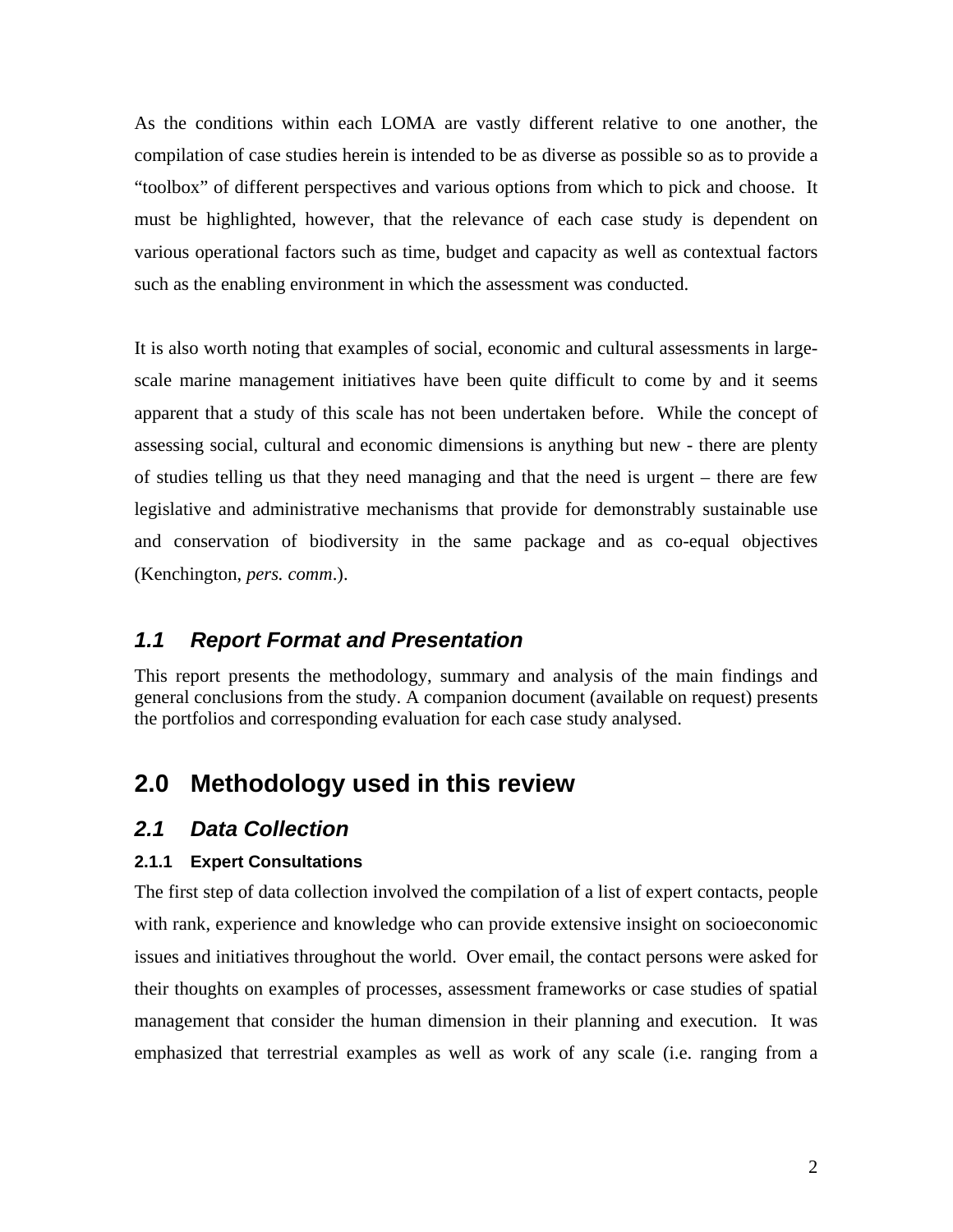As the conditions within each LOMA are vastly different relative to one another, the compilation of case studies herein is intended to be as diverse as possible so as to provide a "toolbox" of different perspectives and various options from which to pick and choose. It must be highlighted, however, that the relevance of each case study is dependent on various operational factors such as time, budget and capacity as well as contextual factors such as the enabling environment in which the assessment was conducted.

It is also worth noting that examples of social, economic and cultural assessments in large-scale marine management initiatives have been quite difficult to come by and it seems apparent that a study of this scale has not been undertaken before. While the concept of assessing social, cultural and economic dimensions is anything but new - there are plenty of studies telling us that they need managing and that the need is urgent – there are few legislative and administrative mechanisms that provide for demonstrably sustainable use and conservation of biodiversity in the same package and as co-equal objectives (Kenchington, *pers. comm*.).

## *1.1 Report Format and Presentation*

This report presents the methodology, summary and analysis of the main findings and general conclusions from the study. A companion document (available on request) presents the portfolios and corresponding evaluation for each case study analysed.

# 2.0 Methodology used in this review

## *2.1 Data Collection*

### 2.1.1 Expert Consultations

The first step of data collection involved the compilation of a list of expert contacts, people with rank, experience and knowledge who can provide extensive insight on socioeconomic issues and initiatives throughout the world. Over email, the contact persons were asked for their thoughts on examples of processes, assessment frameworks or case studies of spatial management that consider the human dimension in their planning and execution. It was emphasized that terrestrial examples as well as work of any scale (i.e. ranging from a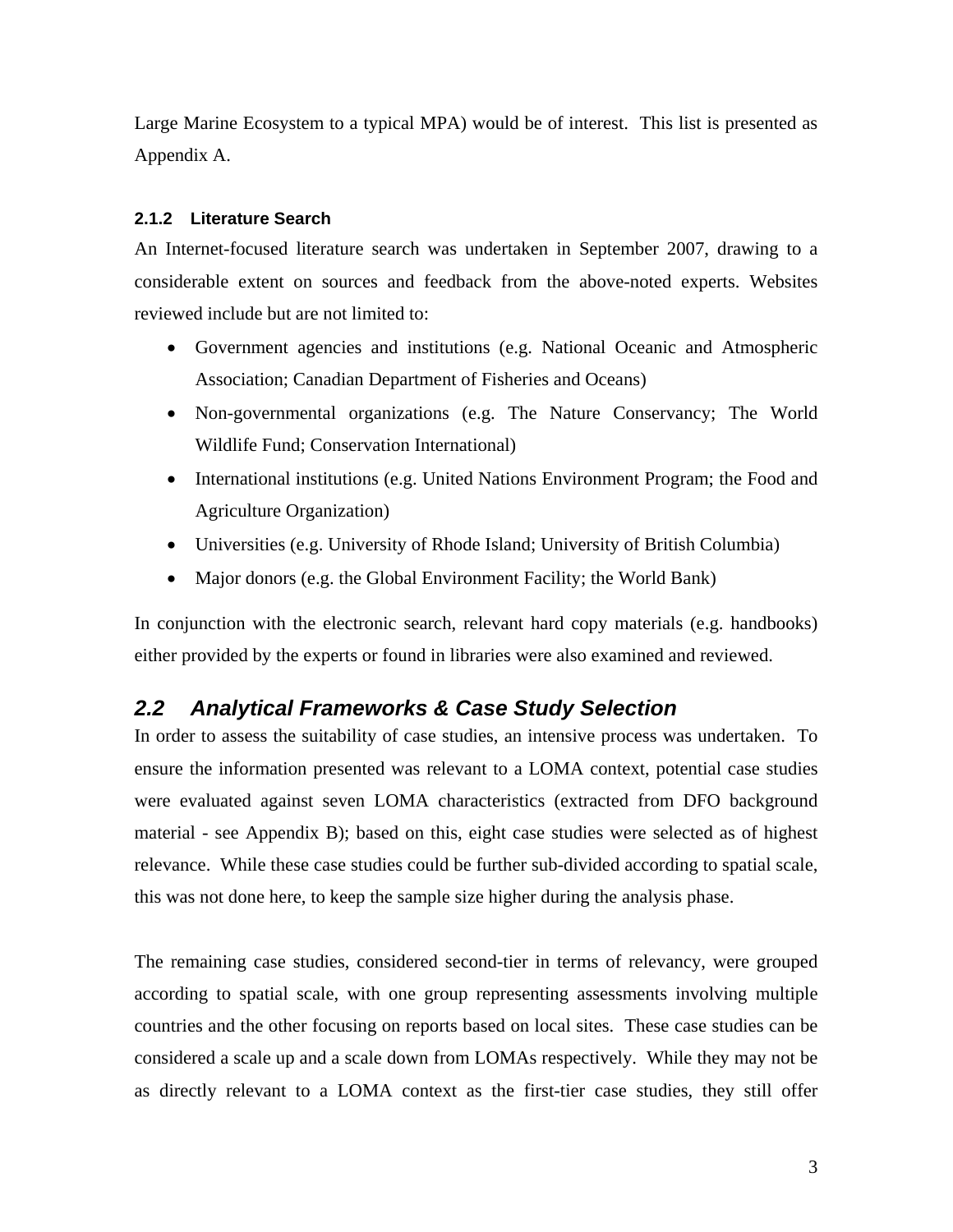Large Marine Ecosystem to a typical MPA) would be of interest. This list is presented as Appendix A.

#### 2.1.2 Literature Search

An Internet-focused literature search was undertaken in September 2007, drawing to a considerable extent on sources and feedback from the above-noted experts. Websites reviewed include but are not limited to:

- Government agencies and institutions (e.g. National Oceanic and Atmospheric Association; Canadian Department of Fisheries and Oceans)
- Non-governmental organizations (e.g. The Nature Conservancy; The World Wildlife Fund; Conservation International)
- International institutions (e.g. United Nations Environment Program; the Food and Agriculture Organization)
- Universities (e.g. University of Rhode Island; University of British Columbia)
- Major donors (e.g. the Global Environment Facility; the World Bank)

In conjunction with the electronic search, relevant hard copy materials (e.g. handbooks) either provided by the experts or found in libraries were also examined and reviewed.

## *2.2 Analytical Frameworks & Case Study Selection*

In order to assess the suitability of case studies, an intensive process was undertaken. To ensure the information presented was relevant to a LOMA context, potential case studies were evaluated against seven LOMA characteristics (extracted from DFO background material - see Appendix B); based on this, eight case studies were selected as of highest relevance. While these case studies could be further sub-divided according to spatial scale, this was not done here, to keep the sample size higher during the analysis phase.

The remaining case studies, considered second-tier in terms of relevancy, were grouped according to spatial scale, with one group representing assessments involving multiple countries and the other focusing on reports based on local sites. These case studies can be considered a scale up and a scale down from LOMAs respectively. While they may not be as directly relevant to a LOMA context as the first-tier case studies, they still offer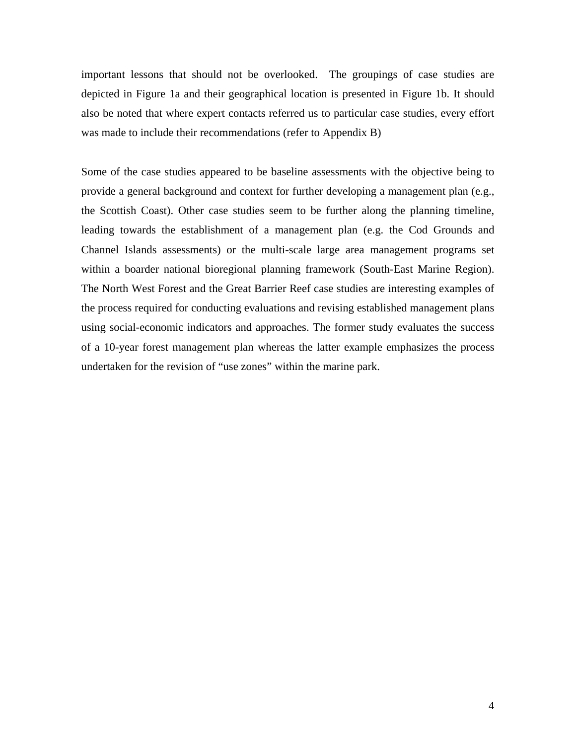important lessons that should not be overlooked. The groupings of case studies are depicted in Figure 1a and their geographical location is presented in Figure 1b. It should also be noted that where expert contacts referred us to particular case studies, every effort was made to include their recommendations (refer to Appendix B)

Some of the case studies appeared to be baseline assessments with the objective being to provide a general background and context for further developing a management plan (e.g., the Scottish Coast). Other case studies seem to be further along the planning timeline, leading towards the establishment of a management plan (e.g. the Cod Grounds and Channel Islands assessments) or the multi-scale large area management programs set within a boarder national bioregional planning framework (South-East Marine Region). The North West Forest and the Great Barrier Reef case studies are interesting examples of the process required for conducting evaluations and revising established management plans using social-economic indicators and approaches. The former study evaluates the success of a 10-year forest management plan whereas the latter example emphasizes the process undertaken for the revision of "use zones" within the marine park.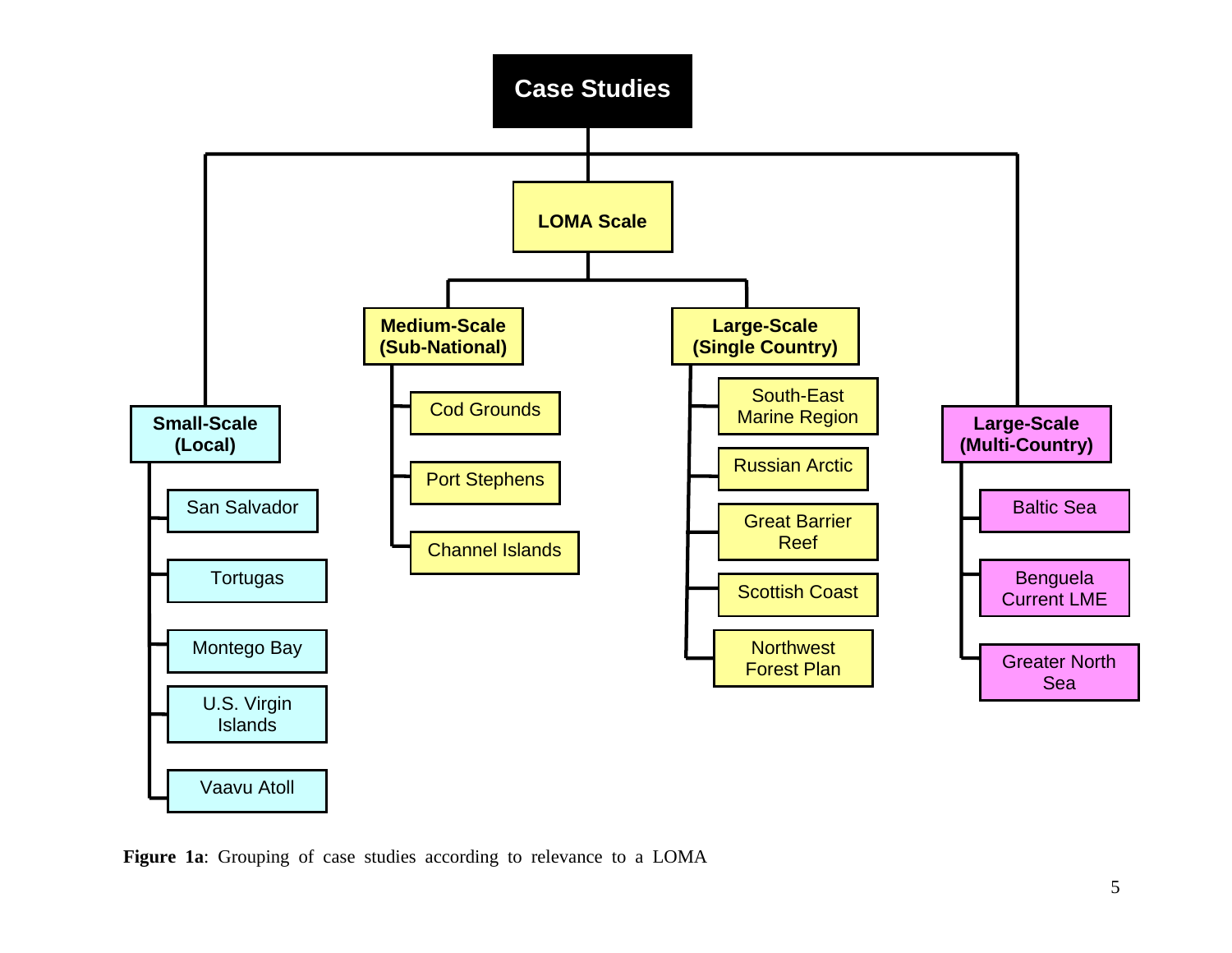Case Studies

LOMA Scale

Medium-Scale (Sub-National)

Cod Grounds

Port Stephens

Channel Islands

Large-Scale (Single Country)

South-East Marine Region

Russian Arctic

Great Barrier Reef

Scottish Coast

Northwest Forest Plan

Small-Scale (Local)

San Salvador

Tortugas

Montego Bay

U.S. Virgin Islands

Vaavu Atoll

Large-Scale (Multi-Country)

Baltic Sea

Benguela Current LME

Greater North Sea

**Figure 1a**: Grouping of case studies according to relevance to a LOMA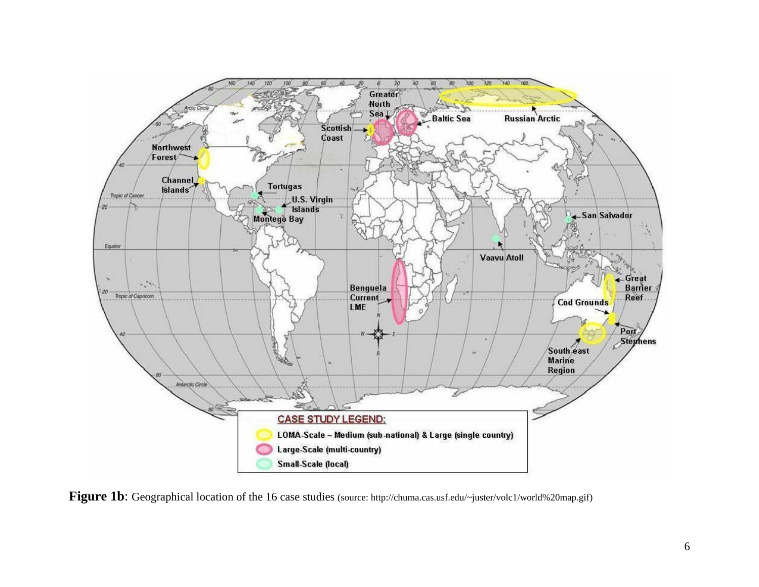Greater North Sea

Baltic Sea

Russian Arctic

Scottish Coast

Northwest Forest

Channel Islands

Tortugas

U.S. Virgin Islands

Montego Bay

San Salvador

Vaavu Atoll

Benguela Current LME

Great Barrier Reef

Cod Grounds

Port Stephens

South-east Marine Region

Arctic Circle

Tropic of Cancer

Equator

Tropic of Capricorn

Antarctic Circle

CASE STUDY LEGEND:

LOMA-Scale – Medium (sub-national) & Large (single country)

Large-Scale (multi-country)

Small-Scale (local)

**Figure 1b**: Geographical location of the 16 case studies (source: http://chuma.cas.usf.edu/~juster/volc1/world%20map.gif)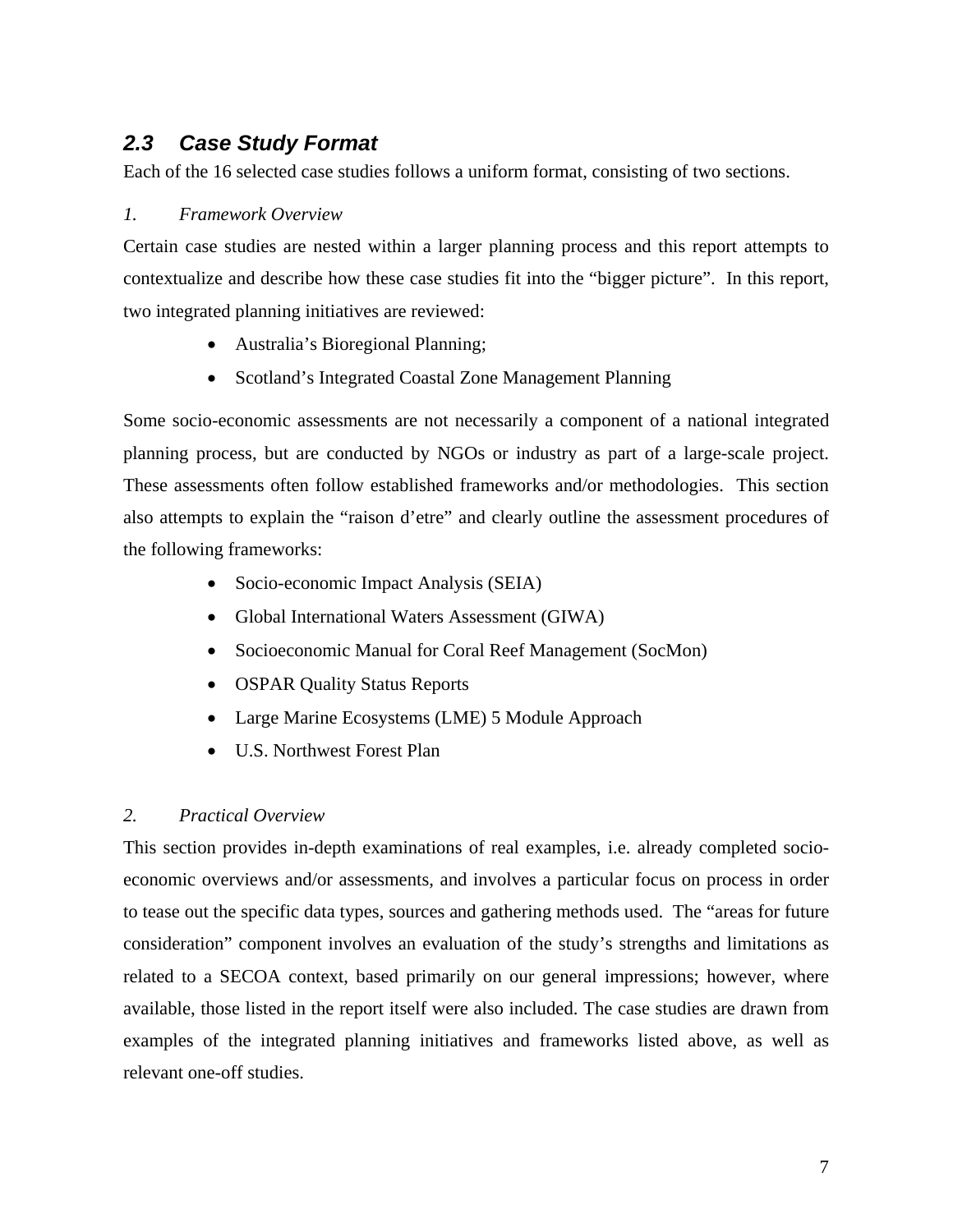## 2.3 Case Study Format

Each of the 16 selected case studies follows a uniform format, consisting of two sections.

*1. Framework Overview*

Certain case studies are nested within a larger planning process and this report attempts to contextualize and describe how these case studies fit into the "bigger picture". In this report, two integrated planning initiatives are reviewed:

- Australia's Bioregional Planning;
- Scotland's Integrated Coastal Zone Management Planning

Some socio-economic assessments are not necessarily a component of a national integrated planning process, but are conducted by NGOs or industry as part of a large-scale project. These assessments often follow established frameworks and/or methodologies. This section also attempts to explain the "raison d'etre" and clearly outline the assessment procedures of the following frameworks:

- Socio-economic Impact Analysis (SEIA)
- Global International Waters Assessment (GIWA)
- Socioeconomic Manual for Coral Reef Management (SocMon)
- OSPAR Quality Status Reports
- Large Marine Ecosystems (LME) 5 Module Approach
- U.S. Northwest Forest Plan

*2. Practical Overview*

This section provides in-depth examinations of real examples, i.e. already completed socio-economic overviews and/or assessments, and involves a particular focus on process in order to tease out the specific data types, sources and gathering methods used. The "areas for future consideration" component involves an evaluation of the study's strengths and limitations as related to a SECOA context, based primarily on our general impressions; however, where available, those listed in the report itself were also included. The case studies are drawn from examples of the integrated planning initiatives and frameworks listed above, as well as relevant one-off studies.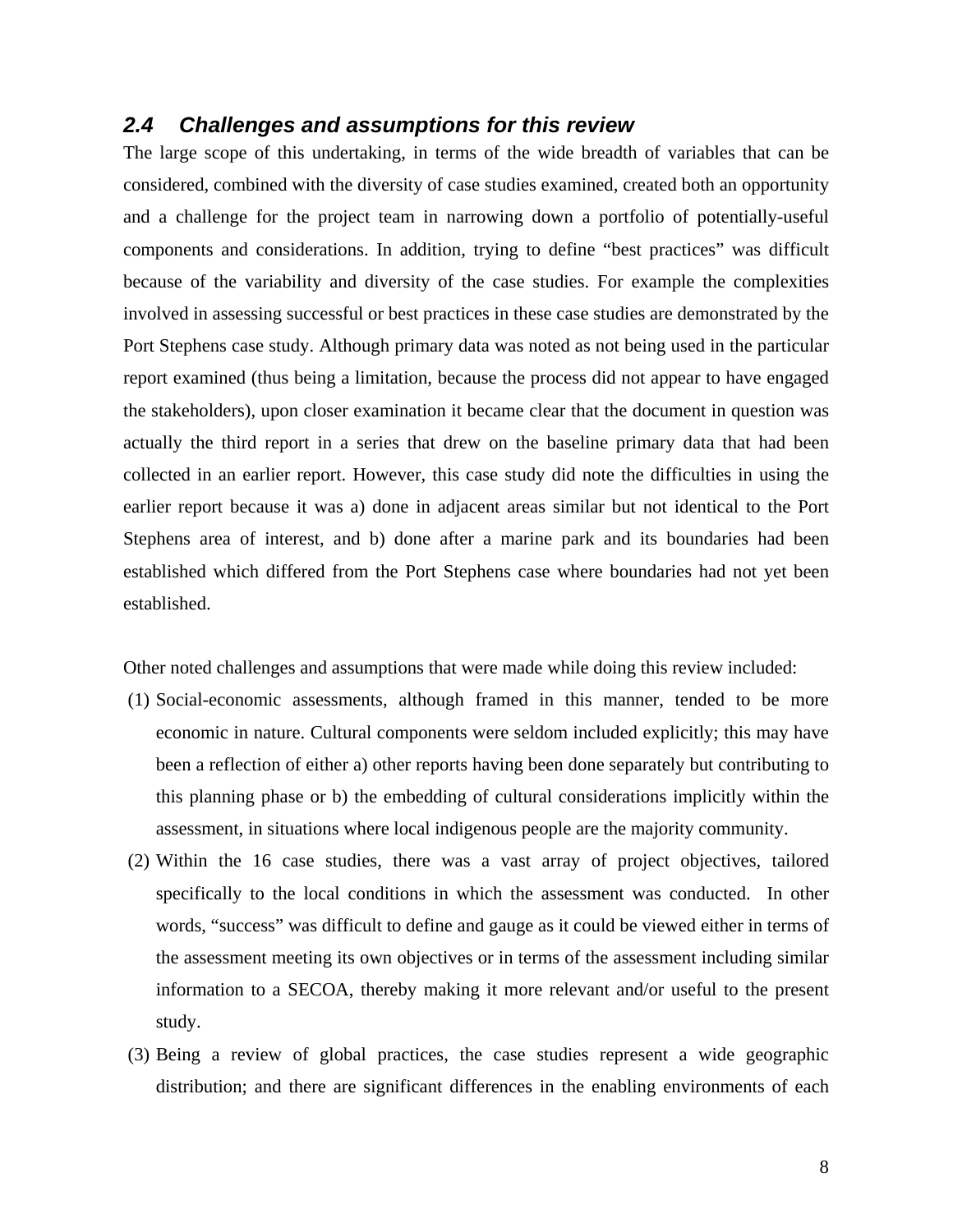## *2.4 Challenges and assumptions for this review*

The large scope of this undertaking, in terms of the wide breadth of variables that can be considered, combined with the diversity of case studies examined, created both an opportunity and a challenge for the project team in narrowing down a portfolio of potentially-useful components and considerations. In addition, trying to define "best practices" was difficult because of the variability and diversity of the case studies. For example the complexities involved in assessing successful or best practices in these case studies are demonstrated by the Port Stephens case study. Although primary data was noted as not being used in the particular report examined (thus being a limitation, because the process did not appear to have engaged the stakeholders), upon closer examination it became clear that the document in question was actually the third report in a series that drew on the baseline primary data that had been collected in an earlier report. However, this case study did note the difficulties in using the earlier report because it was a) done in adjacent areas similar but not identical to the Port Stephens area of interest, and b) done after a marine park and its boundaries had been established which differed from the Port Stephens case where boundaries had not yet been established.

Other noted challenges and assumptions that were made while doing this review included:

(1) Social-economic assessments, although framed in this manner, tended to be more economic in nature. Cultural components were seldom included explicitly; this may have been a reflection of either a) other reports having been done separately but contributing to this planning phase or b) the embedding of cultural considerations implicitly within the assessment, in situations where local indigenous people are the majority community.

(2) Within the 16 case studies, there was a vast array of project objectives, tailored specifically to the local conditions in which the assessment was conducted. In other words, "success" was difficult to define and gauge as it could be viewed either in terms of the assessment meeting its own objectives or in terms of the assessment including similar information to a SECOA, thereby making it more relevant and/or useful to the present study.

(3) Being a review of global practices, the case studies represent a wide geographic distribution; and there are significant differences in the enabling environments of each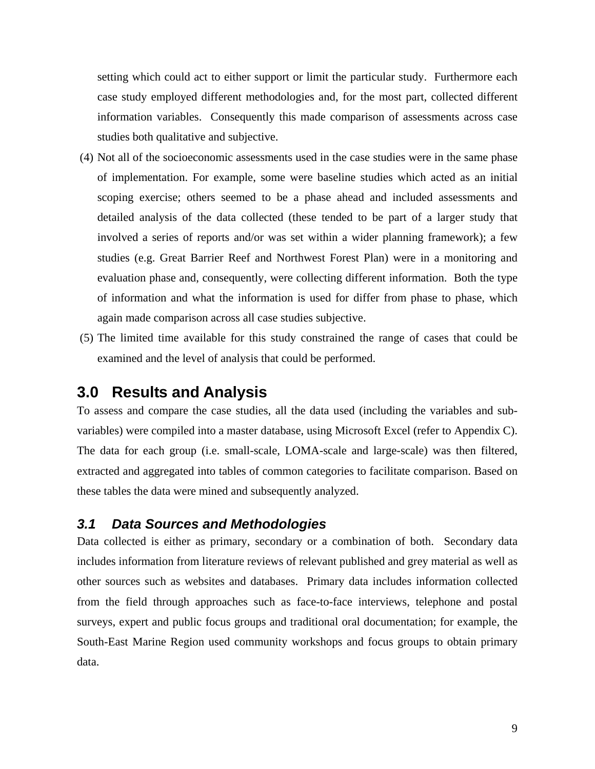setting which could act to either support or limit the particular study. Furthermore each case study employed different methodologies and, for the most part, collected different information variables. Consequently this made comparison of assessments across case studies both qualitative and subjective.

(4) Not all of the socioeconomic assessments used in the case studies were in the same phase of implementation. For example, some were baseline studies which acted as an initial scoping exercise; others seemed to be a phase ahead and included assessments and detailed analysis of the data collected (these tended to be part of a larger study that involved a series of reports and/or was set within a wider planning framework); a few studies (e.g. Great Barrier Reef and Northwest Forest Plan) were in a monitoring and evaluation phase and, consequently, were collecting different information. Both the type of information and what the information is used for differ from phase to phase, which again made comparison across all case studies subjective.

(5) The limited time available for this study constrained the range of cases that could be examined and the level of analysis that could be performed.

## 3.0 Results and Analysis

To assess and compare the case studies, all the data used (including the variables and sub-variables) were compiled into a master database, using Microsoft Excel (refer to Appendix C). The data for each group (i.e. small-scale, LOMA-scale and large-scale) was then filtered, extracted and aggregated into tables of common categories to facilitate comparison. Based on these tables the data were mined and subsequently analyzed.

### *3.1 Data Sources and Methodologies*

Data collected is either as primary, secondary or a combination of both. Secondary data includes information from literature reviews of relevant published and grey material as well as other sources such as websites and databases. Primary data includes information collected from the field through approaches such as face-to-face interviews, telephone and postal surveys, expert and public focus groups and traditional oral documentation; for example, the South-East Marine Region used community workshops and focus groups to obtain primary data.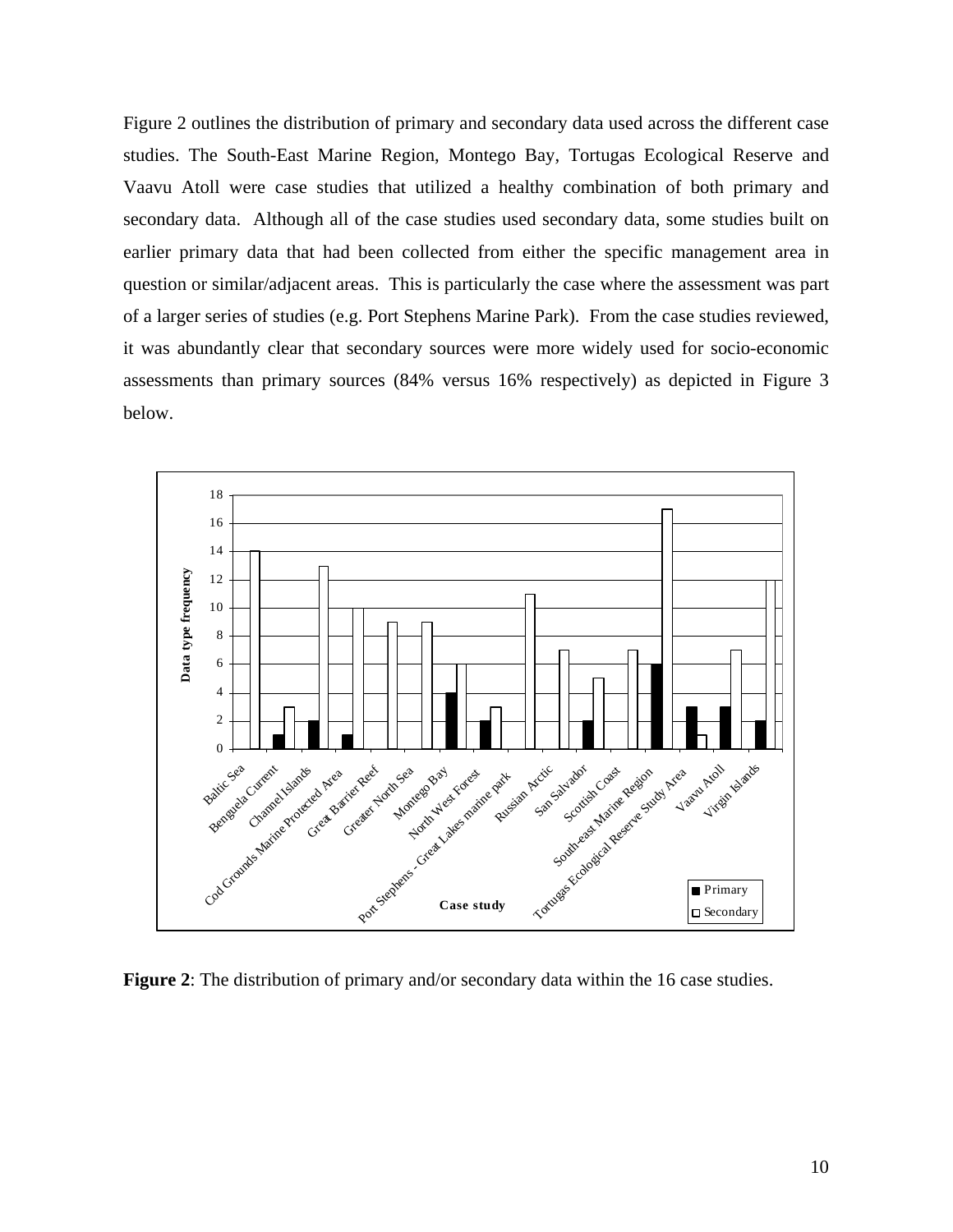Figure 2 outlines the distribution of primary and secondary data used across the different case studies. The South-East Marine Region, Montego Bay, Tortugas Ecological Reserve and Vaavu Atoll were case studies that utilized a healthy combination of both primary and secondary data. Although all of the case studies used secondary data, some studies built on earlier primary data that had been collected from either the specific management area in question or similar/adjacent areas. This is particularly the case where the assessment was part of a larger series of studies (e.g. Port Stephens Marine Park). From the case studies reviewed, it was abundantly clear that secondary sources were more widely used for socio-economic assessments than primary sources (84% versus 16% respectively) as depicted in Figure 3 below.

**Figure 2**: The distribution of primary and/or secondary data within the 16 case studies.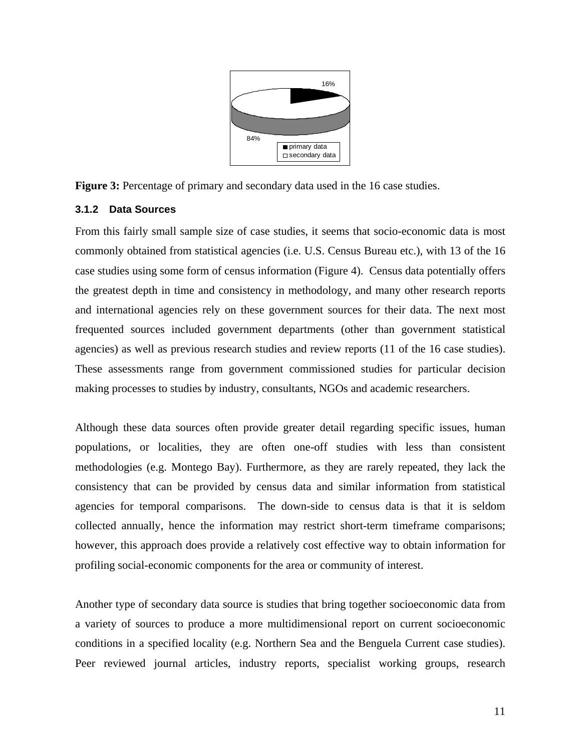16%

84%

primary data

secondary data

**Figure 3:** Percentage of primary and secondary data used in the 16 case studies.

### 3.1.2 Data Sources

From this fairly small sample size of case studies, it seems that socio-economic data is most commonly obtained from statistical agencies (i.e. U.S. Census Bureau etc.), with 13 of the 16 case studies using some form of census information (Figure 4). Census data potentially offers the greatest depth in time and consistency in methodology, and many other research reports and international agencies rely on these government sources for their data. The next most frequented sources included government departments (other than government statistical agencies) as well as previous research studies and review reports (11 of the 16 case studies). These assessments range from government commissioned studies for particular decision making processes to studies by industry, consultants, NGOs and academic researchers.

Although these data sources often provide greater detail regarding specific issues, human populations, or localities, they are often one-off studies with less than consistent methodologies (e.g. Montego Bay). Furthermore, as they are rarely repeated, they lack the consistency that can be provided by census data and similar information from statistical agencies for temporal comparisons. The down-side to census data is that it is seldom collected annually, hence the information may restrict short-term timeframe comparisons; however, this approach does provide a relatively cost effective way to obtain information for profiling social-economic components for the area or community of interest.

Another type of secondary data source is studies that bring together socioeconomic data from a variety of sources to produce a more multidimensional report on current socioeconomic conditions in a specified locality (e.g. Northern Sea and the Benguela Current case studies). Peer reviewed journal articles, industry reports, specialist working groups, research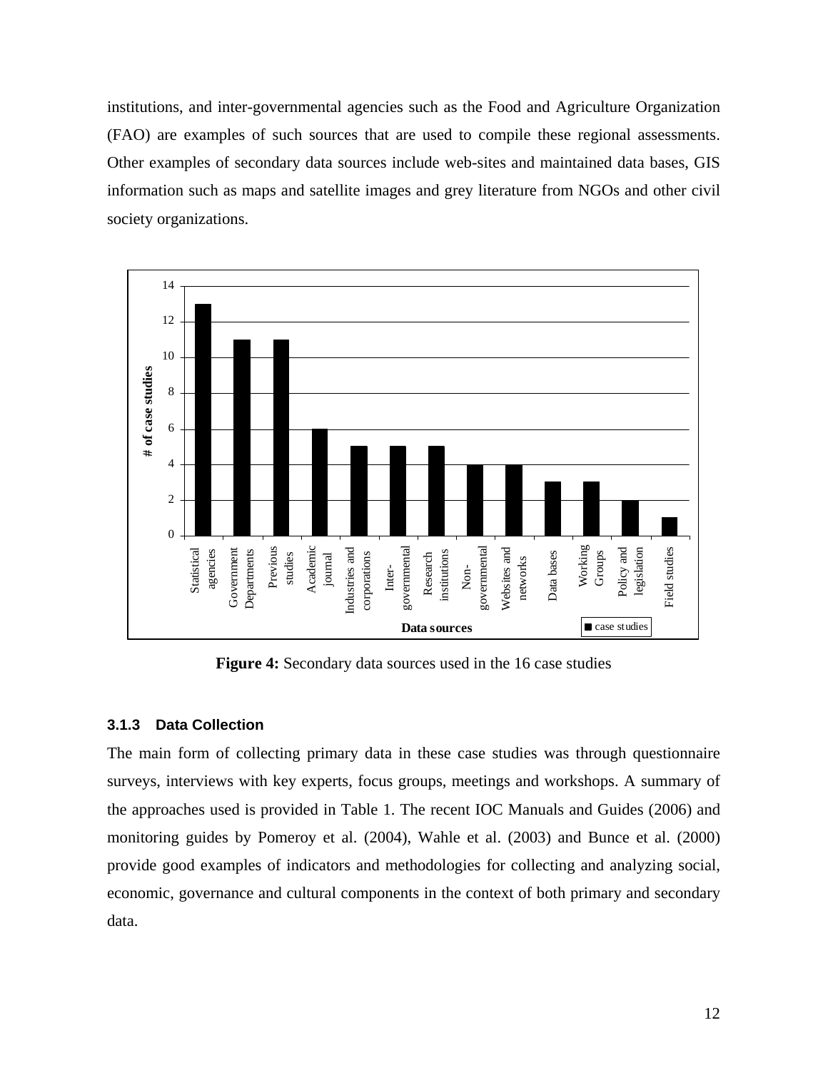institutions, and inter-governmental agencies such as the Food and Agriculture Organization (FAO) are examples of such sources that are used to compile these regional assessments. Other examples of secondary data sources include web-sites and maintained data bases, GIS information such as maps and satellite images and grey literature from NGOs and other civil society organizations.

14
12
10
8
6
4
2
0

# of case studies

Statistical agencies
Government Departments
Previous studies
Academic journal
Industries and corporations
Inter-governmental
Research institutions
Non-governmental
Websites and networks
Data bases
Working Groups
Policy and legislation
Field studies

Data sources

case studies

**Figure 4:** Secondary data sources used in the 16 case studies

### 3.1.3 Data Collection

The main form of collecting primary data in these case studies was through questionnaire surveys, interviews with key experts, focus groups, meetings and workshops. A summary of the approaches used is provided in Table 1. The recent IOC Manuals and Guides (2006) and monitoring guides by Pomeroy et al. (2004), Wahle et al. (2003) and Bunce et al. (2000) provide good examples of indicators and methodologies for collecting and analyzing social, economic, governance and cultural components in the context of both primary and secondary data.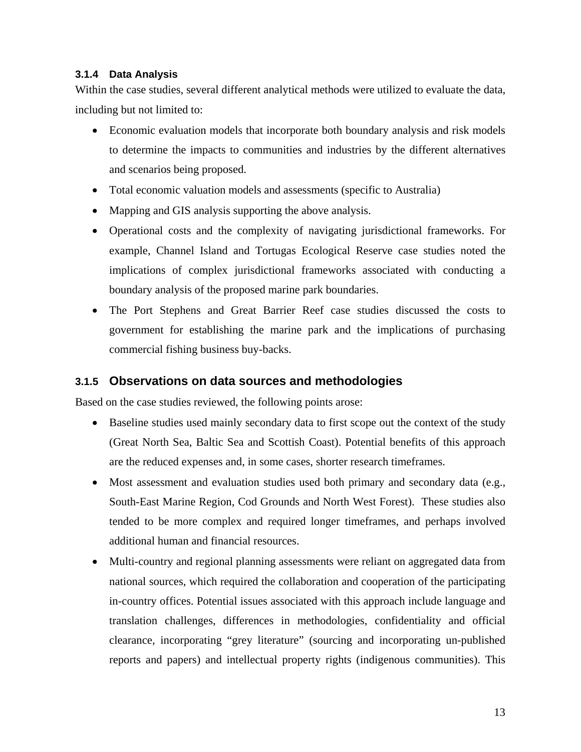#### 3.1.4 Data Analysis

Within the case studies, several different analytical methods were utilized to evaluate the data, including but not limited to:

- Economic evaluation models that incorporate both boundary analysis and risk models to determine the impacts to communities and industries by the different alternatives and scenarios being proposed.
- Total economic valuation models and assessments (specific to Australia)
- Mapping and GIS analysis supporting the above analysis.
- Operational costs and the complexity of navigating jurisdictional frameworks. For example, Channel Island and Tortugas Ecological Reserve case studies noted the implications of complex jurisdictional frameworks associated with conducting a boundary analysis of the proposed marine park boundaries.
- The Port Stephens and Great Barrier Reef case studies discussed the costs to government for establishing the marine park and the implications of purchasing commercial fishing business buy-backs.

#### 3.1.5 Observations on data sources and methodologies

Based on the case studies reviewed, the following points arose:

- Baseline studies used mainly secondary data to first scope out the context of the study (Great North Sea, Baltic Sea and Scottish Coast). Potential benefits of this approach are the reduced expenses and, in some cases, shorter research timeframes.
- Most assessment and evaluation studies used both primary and secondary data (e.g., South-East Marine Region, Cod Grounds and North West Forest). These studies also tended to be more complex and required longer timeframes, and perhaps involved additional human and financial resources.
- Multi-country and regional planning assessments were reliant on aggregated data from national sources, which required the collaboration and cooperation of the participating in-country offices. Potential issues associated with this approach include language and translation challenges, differences in methodologies, confidentiality and official clearance, incorporating "grey literature" (sourcing and incorporating un-published reports and papers) and intellectual property rights (indigenous communities). This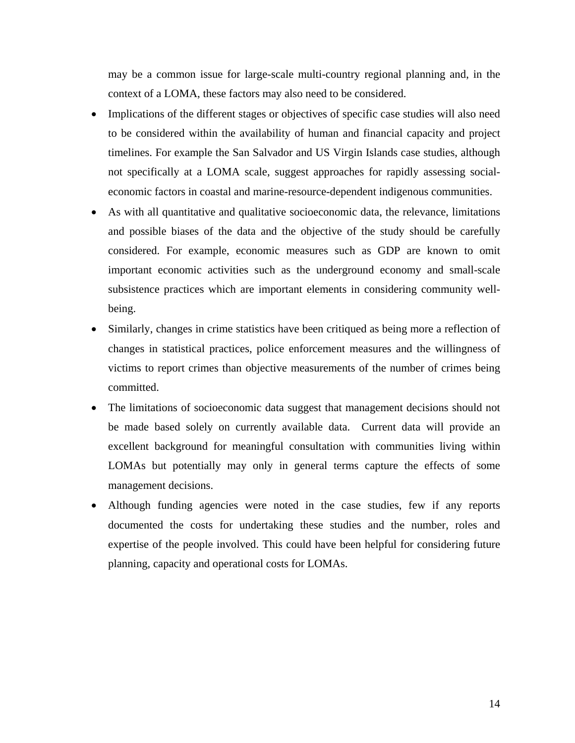may be a common issue for large-scale multi-country regional planning and, in the context of a LOMA, these factors may also need to be considered.

- Implications of the different stages or objectives of specific case studies will also need to be considered within the availability of human and financial capacity and project timelines. For example the San Salvador and US Virgin Islands case studies, although not specifically at a LOMA scale, suggest approaches for rapidly assessing social-economic factors in coastal and marine-resource-dependent indigenous communities.
- As with all quantitative and qualitative socioeconomic data, the relevance, limitations and possible biases of the data and the objective of the study should be carefully considered. For example, economic measures such as GDP are known to omit important economic activities such as the underground economy and small-scale subsistence practices which are important elements in considering community well-being.
- Similarly, changes in crime statistics have been critiqued as being more a reflection of changes in statistical practices, police enforcement measures and the willingness of victims to report crimes than objective measurements of the number of crimes being committed.
- The limitations of socioeconomic data suggest that management decisions should not be made based solely on currently available data. Current data will provide an excellent background for meaningful consultation with communities living within LOMAs but potentially may only in general terms capture the effects of some management decisions.
- Although funding agencies were noted in the case studies, few if any reports documented the costs for undertaking these studies and the number, roles and expertise of the people involved. This could have been helpful for considering future planning, capacity and operational costs for LOMAs.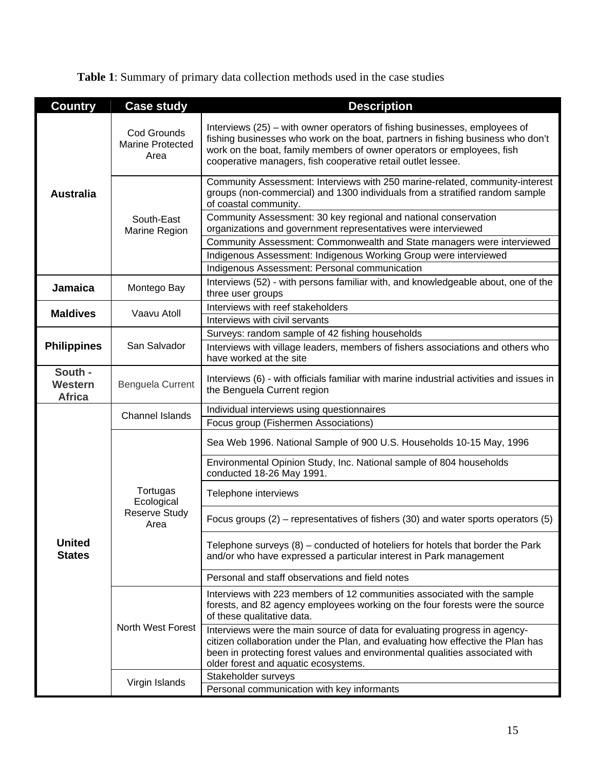**Table 1**: Summary of primary data collection methods used in the case studies

| Country | Case study | Description |
|---|---|---|
| Australia | Cod Grounds Marine Protected Area | Interviews (25) – with owner operators of fishing businesses, employees of fishing businesses who work on the boat, partners in fishing business who don't work on the boat, family members of owner operators or employees, fish cooperative managers, fish cooperative retail outlet lessee. |
| | South-East Marine Region | Community Assessment: Interviews with 250 marine-related, community-interest groups (non-commercial) and 1300 individuals from a stratified random sample of coastal community. |
| | | Community Assessment: 30 key regional and national conservation organizations and government representatives were interviewed |
| | | Community Assessment: Commonwealth and State managers were interviewed |
| | | Indigenous Assessment: Indigenous Working Group were interviewed |
| | | Indigenous Assessment: Personal communication |
| Jamaica | Montego Bay | Interviews (52) - with persons familiar with, and knowledgeable about, one of the three user groups |
| Maldives | Vaavu Atoll | Interviews with reef stakeholders |
| | | Interviews with civil servants |
| Philippines | San Salvador | Surveys: random sample of 42 fishing households |
| | | Interviews with village leaders, members of fishers associations and others who have worked at the site |
| South - Western Africa | Benguela Current | Interviews (6) - with officials familiar with marine industrial activities and issues in the Benguela Current region |
| United States | Channel Islands | Individual interviews using questionnaires |
| | | Focus group (Fishermen Associations) |
| | Tortugas Ecological Reserve Study Area | Sea Web 1996. National Sample of 900 U.S. Households 10-15 May, 1996 |
| | | Environmental Opinion Study, Inc. National sample of 804 households conducted 18-26 May 1991. |
| | | Telephone interviews |
| | | Focus groups (2) – representatives of fishers (30) and water sports operators (5) |
| | | Telephone surveys (8) – conducted of hoteliers for hotels that border the Park and/or who have expressed a particular interest in Park management |
| | | Personal and staff observations and field notes |
| | North West Forest | Interviews with 223 members of 12 communities associated with the sample forests, and 82 agency employees working on the four forests were the source of these qualitative data. |
| | | Interviews were the main source of data for evaluating progress in agency-citizen collaboration under the Plan, and evaluating how effective the Plan has been in protecting forest values and environmental qualities associated with older forest and aquatic ecosystems. |
| | Virgin Islands | Stakeholder surveys |
| | | Personal communication with key informants |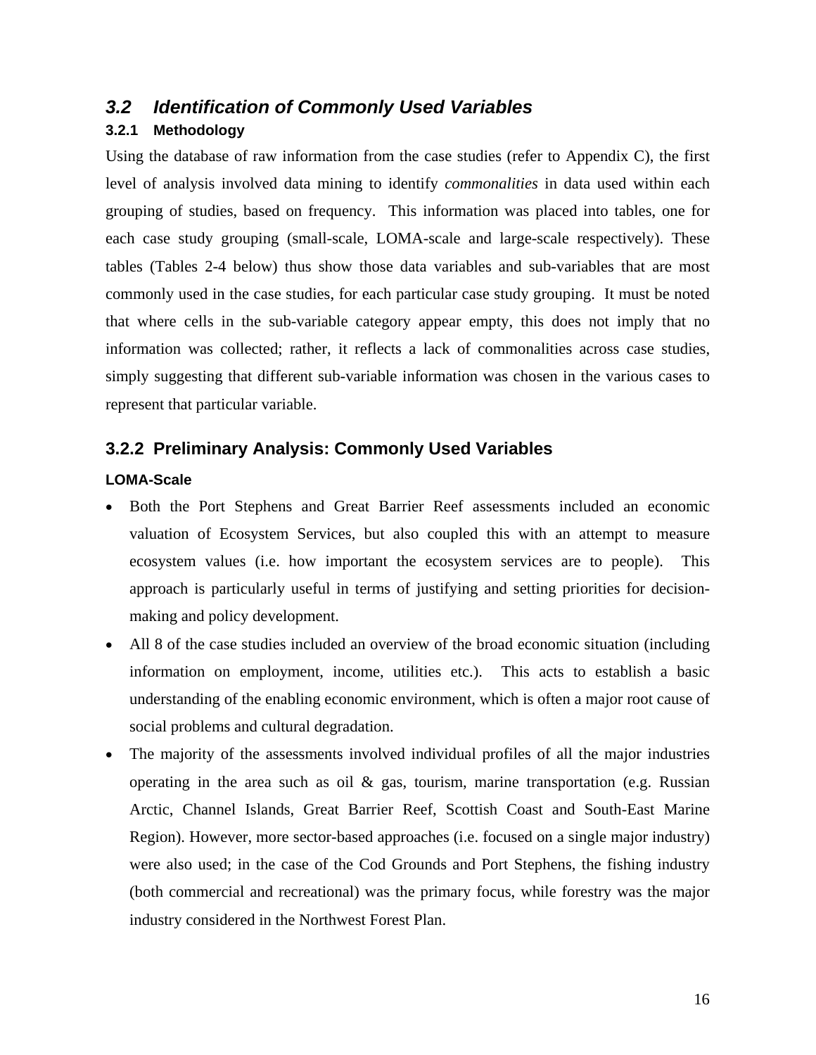## *3.2 Identification of Commonly Used Variables*

### 3.2.1 Methodology

Using the database of raw information from the case studies (refer to Appendix C), the first level of analysis involved data mining to identify *commonalities* in data used within each grouping of studies, based on frequency. This information was placed into tables, one for each case study grouping (small-scale, LOMA-scale and large-scale respectively). These tables (Tables 2-4 below) thus show those data variables and sub-variables that are most commonly used in the case studies, for each particular case study grouping. It must be noted that where cells in the sub-variable category appear empty, this does not imply that no information was collected; rather, it reflects a lack of commonalities across case studies, simply suggesting that different sub-variable information was chosen in the various cases to represent that particular variable.

### 3.2.2 Preliminary Analysis: Commonly Used Variables

**LOMA-Scale**

- Both the Port Stephens and Great Barrier Reef assessments included an economic valuation of Ecosystem Services, but also coupled this with an attempt to measure ecosystem values (i.e. how important the ecosystem services are to people). This approach is particularly useful in terms of justifying and setting priorities for decision-making and policy development.
- All 8 of the case studies included an overview of the broad economic situation (including information on employment, income, utilities etc.). This acts to establish a basic understanding of the enabling economic environment, which is often a major root cause of social problems and cultural degradation.
- The majority of the assessments involved individual profiles of all the major industries operating in the area such as oil & gas, tourism, marine transportation (e.g. Russian Arctic, Channel Islands, Great Barrier Reef, Scottish Coast and South-East Marine Region). However, more sector-based approaches (i.e. focused on a single major industry) were also used; in the case of the Cod Grounds and Port Stephens, the fishing industry (both commercial and recreational) was the primary focus, while forestry was the major industry considered in the Northwest Forest Plan.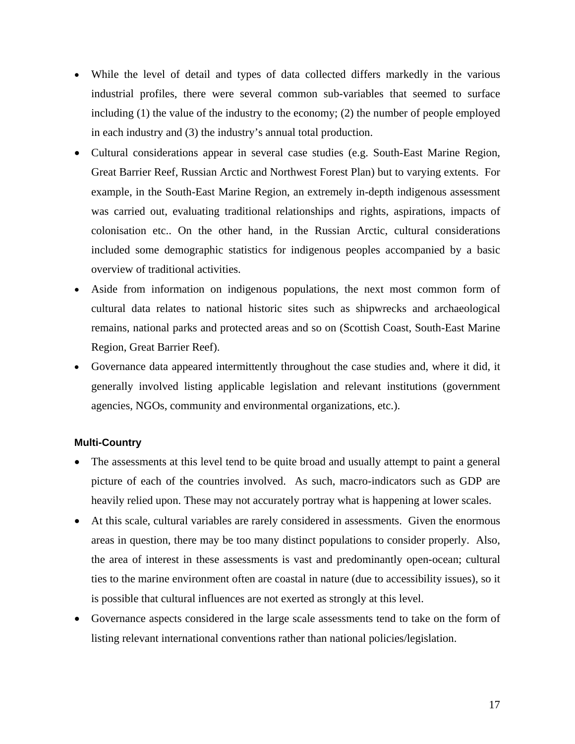- While the level of detail and types of data collected differs markedly in the various industrial profiles, there were several common sub-variables that seemed to surface including (1) the value of the industry to the economy; (2) the number of people employed in each industry and (3) the industry's annual total production.
- Cultural considerations appear in several case studies (e.g. South-East Marine Region, Great Barrier Reef, Russian Arctic and Northwest Forest Plan) but to varying extents. For example, in the South-East Marine Region, an extremely in-depth indigenous assessment was carried out, evaluating traditional relationships and rights, aspirations, impacts of colonisation etc.. On the other hand, in the Russian Arctic, cultural considerations included some demographic statistics for indigenous peoples accompanied by a basic overview of traditional activities.
- Aside from information on indigenous populations, the next most common form of cultural data relates to national historic sites such as shipwrecks and archaeological remains, national parks and protected areas and so on (Scottish Coast, South-East Marine Region, Great Barrier Reef).
- Governance data appeared intermittently throughout the case studies and, where it did, it generally involved listing applicable legislation and relevant institutions (government agencies, NGOs, community and environmental organizations, etc.).

#### Multi-Country

- The assessments at this level tend to be quite broad and usually attempt to paint a general picture of each of the countries involved. As such, macro-indicators such as GDP are heavily relied upon. These may not accurately portray what is happening at lower scales.
- At this scale, cultural variables are rarely considered in assessments. Given the enormous areas in question, there may be too many distinct populations to consider properly. Also, the area of interest in these assessments is vast and predominantly open-ocean; cultural ties to the marine environment often are coastal in nature (due to accessibility issues), so it is possible that cultural influences are not exerted as strongly at this level.
- Governance aspects considered in the large scale assessments tend to take on the form of listing relevant international conventions rather than national policies/legislation.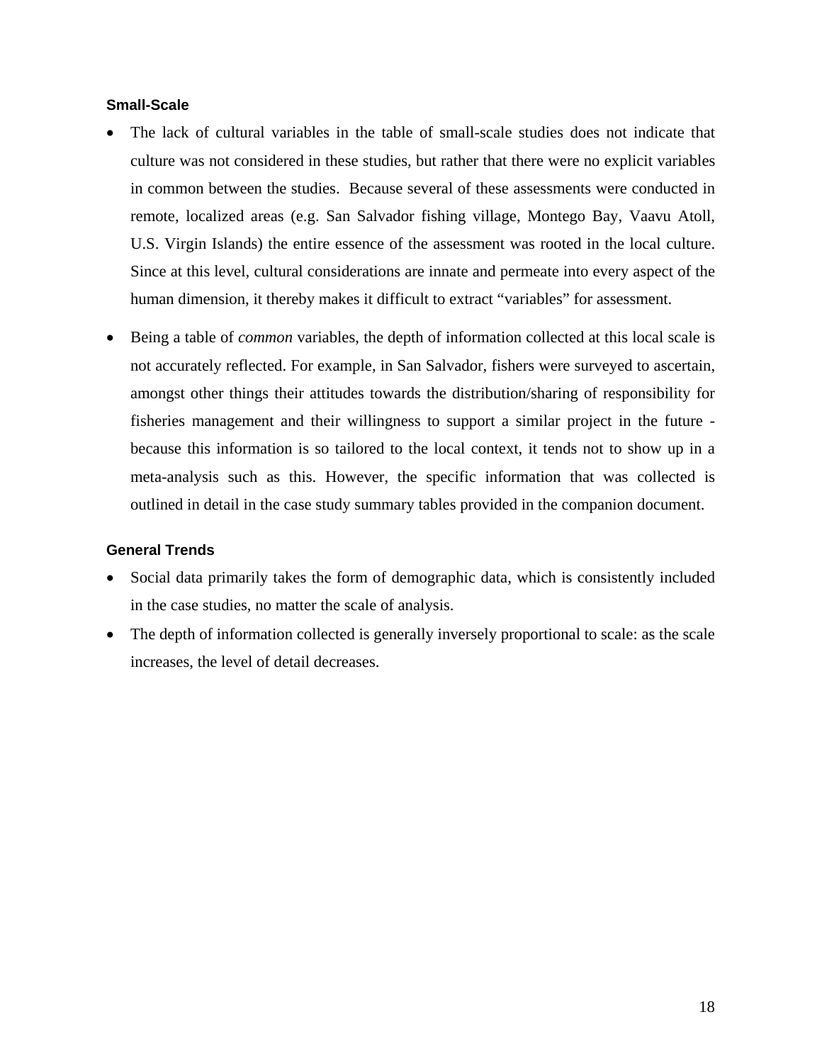### Small-Scale

- The lack of cultural variables in the table of small-scale studies does not indicate that culture was not considered in these studies, but rather that there were no explicit variables in common between the studies. Because several of these assessments were conducted in remote, localized areas (e.g. San Salvador fishing village, Montego Bay, Vaavu Atoll, U.S. Virgin Islands) the entire essence of the assessment was rooted in the local culture. Since at this level, cultural considerations are innate and permeate into every aspect of the human dimension, it thereby makes it difficult to extract "variables" for assessment.
- Being a table of *common* variables, the depth of information collected at this local scale is not accurately reflected. For example, in San Salvador, fishers were surveyed to ascertain, amongst other things their attitudes towards the distribution/sharing of responsibility for fisheries management and their willingness to support a similar project in the future - because this information is so tailored to the local context, it tends not to show up in a meta-analysis such as this. However, the specific information that was collected is outlined in detail in the case study summary tables provided in the companion document.

### General Trends

- Social data primarily takes the form of demographic data, which is consistently included in the case studies, no matter the scale of analysis.
- The depth of information collected is generally inversely proportional to scale: as the scale increases, the level of detail decreases.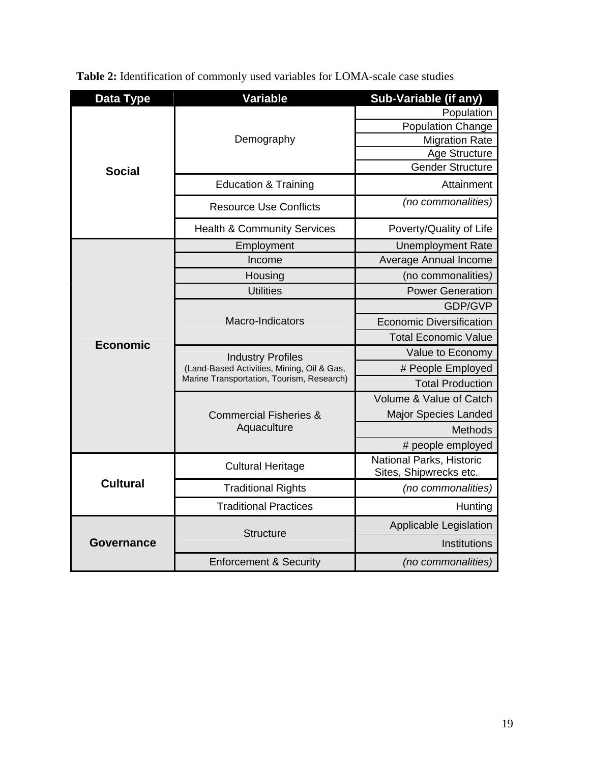**Table 2:** Identification of commonly used variables for LOMA-scale case studies

| Data Type | Variable | Sub-Variable (if any) |
|---|---|---|
| **Social** | Demography | Population |
| | | Population Change |
| | | Migration Rate |
| | | Age Structure |
| | | Gender Structure |
| | Education & Training | Attainment |
| | Resource Use Conflicts | *(no commonalities)* |
| | Health & Community Services | Poverty/Quality of Life |
| **Economic** | Employment | Unemployment Rate |
| | Income | Average Annual Income |
| | Housing | (no commonalities) |
| | Utilities | Power Generation |
| | Macro-Indicators | GDP/GVP |
| | | Economic Diversification |
| | | Total Economic Value |
| | Industry Profiles (Land-Based Activities, Mining, Oil & Gas, Marine Transportation, Tourism, Research) | Value to Economy |
| | | # People Employed |
| | | Total Production |
| | Commercial Fisheries & Aquaculture | Volume & Value of Catch |
| | | Major Species Landed |
| | | Methods |
| | | # people employed |
| **Cultural** | Cultural Heritage | National Parks, Historic Sites, Shipwrecks etc. |
| | Traditional Rights | *(no commonalities)* |
| | Traditional Practices | Hunting |
| **Governance** | Structure | Applicable Legislation |
| | | Institutions |
| | Enforcement & Security | *(no commonalities)* |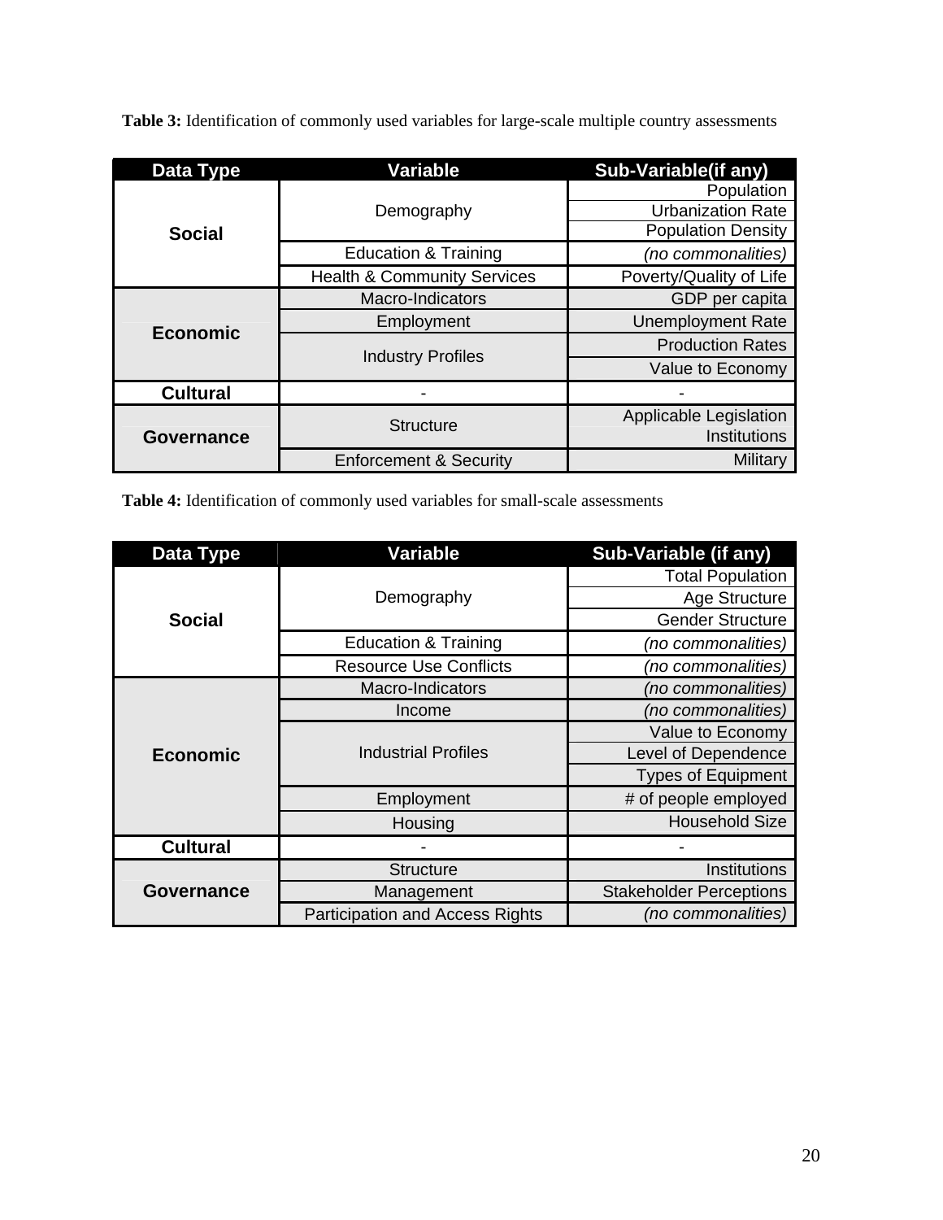**Table 3:** Identification of commonly used variables for large-scale multiple country assessments

| Data Type | Variable | Sub-Variable(if any) |
|---|---|---|
| Social | Demography | Population |
| | | Urbanization Rate |
| | | Population Density |
| | Education & Training | *(no commonalities)* |
| | Health & Community Services | Poverty/Quality of Life |
| Economic | Macro-Indicators | GDP per capita |
| | Employment | Unemployment Rate |
| | Industry Profiles | Production Rates |
| | | Value to Economy |
| Cultural | - | - |
| Governance | Structure | Applicable Legislation |
| | | Institutions |
| | Enforcement & Security | Military |

**Table 4:** Identification of commonly used variables for small-scale assessments

| Data Type | Variable | Sub-Variable (if any) |
|---|---|---|
| Social | Demography | Total Population |
| | | Age Structure |
| | | Gender Structure |
| | Education & Training | *(no commonalities)* |
| | Resource Use Conflicts | *(no commonalities)* |
| Economic | Macro-Indicators | *(no commonalities)* |
| | Income | *(no commonalities)* |
| | Industrial Profiles | Value to Economy |
| | | Level of Dependence |
| | | Types of Equipment |
| | Employment | # of people employed |
| | Housing | Household Size |
| Cultural | - | - |
| Governance | Structure | Institutions |
| | Management | Stakeholder Perceptions |
| | Participation and Access Rights | *(no commonalities)* |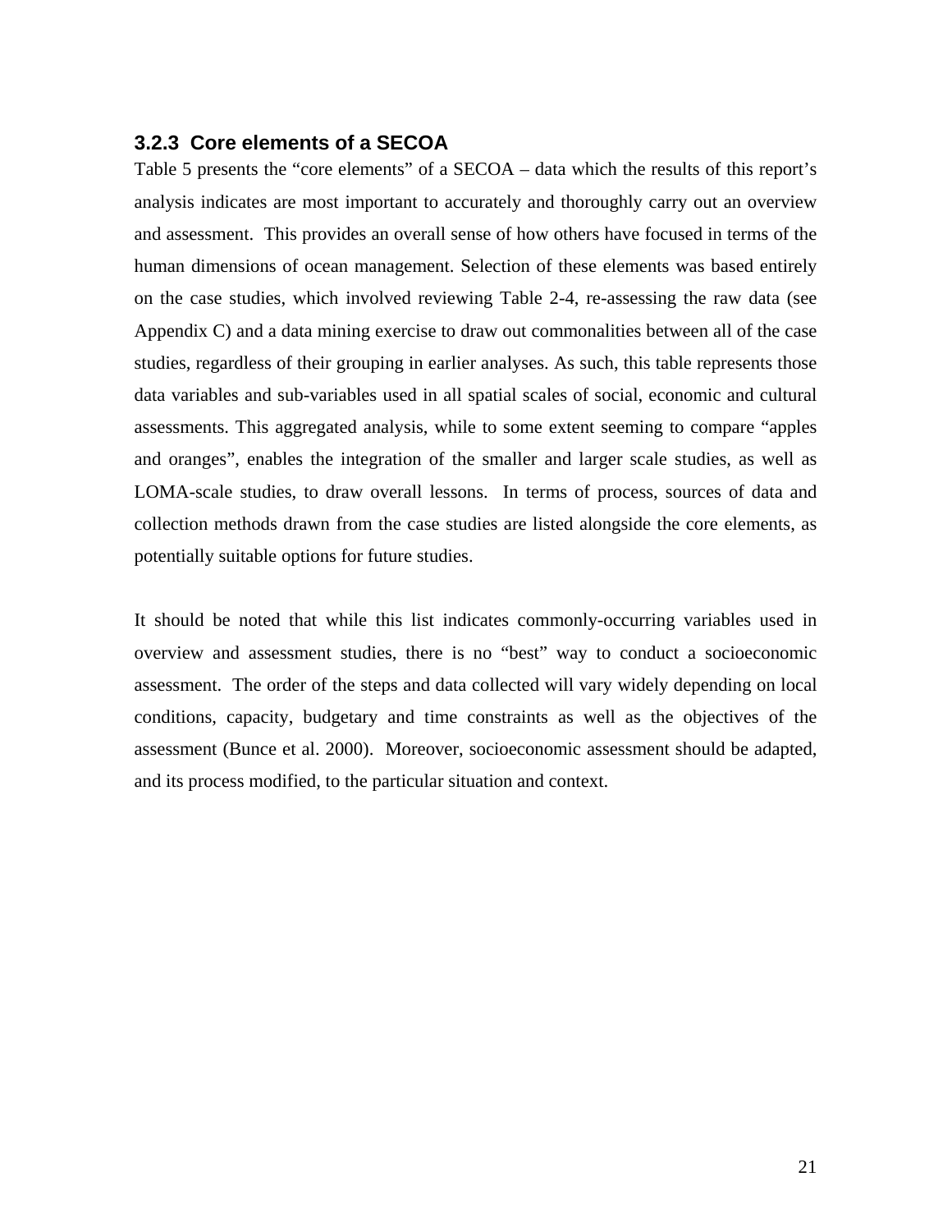### 3.2.3 Core elements of a SECOA

Table 5 presents the "core elements" of a SECOA – data which the results of this report's analysis indicates are most important to accurately and thoroughly carry out an overview and assessment. This provides an overall sense of how others have focused in terms of the human dimensions of ocean management. Selection of these elements was based entirely on the case studies, which involved reviewing Table 2-4, re-assessing the raw data (see Appendix C) and a data mining exercise to draw out commonalities between all of the case studies, regardless of their grouping in earlier analyses. As such, this table represents those data variables and sub-variables used in all spatial scales of social, economic and cultural assessments. This aggregated analysis, while to some extent seeming to compare "apples and oranges", enables the integration of the smaller and larger scale studies, as well as LOMA-scale studies, to draw overall lessons. In terms of process, sources of data and collection methods drawn from the case studies are listed alongside the core elements, as potentially suitable options for future studies.

It should be noted that while this list indicates commonly-occurring variables used in overview and assessment studies, there is no "best" way to conduct a socioeconomic assessment. The order of the steps and data collected will vary widely depending on local conditions, capacity, budgetary and time constraints as well as the objectives of the assessment (Bunce et al. 2000). Moreover, socioeconomic assessment should be adapted, and its process modified, to the particular situation and context.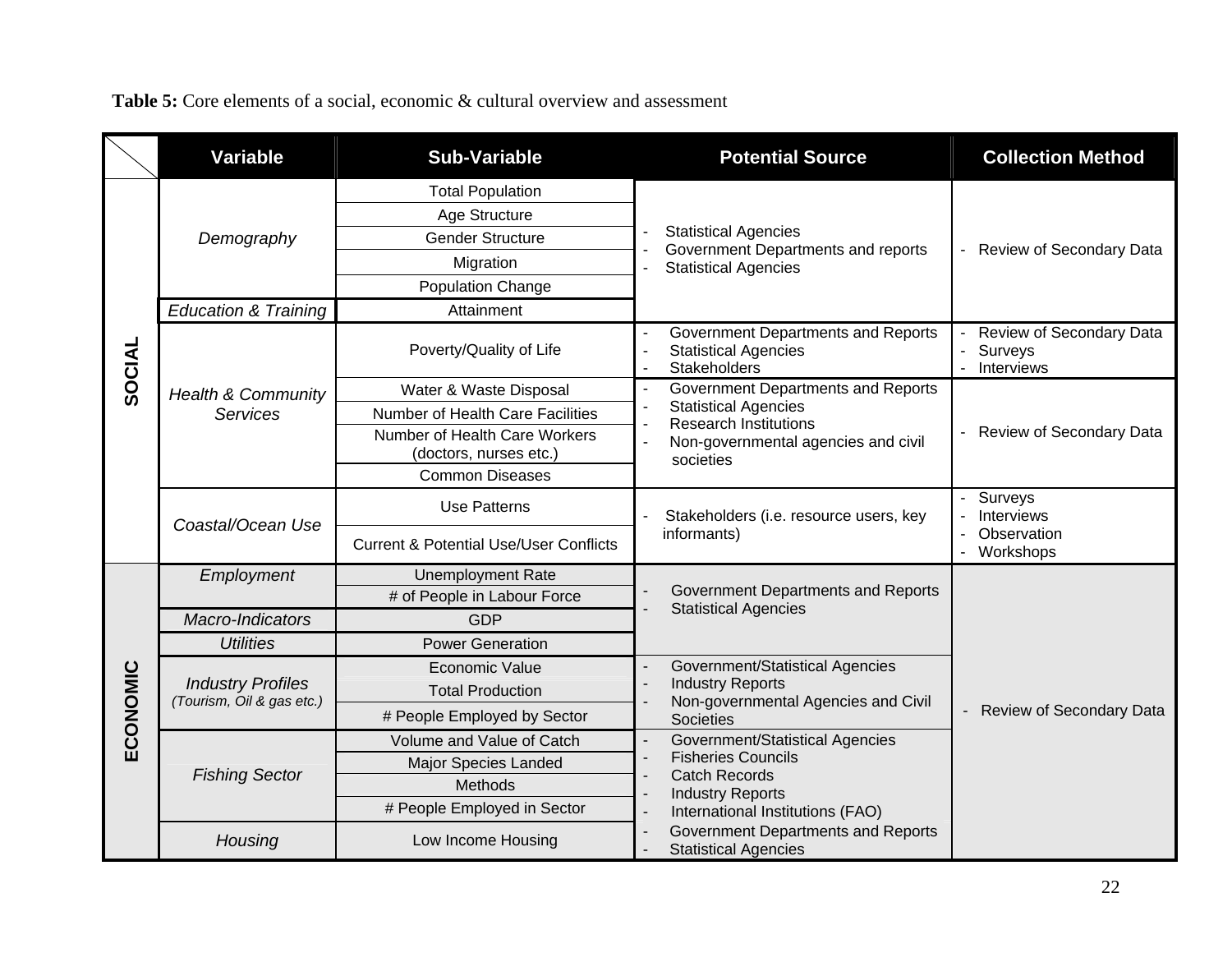**Table 5:** Core elements of a social, economic & cultural overview and assessment

| | Variable | Sub-Variable | Potential Source | Collection Method |
|---|---|---|---|---|
| **SOCIAL** | *Demography* | Total Population | - Statistical Agencies<br>- Government Departments and reports<br>- Statistical Agencies | - Review of Secondary Data |
| | | Age Structure | | |
| | | Gender Structure | | |
| | | Migration | | |
| | | Population Change | | |
| | *Education & Training* | Attainment | | |
| | *Health & Community Services* | Poverty/Quality of Life | - Government Departments and Reports<br>- Statistical Agencies<br>- Stakeholders | - Review of Secondary Data<br>- Surveys<br>- Interviews |
| | | Water & Waste Disposal | - Government Departments and Reports<br>- Statistical Agencies<br>- Research Institutions<br>- Non-governmental agencies and civil societies | - Review of Secondary Data |
| | | Number of Health Care Facilities | | |
| | | Number of Health Care Workers (doctors, nurses etc.) | | |
| | | Common Diseases | | |
| | *Coastal/Ocean Use* | Use Patterns | - Stakeholders (i.e. resource users, key informants) | - Surveys<br>- Interviews<br>- Observation<br>- Workshops |
| | | Current & Potential Use/User Conflicts | | |
| **ECONOMIC** | *Employment* | Unemployment Rate | - Government Departments and Reports<br>- Statistical Agencies | - Review of Secondary Data |
| | | # of People in Labour Force | | |
| | *Macro-Indicators* | GDP | | |
| | *Utilities* | Power Generation | | |
| | *Industry Profiles (Tourism, Oil & gas etc.)* | Economic Value | - Government/Statistical Agencies<br>- Industry Reports<br>- Non-governmental Agencies and Civil Societies | |
| | | Total Production | | |
| | | # People Employed by Sector | | |
| | *Fishing Sector* | Volume and Value of Catch | - Government/Statistical Agencies<br>- Fisheries Councils<br>- Catch Records<br>- Industry Reports<br>- International Institutions (FAO) | |
| | | Major Species Landed | | |
| | | Methods | | |
| | | # People Employed in Sector | | |
| | *Housing* | Low Income Housing | - Government Departments and Reports<br>- Statistical Agencies | |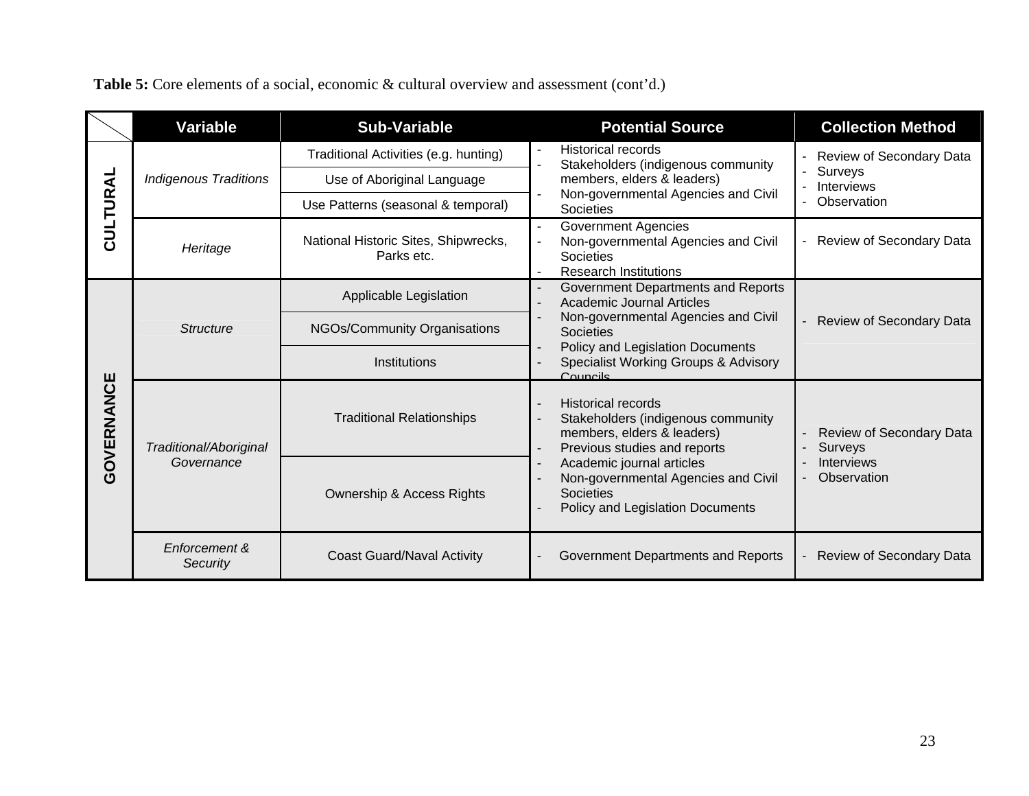**Table 5:** Core elements of a social, economic & cultural overview and assessment (cont'd.)

| | Variable | Sub-Variable | Potential Source | Collection Method |
|---|---|---|---|---|
| CULTURAL | *Indigenous Traditions* | Traditional Activities (e.g. hunting) | - Historical records<br>- Stakeholders (indigenous community members, elders & leaders)<br>- Non-governmental Agencies and Civil Societies | - Review of Secondary Data<br>- Surveys<br>- Interviews<br>- Observation |
| | | Use of Aboriginal Language | | |
| | | Use Patterns (seasonal & temporal) | | |
| | *Heritage* | National Historic Sites, Shipwrecks, Parks etc. | - Government Agencies<br>- Non-governmental Agencies and Civil Societies<br>- Research Institutions | - Review of Secondary Data |
| GOVERNANCE | *Structure* | Applicable Legislation | - Government Departments and Reports<br>- Academic Journal Articles<br>- Non-governmental Agencies and Civil Societies<br>- Policy and Legislation Documents<br>- Specialist Working Groups & Advisory Councils | - Review of Secondary Data |
| | | NGOs/Community Organisations | | |
| | | Institutions | | |
| | *Traditional/Aboriginal Governance* | Traditional Relationships | - Historical records<br>- Stakeholders (indigenous community members, elders & leaders)<br>- Previous studies and reports<br>- Academic journal articles<br>- Non-governmental Agencies and Civil Societies<br>- Policy and Legislation Documents | - Review of Secondary Data<br>- Surveys<br>- Interviews<br>- Observation |
| | | Ownership & Access Rights | | |
| | *Enforcement & Security* | Coast Guard/Naval Activity | - Government Departments and Reports | - Review of Secondary Data |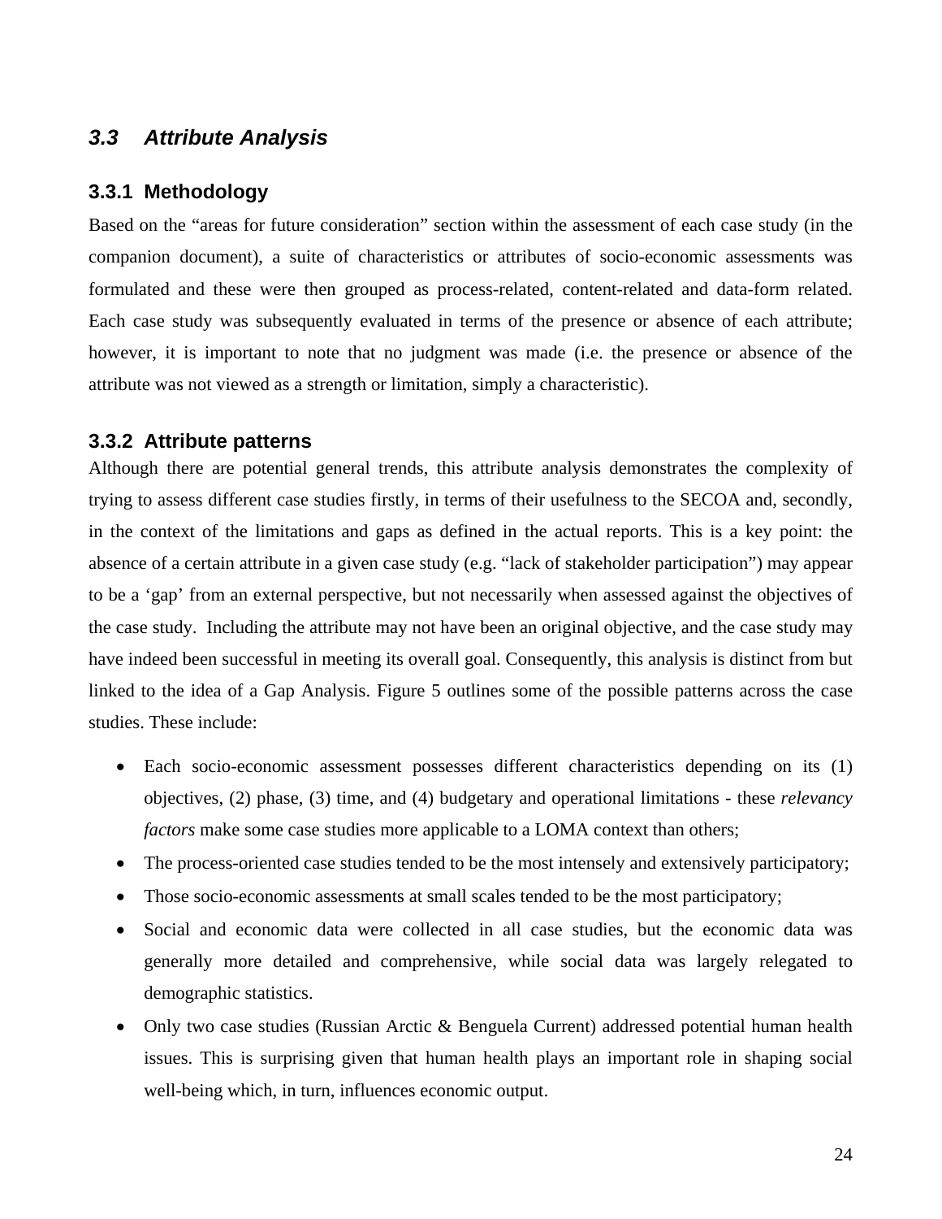## *3.3 Attribute Analysis*

### 3.3.1 Methodology

Based on the "areas for future consideration" section within the assessment of each case study (in the companion document), a suite of characteristics or attributes of socio-economic assessments was formulated and these were then grouped as process-related, content-related and data-form related. Each case study was subsequently evaluated in terms of the presence or absence of each attribute; however, it is important to note that no judgment was made (i.e. the presence or absence of the attribute was not viewed as a strength or limitation, simply a characteristic).

### 3.3.2 Attribute patterns

Although there are potential general trends, this attribute analysis demonstrates the complexity of trying to assess different case studies firstly, in terms of their usefulness to the SECOA and, secondly, in the context of the limitations and gaps as defined in the actual reports. This is a key point: the absence of a certain attribute in a given case study (e.g. "lack of stakeholder participation") may appear to be a 'gap' from an external perspective, but not necessarily when assessed against the objectives of the case study. Including the attribute may not have been an original objective, and the case study may have indeed been successful in meeting its overall goal. Consequently, this analysis is distinct from but linked to the idea of a Gap Analysis. Figure 5 outlines some of the possible patterns across the case studies. These include:

- Each socio-economic assessment possesses different characteristics depending on its (1) objectives, (2) phase, (3) time, and (4) budgetary and operational limitations - these *relevancy factors* make some case studies more applicable to a LOMA context than others;
- The process-oriented case studies tended to be the most intensely and extensively participatory;
- Those socio-economic assessments at small scales tended to be the most participatory;
- Social and economic data were collected in all case studies, but the economic data was generally more detailed and comprehensive, while social data was largely relegated to demographic statistics.
- Only two case studies (Russian Arctic & Benguela Current) addressed potential human health issues. This is surprising given that human health plays an important role in shaping social well-being which, in turn, influences economic output.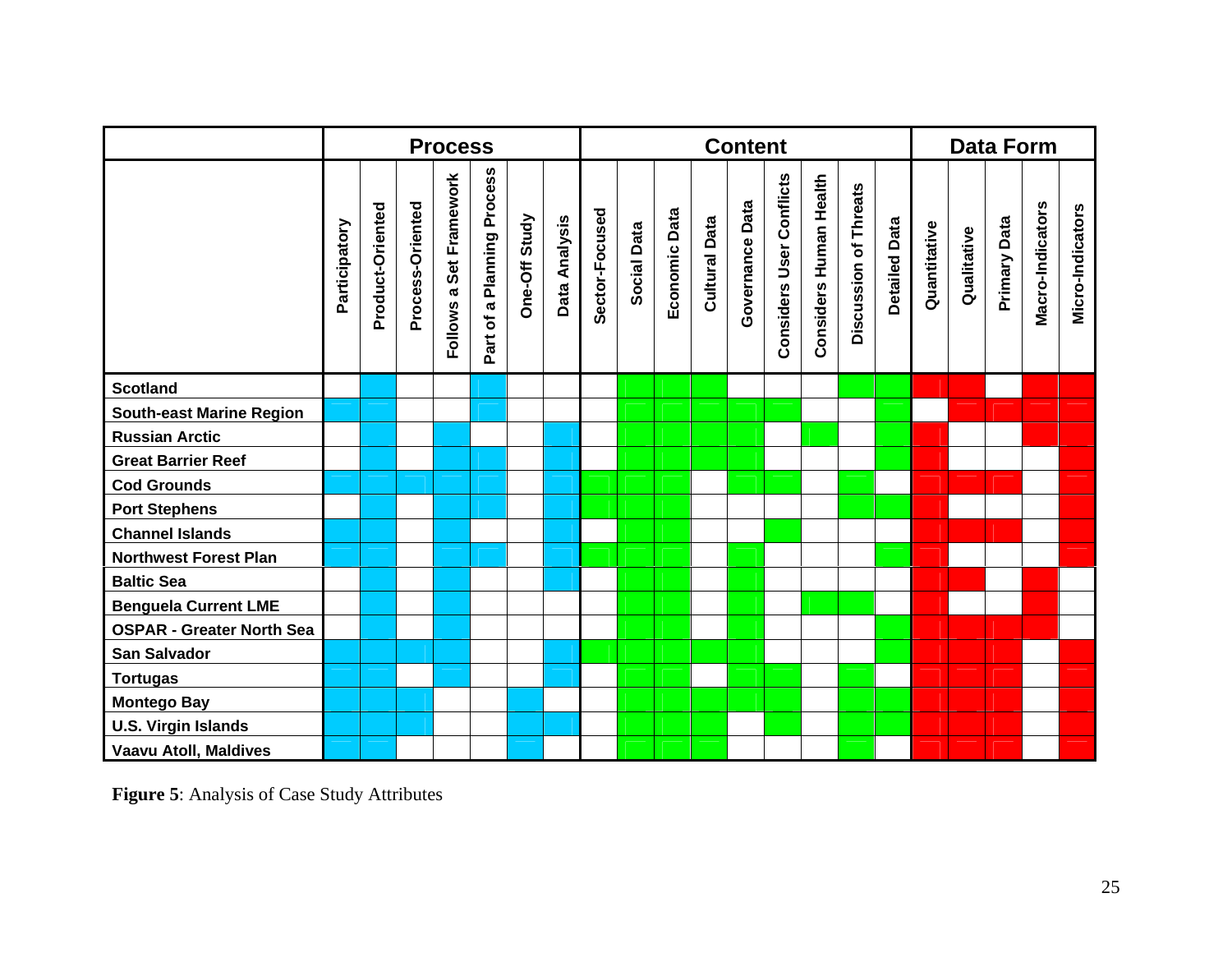| | Process | | | | | | | Content | | | | | | | | | Data Form | | | | |
|---|---|---|---|---|---|---|---|---|---|---|---|---|---|---|---|---|---|---|---|---|---|
| | Participatory | Product-Oriented | Process-Oriented | Follows a Set Framework | Part of a Planning Process | One-Off Study | Data Analysis | Sector-Focused | Social Data | Economic Data | Cultural Data | Governance Data | Considers User Conflicts | Considers Human Health | Discussion of Threats | Detailed Data | Quantitative | Qualitative | Primary Data | Macro-Indicators | Micro-Indicators |
| **Scotland** | | X | | | X | | | | X | X | X | | | | X | X | X | X | | X | X |
| **South-east Marine Region** | X | X | | | X | | | | X | X | X | X | X | | | X | | X | X | X | X |
| **Russian Arctic** | | X | | X | | | X | | X | X | X | X | | X | | X | X | | | X | X |
| **Great Barrier Reef** | | X | | X | X | | X | | X | X | X | X | | | | X | X | | | | X |
| **Cod Grounds** | X | X | X | X | X | | X | X | X | X | | X | X | | X | | X | X | X | | X |
| **Port Stephens** | | X | | X | X | | X | X | X | X | | | | | X | X | X | | | | X |
| **Channel Islands** | X | X | | X | | | X | | X | X | | | X | | | | X | X | X | | X |
| **Northwest Forest Plan** | X | X | | X | X | | X | X | X | X | | X | | | | X | X | | | | X |
| **Baltic Sea** | | X | | X | | | X | | X | X | | X | | | | | X | X | | X | |
| **Benguela Current LME** | | X | | X | | | | | X | X | | X | | X | X | | X | | | X | |
| **OSPAR - Greater North Sea** | | X | | X | | | | | X | X | | X | | | | X | X | X | X | X | |
| **San Salvador** | X | X | X | X | | | X | X | X | X | X | X | | | | X | X | X | X | | X |
| **Tortugas** | X | X | | X | | | X | | X | X | | X | X | | X | | X | X | X | | X |
| **Montego Bay** | X | X | X | | | X | | | X | X | X | X | X | | X | X | X | X | X | | X |
| **U.S. Virgin Islands** | X | X | X | | | X | X | | X | X | X | | X | | X | X | X | X | X | | X |
| **Vaavu Atoll, Maldives** | X | X | | | | X | | | X | X | X | | | | X | | X | X | X | | X |

**Figure 5**: Analysis of Case Study Attributes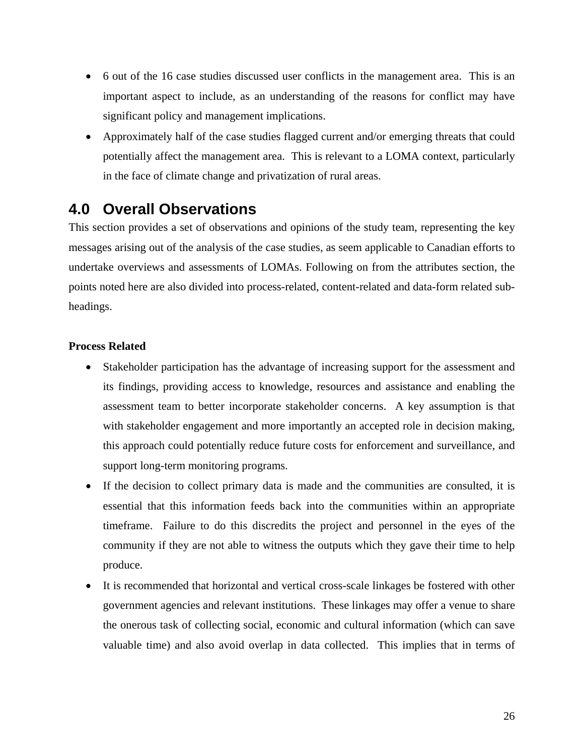- 6 out of the 16 case studies discussed user conflicts in the management area. This is an important aspect to include, as an understanding of the reasons for conflict may have significant policy and management implications.
- Approximately half of the case studies flagged current and/or emerging threats that could potentially affect the management area. This is relevant to a LOMA context, particularly in the face of climate change and privatization of rural areas.

## 4.0 Overall Observations

This section provides a set of observations and opinions of the study team, representing the key messages arising out of the analysis of the case studies, as seem applicable to Canadian efforts to undertake overviews and assessments of LOMAs. Following on from the attributes section, the points noted here are also divided into process-related, content-related and data-form related sub-headings.

**Process Related**

- Stakeholder participation has the advantage of increasing support for the assessment and its findings, providing access to knowledge, resources and assistance and enabling the assessment team to better incorporate stakeholder concerns. A key assumption is that with stakeholder engagement and more importantly an accepted role in decision making, this approach could potentially reduce future costs for enforcement and surveillance, and support long-term monitoring programs.
- If the decision to collect primary data is made and the communities are consulted, it is essential that this information feeds back into the communities within an appropriate timeframe. Failure to do this discredits the project and personnel in the eyes of the community if they are not able to witness the outputs which they gave their time to help produce.
- It is recommended that horizontal and vertical cross-scale linkages be fostered with other government agencies and relevant institutions. These linkages may offer a venue to share the onerous task of collecting social, economic and cultural information (which can save valuable time) and also avoid overlap in data collected. This implies that in terms of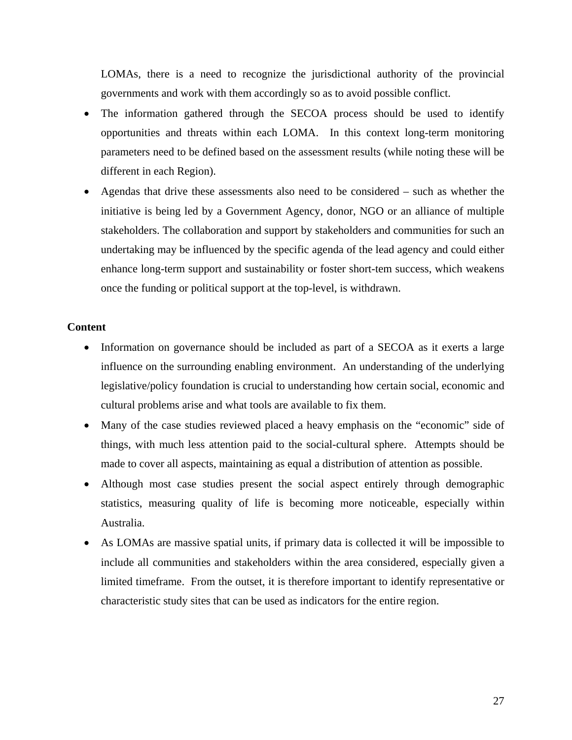LOMAs, there is a need to recognize the jurisdictional authority of the provincial governments and work with them accordingly so as to avoid possible conflict.

- The information gathered through the SECOA process should be used to identify opportunities and threats within each LOMA. In this context long-term monitoring parameters need to be defined based on the assessment results (while noting these will be different in each Region).
- Agendas that drive these assessments also need to be considered – such as whether the initiative is being led by a Government Agency, donor, NGO or an alliance of multiple stakeholders. The collaboration and support by stakeholders and communities for such an undertaking may be influenced by the specific agenda of the lead agency and could either enhance long-term support and sustainability or foster short-tem success, which weakens once the funding or political support at the top-level, is withdrawn.

**Content**

- Information on governance should be included as part of a SECOA as it exerts a large influence on the surrounding enabling environment. An understanding of the underlying legislative/policy foundation is crucial to understanding how certain social, economic and cultural problems arise and what tools are available to fix them.
- Many of the case studies reviewed placed a heavy emphasis on the "economic" side of things, with much less attention paid to the social-cultural sphere. Attempts should be made to cover all aspects, maintaining as equal a distribution of attention as possible.
- Although most case studies present the social aspect entirely through demographic statistics, measuring quality of life is becoming more noticeable, especially within Australia.
- As LOMAs are massive spatial units, if primary data is collected it will be impossible to include all communities and stakeholders within the area considered, especially given a limited timeframe. From the outset, it is therefore important to identify representative or characteristic study sites that can be used as indicators for the entire region.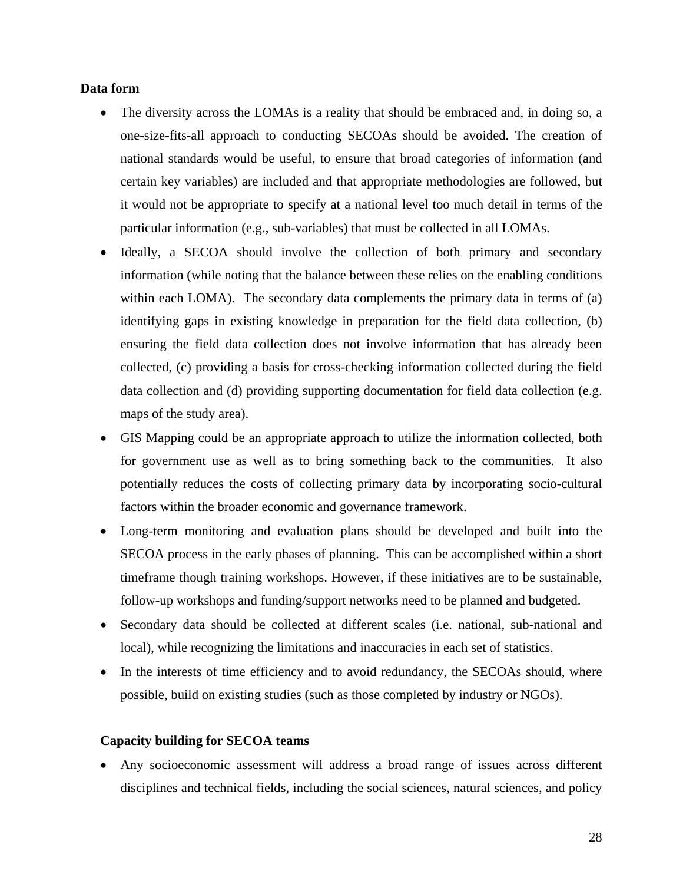**Data form**

- The diversity across the LOMAs is a reality that should be embraced and, in doing so, a one-size-fits-all approach to conducting SECOAs should be avoided. The creation of national standards would be useful, to ensure that broad categories of information (and certain key variables) are included and that appropriate methodologies are followed, but it would not be appropriate to specify at a national level too much detail in terms of the particular information (e.g., sub-variables) that must be collected in all LOMAs.
- Ideally, a SECOA should involve the collection of both primary and secondary information (while noting that the balance between these relies on the enabling conditions within each LOMA). The secondary data complements the primary data in terms of (a) identifying gaps in existing knowledge in preparation for the field data collection, (b) ensuring the field data collection does not involve information that has already been collected, (c) providing a basis for cross-checking information collected during the field data collection and (d) providing supporting documentation for field data collection (e.g. maps of the study area).
- GIS Mapping could be an appropriate approach to utilize the information collected, both for government use as well as to bring something back to the communities. It also potentially reduces the costs of collecting primary data by incorporating socio-cultural factors within the broader economic and governance framework.
- Long-term monitoring and evaluation plans should be developed and built into the SECOA process in the early phases of planning. This can be accomplished within a short timeframe though training workshops. However, if these initiatives are to be sustainable, follow-up workshops and funding/support networks need to be planned and budgeted.
- Secondary data should be collected at different scales (i.e. national, sub-national and local), while recognizing the limitations and inaccuracies in each set of statistics.
- In the interests of time efficiency and to avoid redundancy, the SECOAs should, where possible, build on existing studies (such as those completed by industry or NGOs).

**Capacity building for SECOA teams**

- Any socioeconomic assessment will address a broad range of issues across different disciplines and technical fields, including the social sciences, natural sciences, and policy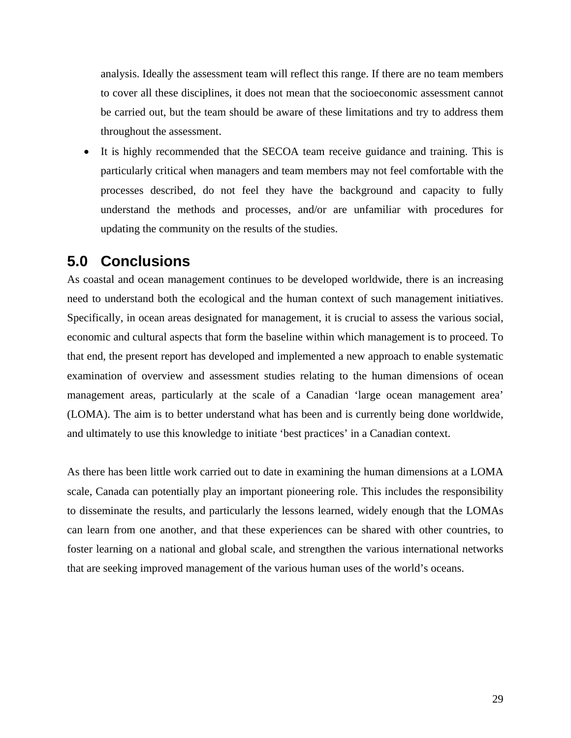analysis. Ideally the assessment team will reflect this range. If there are no team members to cover all these disciplines, it does not mean that the socioeconomic assessment cannot be carried out, but the team should be aware of these limitations and try to address them throughout the assessment.

- It is highly recommended that the SECOA team receive guidance and training. This is particularly critical when managers and team members may not feel comfortable with the processes described, do not feel they have the background and capacity to fully understand the methods and processes, and/or are unfamiliar with procedures for updating the community on the results of the studies.

## 5.0 Conclusions

As coastal and ocean management continues to be developed worldwide, there is an increasing need to understand both the ecological and the human context of such management initiatives. Specifically, in ocean areas designated for management, it is crucial to assess the various social, economic and cultural aspects that form the baseline within which management is to proceed. To that end, the present report has developed and implemented a new approach to enable systematic examination of overview and assessment studies relating to the human dimensions of ocean management areas, particularly at the scale of a Canadian 'large ocean management area' (LOMA). The aim is to better understand what has been and is currently being done worldwide, and ultimately to use this knowledge to initiate 'best practices' in a Canadian context.

As there has been little work carried out to date in examining the human dimensions at a LOMA scale, Canada can potentially play an important pioneering role. This includes the responsibility to disseminate the results, and particularly the lessons learned, widely enough that the LOMAs can learn from one another, and that these experiences can be shared with other countries, to foster learning on a national and global scale, and strengthen the various international networks that are seeking improved management of the various human uses of the world's oceans.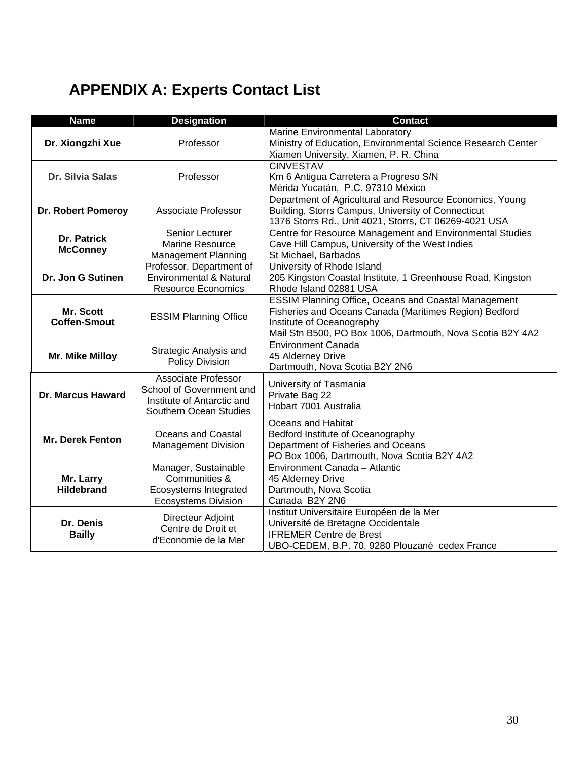# APPENDIX A: Experts Contact List

| Name | Designation | Contact |
|---|---|---|
| **Dr. Xiongzhi Xue** | Professor | Marine Environmental Laboratory<br>Ministry of Education, Environmental Science Research Center<br>Xiamen University, Xiamen, P. R. China |
| **Dr. Silvia Salas** | Professor | CINVESTAV<br>Km 6 Antigua Carretera a Progreso S/N<br>Mérida Yucatán, P.C. 97310 México |
| **Dr. Robert Pomeroy** | Associate Professor | Department of Agricultural and Resource Economics, Young Building, Storrs Campus, University of Connecticut<br>1376 Storrs Rd., Unit 4021, Storrs, CT 06269-4021 USA |
| **Dr. Patrick McConney** | Senior Lecturer<br>Marine Resource Management Planning | Centre for Resource Management and Environmental Studies<br>Cave Hill Campus, University of the West Indies<br>St Michael, Barbados |
| **Dr. Jon G Sutinen** | Professor, Department of Environmental & Natural Resource Economics | University of Rhode Island<br>205 Kingston Coastal Institute, 1 Greenhouse Road, Kingston Rhode Island 02881 USA |
| **Mr. Scott Coffen-Smout** | ESSIM Planning Office | ESSIM Planning Office, Oceans and Coastal Management<br>Fisheries and Oceans Canada (Maritimes Region) Bedford Institute of Oceanography<br>Mail Stn B500, PO Box 1006, Dartmouth, Nova Scotia B2Y 4A2 |
| **Mr. Mike Milloy** | Strategic Analysis and Policy Division | Environment Canada<br>45 Alderney Drive<br>Dartmouth, Nova Scotia B2Y 2N6 |
| **Dr. Marcus Haward** | Associate Professor<br>School of Government and Institute of Antarctic and Southern Ocean Studies | University of Tasmania<br>Private Bag 22<br>Hobart 7001 Australia |
| **Mr. Derek Fenton** | Oceans and Coastal Management Division | Oceans and Habitat<br>Bedford Institute of Oceanography<br>Department of Fisheries and Oceans<br>PO Box 1006, Dartmouth, Nova Scotia B2Y 4A2 |
| **Mr. Larry Hildebrand** | Manager, Sustainable Communities & Ecosystems Integrated Ecosystems Division | Environment Canada – Atlantic<br>45 Alderney Drive<br>Dartmouth, Nova Scotia<br>Canada B2Y 2N6 |
| **Dr. Denis Bailly** | Directeur Adjoint<br>Centre de Droit et d'Economie de la Mer | Institut Universitaire Européen de la Mer<br>Université de Bretagne Occidentale<br>IFREMER Centre de Brest<br>UBO-CEDEM, B.P. 70, 9280 Plouzané cedex France |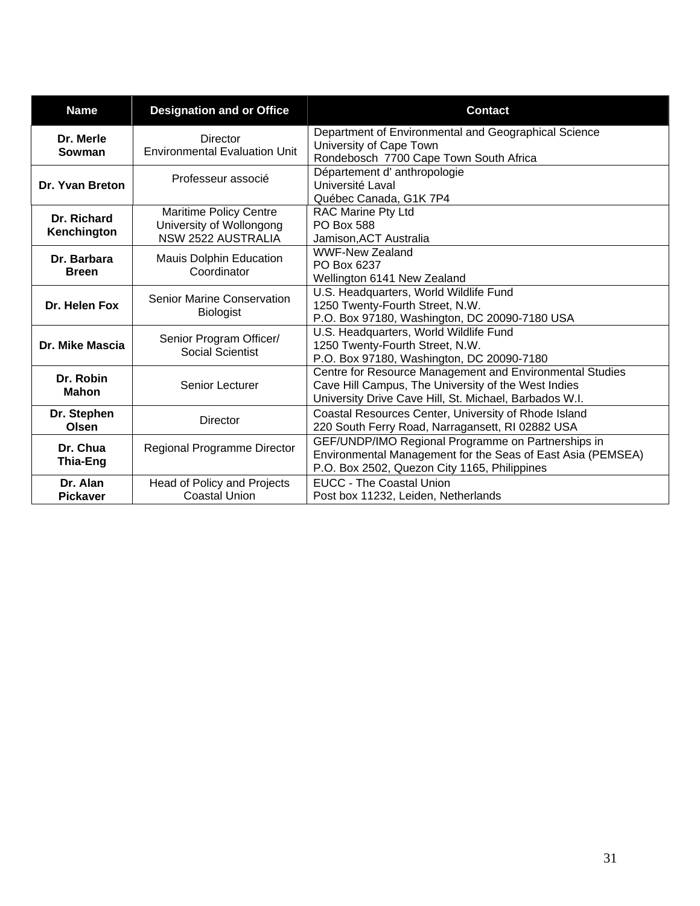| Name | Designation and or Office | Contact |
|---|---|---|
| **Dr. Merle Sowman** | Director<br>Environmental Evaluation Unit | Department of Environmental and Geographical Science<br>University of Cape Town<br>Rondebosch 7700 Cape Town South Africa |
| **Dr. Yvan Breton** | Professeur associé | Département d' anthropologie<br>Université Laval<br>Québec Canada, G1K 7P4 |
| **Dr. Richard Kenchington** | Maritime Policy Centre<br>University of Wollongong<br>NSW 2522 AUSTRALIA | RAC Marine Pty Ltd<br>PO Box 588<br>Jamison,ACT Australia |
| **Dr. Barbara Breen** | Mauis Dolphin Education Coordinator | WWF-New Zealand<br>PO Box 6237<br>Wellington 6141 New Zealand |
| **Dr. Helen Fox** | Senior Marine Conservation Biologist | U.S. Headquarters, World Wildlife Fund<br>1250 Twenty-Fourth Street, N.W.<br>P.O. Box 97180, Washington, DC 20090-7180 USA |
| **Dr. Mike Mascia** | Senior Program Officer/<br>Social Scientist | U.S. Headquarters, World Wildlife Fund<br>1250 Twenty-Fourth Street, N.W.<br>P.O. Box 97180, Washington, DC 20090-7180 |
| **Dr. Robin Mahon** | Senior Lecturer | Centre for Resource Management and Environmental Studies<br>Cave Hill Campus, The University of the West Indies<br>University Drive Cave Hill, St. Michael, Barbados W.I. |
| **Dr. Stephen Olsen** | Director | Coastal Resources Center, University of Rhode Island<br>220 South Ferry Road, Narragansett, RI 02882 USA |
| **Dr. Chua Thia-Eng** | Regional Programme Director | GEF/UNDP/IMO Regional Programme on Partnerships in Environmental Management for the Seas of East Asia (PEMSEA)<br>P.O. Box 2502, Quezon City 1165, Philippines |
| **Dr. Alan Pickaver** | Head of Policy and Projects<br>Coastal Union | EUCC - The Coastal Union<br>Post box 11232, Leiden, Netherlands |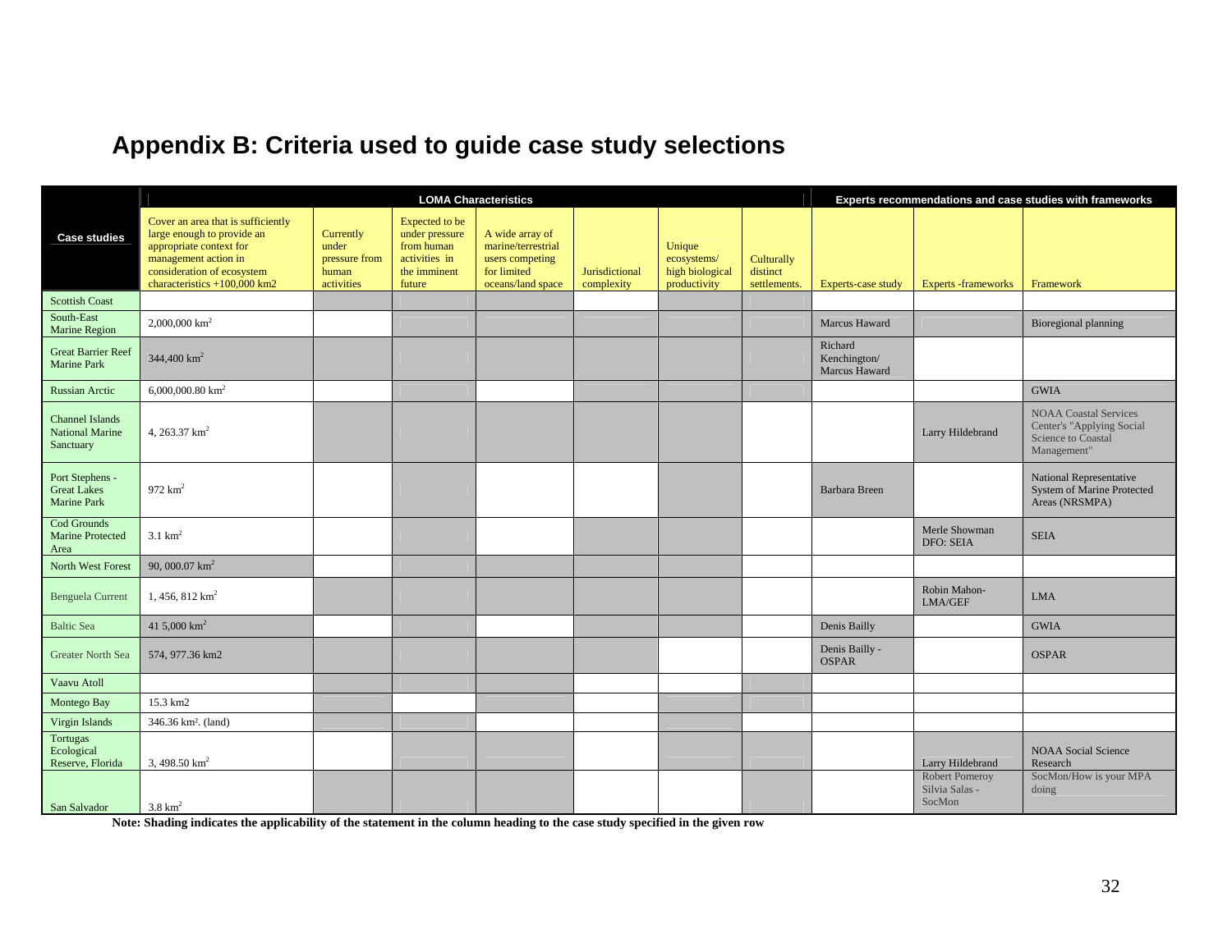# Appendix B: Criteria used to guide case study selections

| Case studies | LOMA Characteristics | | | | | | | Experts recommendations and case studies with frameworks | | |
|---|---|---|---|---|---|---|---|---|---|---|
| | Cover an area that is sufficiently large enough to provide an appropriate context for management action in consideration of ecosystem characteristics +100,000 km2 | Currently under pressure from human activities | Expected to be under pressure from human activities in the imminent future | A wide array of marine/terrestrial users competing for limited oceans/land space | Jurisdictional complexity | Unique ecosystems/ high biological productivity | Culturally distinct settlements. | Experts-case study | Experts -frameworks | Framework |
| Scottish Coast | | | | | | | | | | |
| South-East Marine Region | 2,000,000 km$^2$ | | | | | | | Marcus Haward | | Bioregional planning |
| Great Barrier Reef Marine Park | 344,400 km$^2$ | | | | | | | Richard Kenchington/ Marcus Haward | | |
| Russian Arctic | 6,000,000.80 km$^2$ | | | | | | | | | GWIA |
| Channel Islands National Marine Sanctuary | 4, 263.37 km$^2$ | | | | | | | | Larry Hildebrand | NOAA Coastal Services Center's "Applying Social Science to Coastal Management" |
| Port Stephens - Great Lakes Marine Park | 972 km$^2$ | | | | | | | Barbara Breen | | National Representative System of Marine Protected Areas (NRSMPA) |
| Cod Grounds Marine Protected Area | 3.1 km$^2$ | | | | | | | | Merle Showman DFO: SEIA | SEIA |
| North West Forest | 90, 000.07 km$^2$ | | | | | | | | | |
| Benguela Current | 1, 456, 812 km$^2$ | | | | | | | | Robin Mahon- LMA/GEF | LMA |
| Baltic Sea | 41 5,000 km$^2$ | | | | | | | Denis Bailly | | GWIA |
| Greater North Sea | 574, 977.36 km2 | | | | | | | Denis Bailly - OSPAR | | OSPAR |
| Vaavu Atoll | | | | | | | | | | |
| Montego Bay | 15.3 km2 | | | | | | | | | |
| Virgin Islands | 346.36 km². (land) | | | | | | | | | |
| Tortugas Ecological Reserve, Florida | 3, 498.50 km$^2$ | | | | | | | | Larry Hildebrand | NOAA Social Science Research |
| San Salvador | 3.8 km$^2$ | | | | | | | | Robert Pomeroy Silvia Salas - SocMon | SocMon/How is your MPA doing |

**Note: Shading indicates the applicability of the statement in the column heading to the case study specified in the given row**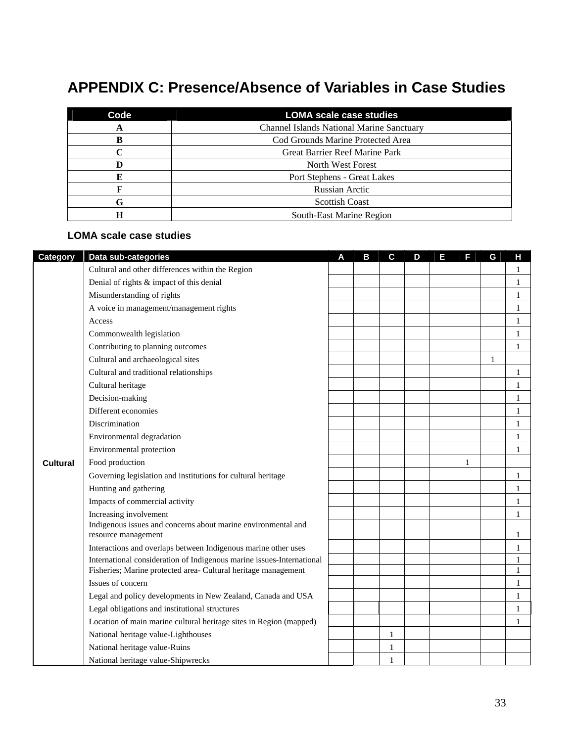# APPENDIX C: Presence/Absence of Variables in Case Studies

| Code | LOMA scale case studies |
|---|---|
| A | Channel Islands National Marine Sanctuary |
| B | Cod Grounds Marine Protected Area |
| C | Great Barrier Reef Marine Park |
| D | North West Forest |
| E | Port Stephens - Great Lakes |
| F | Russian Arctic |
| G | Scottish Coast |
| H | South-East Marine Region |

### LOMA scale case studies

| Category | Data sub-categories | A | B | C | D | E | F | G | H |
|---|---|---|---|---|---|---|---|---|---|
| Cultural | Cultural and other differences within the Region | | | | | | | | 1 |
| | Denial of rights & impact of this denial | | | | | | | | 1 |
| | Misunderstanding of rights | | | | | | | | 1 |
| | A voice in management/management rights | | | | | | | | 1 |
| | Access | | | | | | | | 1 |
| | Commonwealth legislation | | | | | | | | 1 |
| | Contributing to planning outcomes | | | | | | | | 1 |
| | Cultural and archaeological sites | | | | | | | 1 | |
| | Cultural and traditional relationships | | | | | | | | 1 |
| | Cultural heritage | | | | | | | | 1 |
| | Decision-making | | | | | | | | 1 |
| | Different economies | | | | | | | | 1 |
| | Discrimination | | | | | | | | 1 |
| | Environmental degradation | | | | | | | | 1 |
| | Environmental protection | | | | | | | | 1 |
| | Food production | | | | | | 1 | | |
| | Governing legislation and institutions for cultural heritage | | | | | | | | 1 |
| | Hunting and gathering | | | | | | | | 1 |
| | Impacts of commercial activity | | | | | | | | 1 |
| | Increasing involvement | | | | | | | | 1 |
| | Indigenous issues and concerns about marine environmental and resource management | | | | | | | | 1 |
| | Interactions and overlaps between Indigenous marine other uses | | | | | | | | 1 |
| | International consideration of Indigenous marine issues-International | | | | | | | | 1 |
| | Fisheries; Marine protected area- Cultural heritage management | | | | | | | | 1 |
| | Issues of concern | | | | | | | | 1 |
| | Legal and policy developments in New Zealand, Canada and USA | | | | | | | | 1 |
| | Legal obligations and institutional structures | | | | | | | | 1 |
| | Location of main marine cultural heritage sites in Region (mapped) | | | | | | | | 1 |
| | National heritage value-Lighthouses | | | 1 | | | | | |
| | National heritage value-Ruins | | | 1 | | | | | |
| | National heritage value-Shipwrecks | | | 1 | | | | | |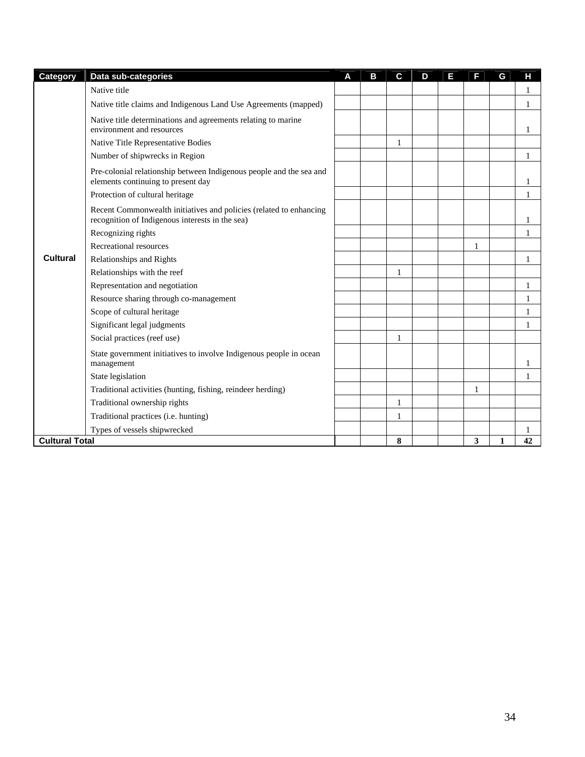| Category | Data sub-categories | A | B | C | D | E | F | G | H |
|---|---|---|---|---|---|---|---|---|---|
| Cultural | Native title | | | | | | | | 1 |
| | Native title claims and Indigenous Land Use Agreements (mapped) | | | | | | | | 1 |
| | Native title determinations and agreements relating to marine environment and resources | | | | | | | | 1 |
| | Native Title Representative Bodies | | | 1 | | | | | |
| | Number of shipwrecks in Region | | | | | | | | 1 |
| | Pre-colonial relationship between Indigenous people and the sea and elements continuing to present day | | | | | | | | 1 |
| | Protection of cultural heritage | | | | | | | | 1 |
| | Recent Commonwealth initiatives and policies (related to enhancing recognition of Indigenous interests in the sea) | | | | | | | | 1 |
| | Recognizing rights | | | | | | | | 1 |
| | Recreational resources | | | | | | 1 | | |
| | Relationships and Rights | | | | | | | | 1 |
| | Relationships with the reef | | | 1 | | | | | |
| | Representation and negotiation | | | | | | | | 1 |
| | Resource sharing through co-management | | | | | | | | 1 |
| | Scope of cultural heritage | | | | | | | | 1 |
| | Significant legal judgments | | | | | | | | 1 |
| | Social practices (reef use) | | | 1 | | | | | |
| | State government initiatives to involve Indigenous people in ocean management | | | | | | | | 1 |
| | State legislation | | | | | | | | 1 |
| | Traditional activities (hunting, fishing, reindeer herding) | | | | | | 1 | | |
| | Traditional ownership rights | | | 1 | | | | | |
| | Traditional practices (i.e. hunting) | | | 1 | | | | | |
| | Types of vessels shipwrecked | | | | | | | | 1 |
| **Cultural Total** | | | | **8** | | | **3** | **1** | **42** |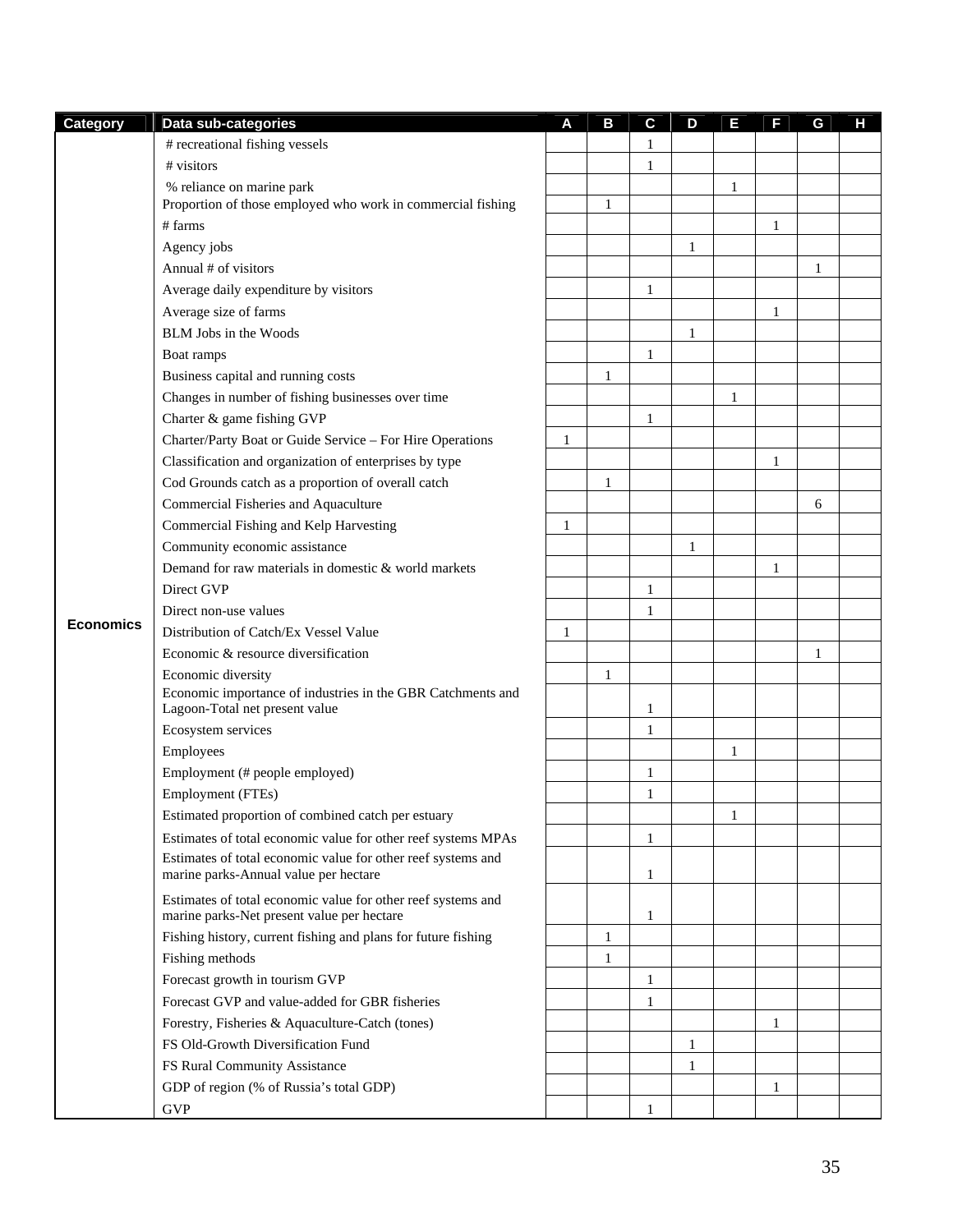| Category | Data sub-categories | A | B | C | D | E | F | G | H |
|---|---|---|---|---|---|---|---|---|---|
| Economics | # recreational fishing vessels | | | 1 | | | | | |
| | # visitors | | | 1 | | | | | |
| | % reliance on marine park | | | | | 1 | | | |
| | Proportion of those employed who work in commercial fishing | | 1 | | | | | | |
| | # farms | | | | | | 1 | | |
| | Agency jobs | | | | 1 | | | | |
| | Annual # of visitors | | | | | | | 1 | |
| | Average daily expenditure by visitors | | | 1 | | | | | |
| | Average size of farms | | | | | | 1 | | |
| | BLM Jobs in the Woods | | | | 1 | | | | |
| | Boat ramps | | | 1 | | | | | |
| | Business capital and running costs | | 1 | | | | | | |
| | Changes in number of fishing businesses over time | | | | | 1 | | | |
| | Charter & game fishing GVP | | | 1 | | | | | |
| | Charter/Party Boat or Guide Service – For Hire Operations | 1 | | | | | | | |
| | Classification and organization of enterprises by type | | | | | | 1 | | |
| | Cod Grounds catch as a proportion of overall catch | | 1 | | | | | | |
| | Commercial Fisheries and Aquaculture | | | | | | | 6 | |
| | Commercial Fishing and Kelp Harvesting | 1 | | | | | | | |
| | Community economic assistance | | | | 1 | | | | |
| | Demand for raw materials in domestic & world markets | | | | | | 1 | | |
| | Direct GVP | | | 1 | | | | | |
| | Direct non-use values | | | 1 | | | | | |
| | Distribution of Catch/Ex Vessel Value | 1 | | | | | | | |
| | Economic & resource diversification | | | | | | | 1 | |
| | Economic diversity | | 1 | | | | | | |
| | Economic importance of industries in the GBR Catchments and Lagoon-Total net present value | | | 1 | | | | | |
| | Ecosystem services | | | 1 | | | | | |
| | Employees | | | | | 1 | | | |
| | Employment (# people employed) | | | 1 | | | | | |
| | Employment (FTEs) | | | 1 | | | | | |
| | Estimated proportion of combined catch per estuary | | | | | 1 | | | |
| | Estimates of total economic value for other reef systems MPAs | | | 1 | | | | | |
| | Estimates of total economic value for other reef systems and marine parks-Annual value per hectare | | | 1 | | | | | |
| | Estimates of total economic value for other reef systems and marine parks-Net present value per hectare | | | 1 | | | | | |
| | Fishing history, current fishing and plans for future fishing | | 1 | | | | | | |
| | Fishing methods | | 1 | | | | | | |
| | Forecast growth in tourism GVP | | | 1 | | | | | |
| | Forecast GVP and value-added for GBR fisheries | | | 1 | | | | | |
| | Forestry, Fisheries & Aquaculture-Catch (tones) | | | | | | 1 | | |
| | FS Old-Growth Diversification Fund | | | | 1 | | | | |
| | FS Rural Community Assistance | | | | 1 | | | | |
| | GDP of region (% of Russia's total GDP) | | | | | | 1 | | |
| | GVP | | | 1 | | | | | |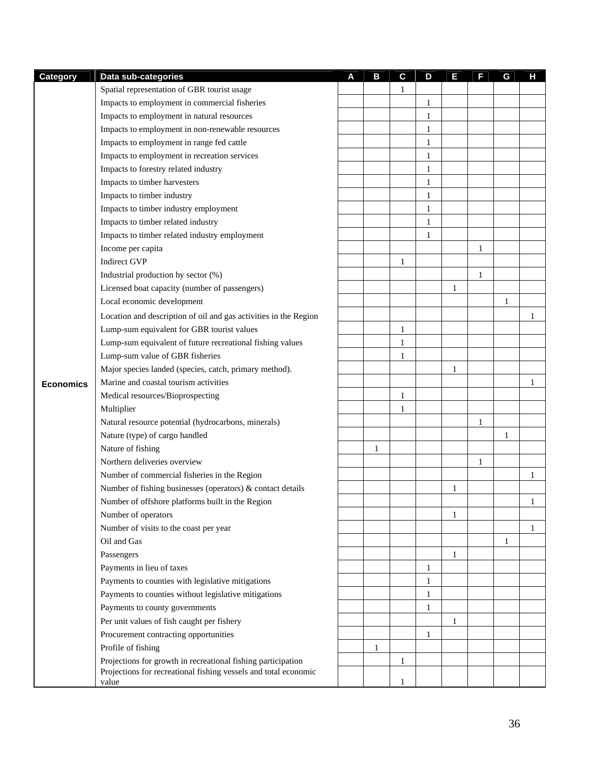| Category | Data sub-categories | A | B | C | D | E | F | G | H |
|---|---|---|---|---|---|---|---|---|---|
| Economics | Spatial representation of GBR tourist usage | | | 1 | | | | | |
| | Impacts to employment in commercial fisheries | | | | 1 | | | | |
| | Impacts to employment in natural resources | | | | 1 | | | | |
| | Impacts to employment in non-renewable resources | | | | 1 | | | | |
| | Impacts to employment in range fed cattle | | | | 1 | | | | |
| | Impacts to employment in recreation services | | | | 1 | | | | |
| | Impacts to forestry related industry | | | | 1 | | | | |
| | Impacts to timber harvesters | | | | 1 | | | | |
| | Impacts to timber industry | | | | 1 | | | | |
| | Impacts to timber industry employment | | | | 1 | | | | |
| | Impacts to timber related industry | | | | 1 | | | | |
| | Impacts to timber related industry employment | | | | 1 | | | | |
| | Income per capita | | | | | | 1 | | |
| | Indirect GVP | | | 1 | | | | | |
| | Industrial production by sector (%) | | | | | | 1 | | |
| | Licensed boat capacity (number of passengers) | | | | | 1 | | | |
| | Local economic development | | | | | | | 1 | |
| | Location and description of oil and gas activities in the Region | | | | | | | | 1 |
| | Lump-sum equivalent for GBR tourist values | | | 1 | | | | | |
| | Lump-sum equivalent of future recreational fishing values | | | 1 | | | | | |
| | Lump-sum value of GBR fisheries | | | 1 | | | | | |
| | Major species landed (species, catch, primary method). | | | | | 1 | | | |
| | Marine and coastal tourism activities | | | | | | | | 1 |
| | Medical resources/Bioprospecting | | | 1 | | | | | |
| | Multiplier | | | 1 | | | | | |
| | Natural resource potential (hydrocarbons, minerals) | | | | | | 1 | | |
| | Nature (type) of cargo handled | | | | | | | 1 | |
| | Nature of fishing | | 1 | | | | | | |
| | Northern deliveries overview | | | | | | 1 | | |
| | Number of commercial fisheries in the Region | | | | | | | | 1 |
| | Number of fishing businesses (operators) & contact details | | | | | 1 | | | |
| | Number of offshore platforms built in the Region | | | | | | | | 1 |
| | Number of operators | | | | | 1 | | | |
| | Number of visits to the coast per year | | | | | | | | 1 |
| | Oil and Gas | | | | | | | 1 | |
| | Passengers | | | | | 1 | | | |
| | Payments in lieu of taxes | | | | 1 | | | | |
| | Payments to counties with legislative mitigations | | | | 1 | | | | |
| | Payments to counties without legislative mitigations | | | | 1 | | | | |
| | Payments to county governments | | | | 1 | | | | |
| | Per unit values of fish caught per fishery | | | | | 1 | | | |
| | Procurement contracting opportunities | | | | 1 | | | | |
| | Profile of fishing | | 1 | | | | | | |
| | Projections for growth in recreational fishing participation | | | 1 | | | | | |
| | Projections for recreational fishing vessels and total economic value | | | 1 | | | | | |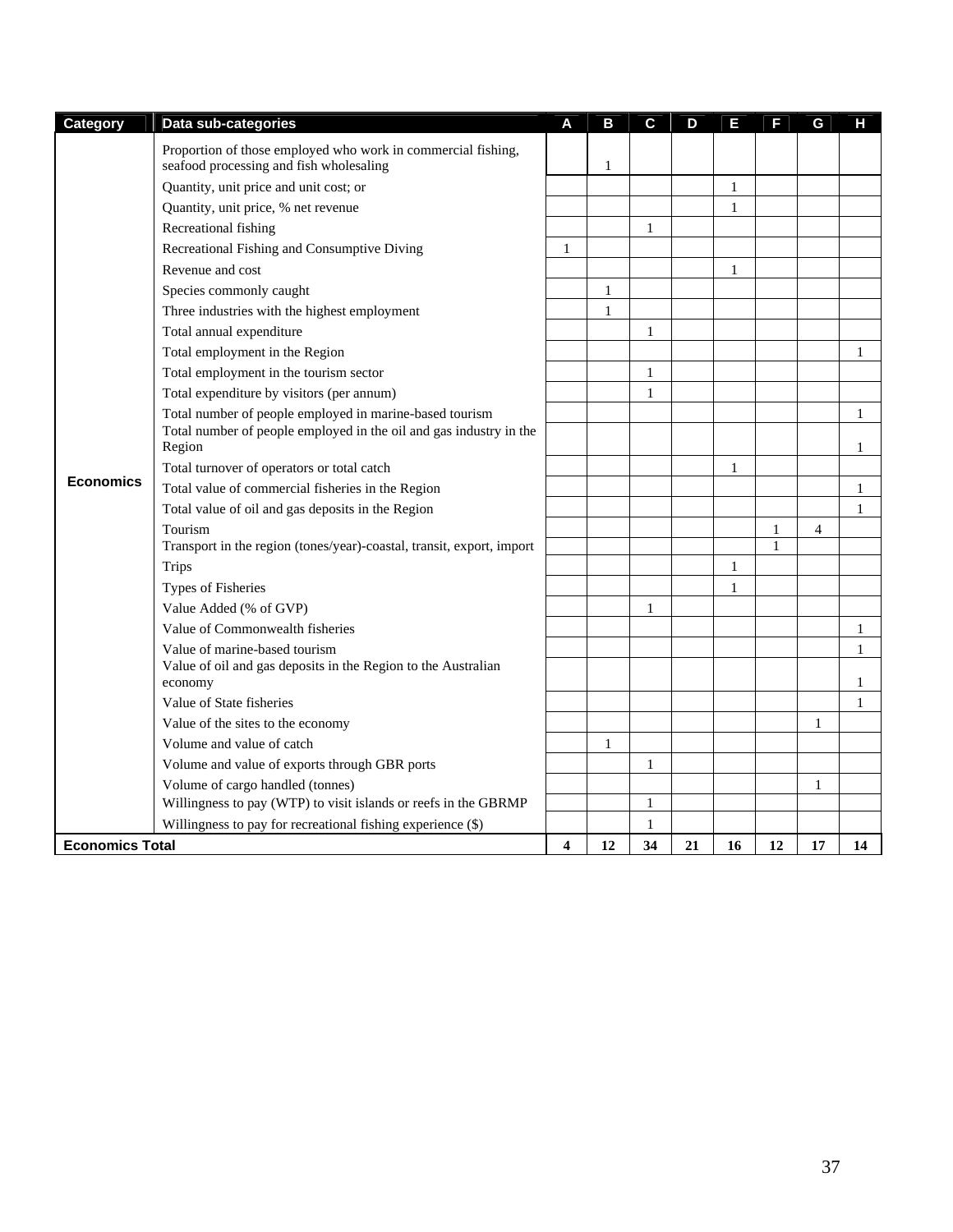| Category | Data sub-categories | A | B | C | D | E | F | G | H |
|---|---|---|---|---|---|---|---|---|---|
| Economics | Proportion of those employed who work in commercial fishing, seafood processing and fish wholesaling | | 1 | | | | | | |
| | Quantity, unit price and unit cost; or | | | | | 1 | | | |
| | Quantity, unit price, % net revenue | | | | | 1 | | | |
| | Recreational fishing | | | 1 | | | | | |
| | Recreational Fishing and Consumptive Diving | 1 | | | | | | | |
| | Revenue and cost | | | | | 1 | | | |
| | Species commonly caught | | 1 | | | | | | |
| | Three industries with the highest employment | | 1 | | | | | | |
| | Total annual expenditure | | | 1 | | | | | |
| | Total employment in the Region | | | | | | | | 1 |
| | Total employment in the tourism sector | | | 1 | | | | | |
| | Total expenditure by visitors (per annum) | | | 1 | | | | | |
| | Total number of people employed in marine-based tourism | | | | | | | | 1 |
| | Total number of people employed in the oil and gas industry in the Region | | | | | | | | 1 |
| | Total turnover of operators or total catch | | | | | 1 | | | |
| | Total value of commercial fisheries in the Region | | | | | | | | 1 |
| | Total value of oil and gas deposits in the Region | | | | | | | | 1 |
| | Tourism | | | | | | 1 | 4 | |
| | Transport in the region (tones/year)-coastal, transit, export, import | | | | | | 1 | | |
| | Trips | | | | | 1 | | | |
| | Types of Fisheries | | | | | 1 | | | |
| | Value Added (% of GVP) | | | 1 | | | | | |
| | Value of Commonwealth fisheries | | | | | | | | 1 |
| | Value of marine-based tourism | | | | | | | | 1 |
| | Value of oil and gas deposits in the Region to the Australian economy | | | | | | | | 1 |
| | Value of State fisheries | | | | | | | | 1 |
| | Value of the sites to the economy | | | | | | | 1 | |
| | Volume and value of catch | | 1 | | | | | | |
| | Volume and value of exports through GBR ports | | | 1 | | | | | |
| | Volume of cargo handled (tonnes) | | | | | | | 1 | |
| | Willingness to pay (WTP) to visit islands or reefs in the GBRMP | | | 1 | | | | | |
| | Willingness to pay for recreational fishing experience ($) | | | 1 | | | | | |
| **Economics Total** | | **4** | **12** | **34** | **21** | **16** | **12** | **17** | **14** |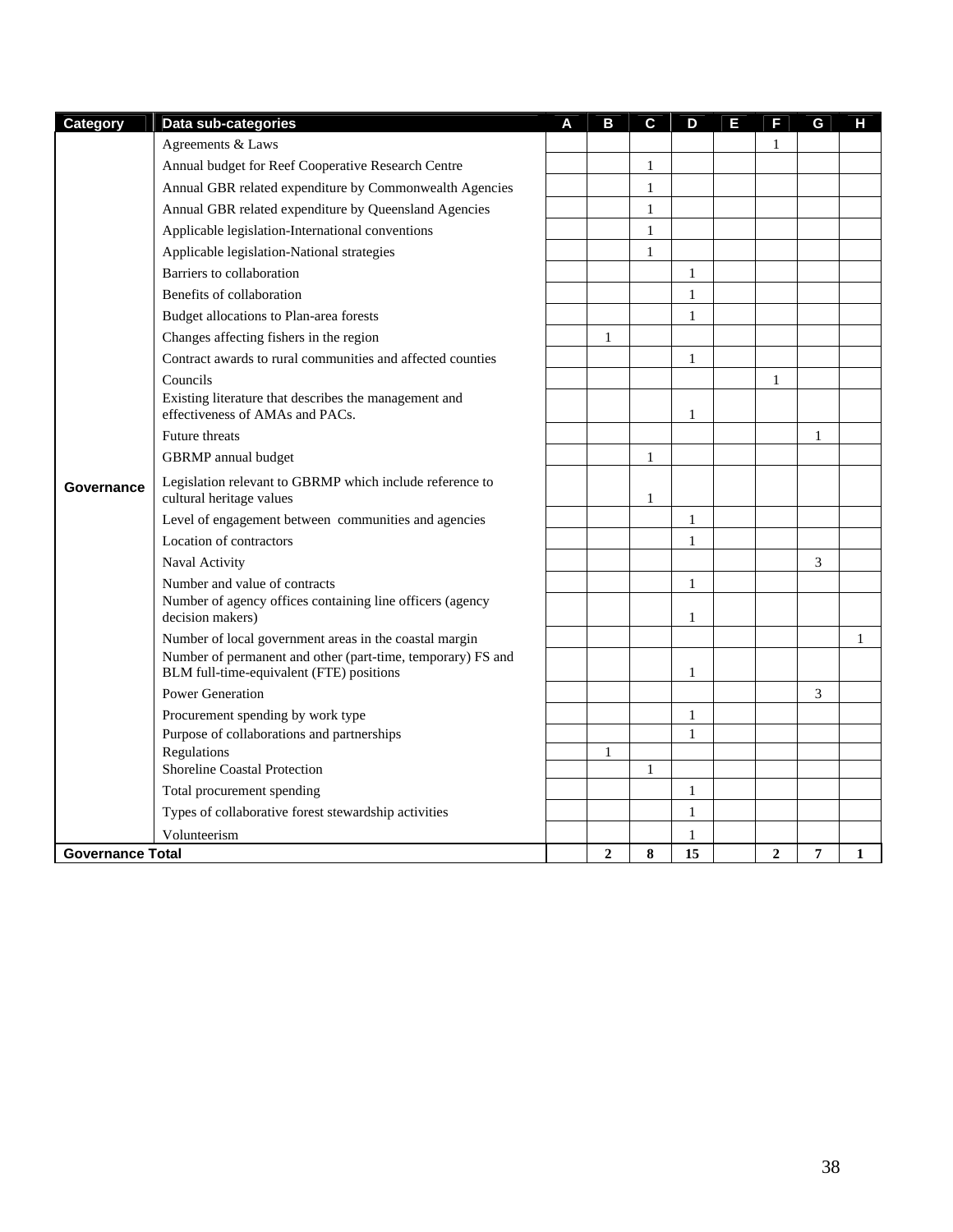| Category | Data sub-categories | A | B | C | D | E | F | G | H |
|---|---|---|---|---|---|---|---|---|---|
| Governance | Agreements & Laws | | | | | | 1 | | |
| | Annual budget for Reef Cooperative Research Centre | | | 1 | | | | | |
| | Annual GBR related expenditure by Commonwealth Agencies | | | 1 | | | | | |
| | Annual GBR related expenditure by Queensland Agencies | | | 1 | | | | | |
| | Applicable legislation-International conventions | | | 1 | | | | | |
| | Applicable legislation-National strategies | | | 1 | | | | | |
| | Barriers to collaboration | | | | 1 | | | | |
| | Benefits of collaboration | | | | 1 | | | | |
| | Budget allocations to Plan-area forests | | | | 1 | | | | |
| | Changes affecting fishers in the region | | 1 | | | | | | |
| | Contract awards to rural communities and affected counties | | | | 1 | | | | |
| | Councils | | | | | | 1 | | |
| | Existing literature that describes the management and effectiveness of AMAs and PACs. | | | | 1 | | | | |
| | Future threats | | | | | | | 1 | |
| | GBRMP annual budget | | | 1 | | | | | |
| | Legislation relevant to GBRMP which include reference to cultural heritage values | | | 1 | | | | | |
| | Level of engagement between communities and agencies | | | | 1 | | | | |
| | Location of contractors | | | | 1 | | | | |
| | Naval Activity | | | | | | | 3 | |
| | Number and value of contracts | | | | 1 | | | | |
| | Number of agency offices containing line officers (agency decision makers) | | | | 1 | | | | |
| | Number of local government areas in the coastal margin | | | | | | | | 1 |
| | Number of permanent and other (part-time, temporary) FS and BLM full-time-equivalent (FTE) positions | | | | 1 | | | | |
| | Power Generation | | | | | | | 3 | |
| | Procurement spending by work type | | | | 1 | | | | |
| | Purpose of collaborations and partnerships | | | | 1 | | | | |
| | Regulations | | 1 | | | | | | |
| | Shoreline Coastal Protection | | | 1 | | | | | |
| | Total procurement spending | | | | 1 | | | | |
| | Types of collaborative forest stewardship activities | | | | 1 | | | | |
| | Volunteerism | | | | 1 | | | | |
| **Governance Total** | | | **2** | **8** | **15** | | **2** | **7** | **1** |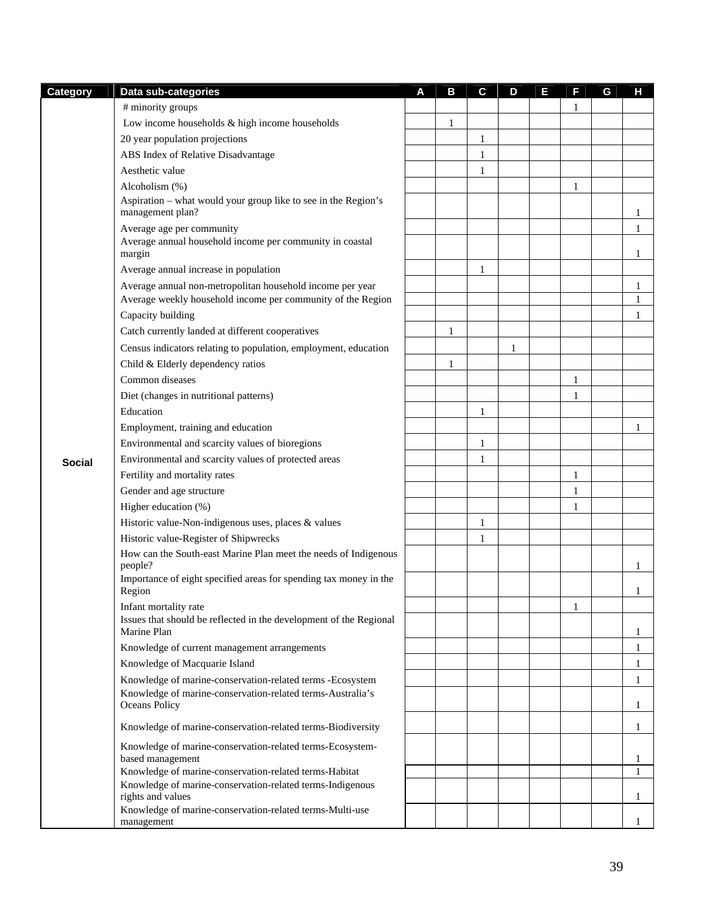| Category | Data sub-categories | A | B | C | D | E | F | G | H |
|---|---|---|---|---|---|---|---|---|---|
| Social | # minority groups | | | | | | 1 | | |
| | Low income households & high income households | | 1 | | | | | | |
| | 20 year population projections | | | 1 | | | | | |
| | ABS Index of Relative Disadvantage | | | 1 | | | | | |
| | Aesthetic value | | | 1 | | | | | |
| | Alcoholism (%) | | | | | | 1 | | |
| | Aspiration – what would your group like to see in the Region's management plan? | | | | | | | | 1 |
| | Average age per community | | | | | | | | 1 |
| | Average annual household income per community in coastal margin | | | | | | | | 1 |
| | Average annual increase in population | | | 1 | | | | | |
| | Average annual non-metropolitan household income per year | | | | | | | | 1 |
| | Average weekly household income per community of the Region | | | | | | | | 1 |
| | Capacity building | | | | | | | | 1 |
| | Catch currently landed at different cooperatives | | 1 | | | | | | |
| | Census indicators relating to population, employment, education | | | | 1 | | | | |
| | Child & Elderly dependency ratios | | 1 | | | | | | |
| | Common diseases | | | | | | 1 | | |
| | Diet (changes in nutritional patterns) | | | | | | 1 | | |
| | Education | | | 1 | | | | | |
| | Employment, training and education | | | | | | | | 1 |
| | Environmental and scarcity values of bioregions | | | 1 | | | | | |
| | Environmental and scarcity values of protected areas | | | 1 | | | | | |
| | Fertility and mortality rates | | | | | | 1 | | |
| | Gender and age structure | | | | | | 1 | | |
| | Higher education (%) | | | | | | 1 | | |
| | Historic value-Non-indigenous uses, places & values | | | 1 | | | | | |
| | Historic value-Register of Shipwrecks | | | 1 | | | | | |
| | How can the South-east Marine Plan meet the needs of Indigenous people? | | | | | | | | 1 |
| | Importance of eight specified areas for spending tax money in the Region | | | | | | | | 1 |
| | Infant mortality rate | | | | | | 1 | | |
| | Issues that should be reflected in the development of the Regional Marine Plan | | | | | | | | 1 |
| | Knowledge of current management arrangements | | | | | | | | 1 |
| | Knowledge of Macquarie Island | | | | | | | | 1 |
| | Knowledge of marine-conservation-related terms -Ecosystem | | | | | | | | 1 |
| | Knowledge of marine-conservation-related terms-Australia's Oceans Policy | | | | | | | | 1 |
| | Knowledge of marine-conservation-related terms-Biodiversity | | | | | | | | 1 |
| | Knowledge of marine-conservation-related terms-Ecosystem-based management | | | | | | | | 1 |
| | Knowledge of marine-conservation-related terms-Habitat | | | | | | | | 1 |
| | Knowledge of marine-conservation-related terms-Indigenous rights and values | | | | | | | | 1 |
| | Knowledge of marine-conservation-related terms-Multi-use management | | | | | | | | 1 |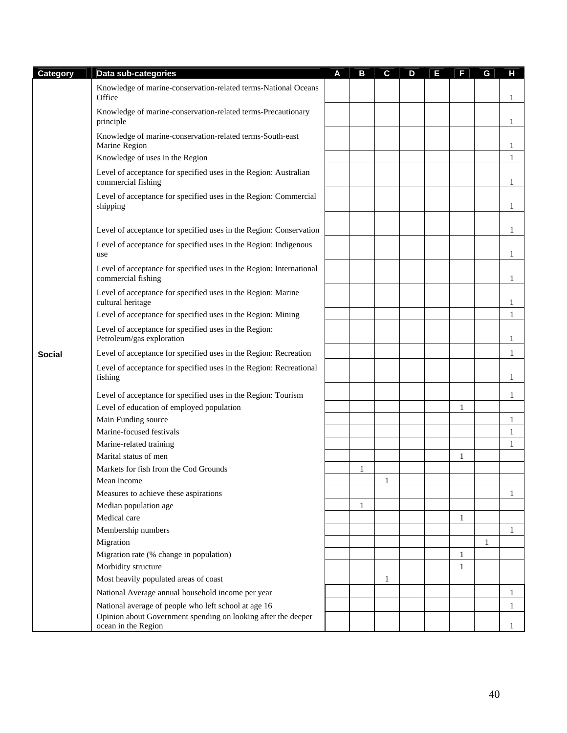| Category | Data sub-categories | A | B | C | D | E | F | G | H |
|---|---|---|---|---|---|---|---|---|---|
| Social | Knowledge of marine-conservation-related terms-National Oceans Office | | | | | | | | 1 |
| | Knowledge of marine-conservation-related terms-Precautionary principle | | | | | | | | 1 |
| | Knowledge of marine-conservation-related terms-South-east Marine Region | | | | | | | | 1 |
| | Knowledge of uses in the Region | | | | | | | | 1 |
| | Level of acceptance for specified uses in the Region: Australian commercial fishing | | | | | | | | 1 |
| | Level of acceptance for specified uses in the Region: Commercial shipping | | | | | | | | 1 |
| | Level of acceptance for specified uses in the Region: Conservation | | | | | | | | 1 |
| | Level of acceptance for specified uses in the Region: Indigenous use | | | | | | | | 1 |
| | Level of acceptance for specified uses in the Region: International commercial fishing | | | | | | | | 1 |
| | Level of acceptance for specified uses in the Region: Marine cultural heritage | | | | | | | | 1 |
| | Level of acceptance for specified uses in the Region: Mining | | | | | | | | 1 |
| | Level of acceptance for specified uses in the Region: Petroleum/gas exploration | | | | | | | | 1 |
| | Level of acceptance for specified uses in the Region: Recreation | | | | | | | | 1 |
| | Level of acceptance for specified uses in the Region: Recreational fishing | | | | | | | | 1 |
| | Level of acceptance for specified uses in the Region: Tourism | | | | | | | | 1 |
| | Level of education of employed population | | | | | | 1 | | |
| | Main Funding source | | | | | | | | 1 |
| | Marine-focused festivals | | | | | | | | 1 |
| | Marine-related training | | | | | | | | 1 |
| | Marital status of men | | | | | | 1 | | |
| | Markets for fish from the Cod Grounds | | 1 | | | | | | |
| | Mean income | | | 1 | | | | | |
| | Measures to achieve these aspirations | | | | | | | | 1 |
| | Median population age | | 1 | | | | | | |
| | Medical care | | | | | | 1 | | |
| | Membership numbers | | | | | | | | 1 |
| | Migration | | | | | | | 1 | |
| | Migration rate (% change in population) | | | | | | 1 | | |
| | Morbidity structure | | | | | | 1 | | |
| | Most heavily populated areas of coast | | | 1 | | | | | |
| | National Average annual household income per year | | | | | | | | 1 |
| | National average of people who left school at age 16 | | | | | | | | 1 |
| | Opinion about Government spending on looking after the deeper ocean in the Region | | | | | | | | 1 |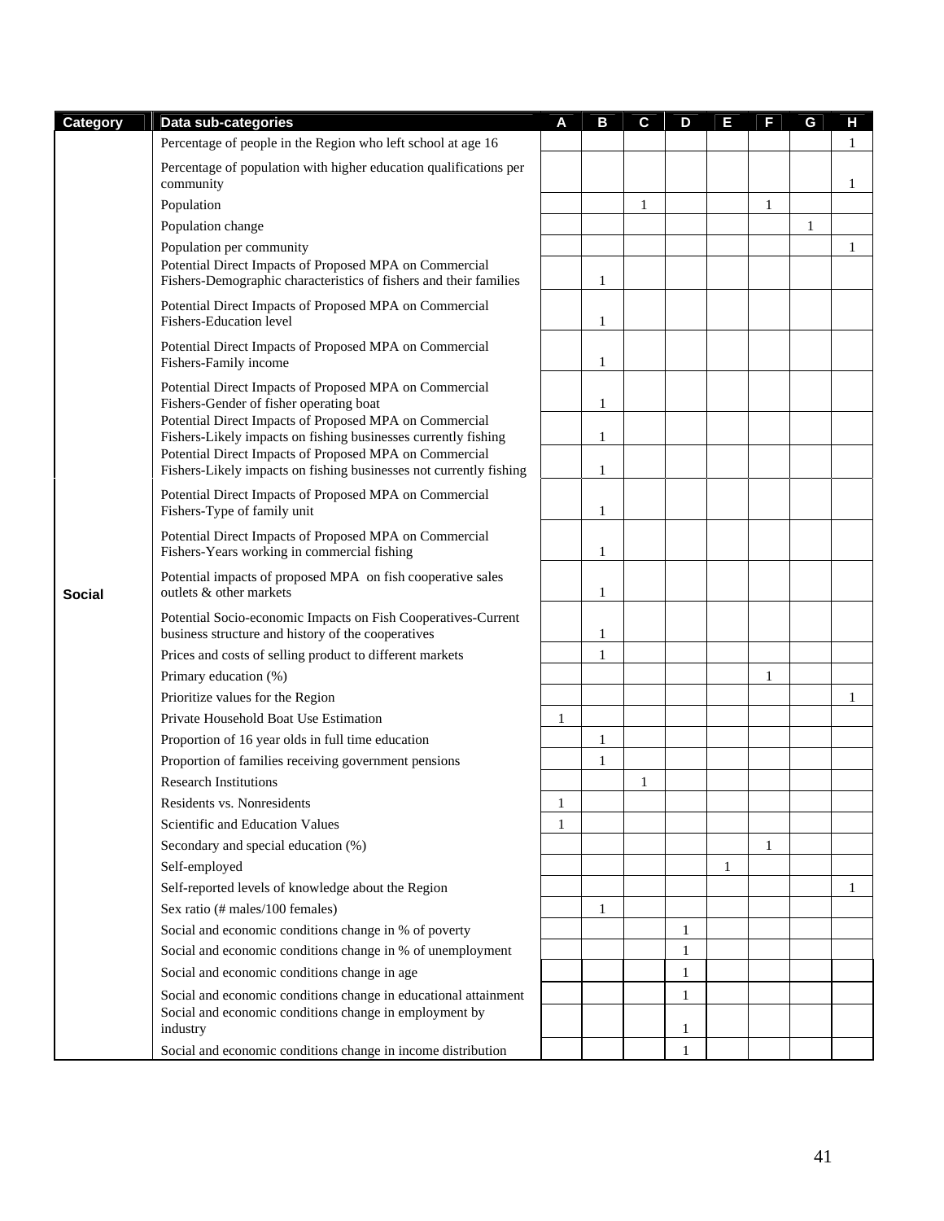| Category | Data sub-categories | A | B | C | D | E | F | G | H |
|---|---|---|---|---|---|---|---|---|---|
| Social | Percentage of people in the Region who left school at age 16 | | | | | | | | 1 |
| | Percentage of population with higher education qualifications per community | | | | | | | | 1 |
| | Population | | | 1 | | | 1 | | |
| | Population change | | | | | | | 1 | |
| | Population per community | | | | | | | | 1 |
| | Potential Direct Impacts of Proposed MPA on Commercial Fishers-Demographic characteristics of fishers and their families | | 1 | | | | | | |
| | Potential Direct Impacts of Proposed MPA on Commercial Fishers-Education level | | 1 | | | | | | |
| | Potential Direct Impacts of Proposed MPA on Commercial Fishers-Family income | | 1 | | | | | | |
| | Potential Direct Impacts of Proposed MPA on Commercial Fishers-Gender of fisher operating boat | | 1 | | | | | | |
| | Potential Direct Impacts of Proposed MPA on Commercial Fishers-Likely impacts on fishing businesses currently fishing | | 1 | | | | | | |
| | Potential Direct Impacts of Proposed MPA on Commercial Fishers-Likely impacts on fishing businesses not currently fishing | | 1 | | | | | | |
| | Potential Direct Impacts of Proposed MPA on Commercial Fishers-Type of family unit | | 1 | | | | | | |
| | Potential Direct Impacts of Proposed MPA on Commercial Fishers-Years working in commercial fishing | | 1 | | | | | | |
| | Potential impacts of proposed MPA on fish cooperative sales outlets & other markets | | 1 | | | | | | |
| | Potential Socio-economic Impacts on Fish Cooperatives-Current business structure and history of the cooperatives | | 1 | | | | | | |
| | Prices and costs of selling product to different markets | | 1 | | | | | | |
| | Primary education (%) | | | | | | 1 | | |
| | Prioritize values for the Region | | | | | | | | 1 |
| | Private Household Boat Use Estimation | 1 | | | | | | | |
| | Proportion of 16 year olds in full time education | | 1 | | | | | | |
| | Proportion of families receiving government pensions | | 1 | | | | | | |
| | Research Institutions | | | 1 | | | | | |
| | Residents vs. Nonresidents | 1 | | | | | | | |
| | Scientific and Education Values | 1 | | | | | | | |
| | Secondary and special education (%) | | | | | | 1 | | |
| | Self-employed | | | | | 1 | | | |
| | Self-reported levels of knowledge about the Region | | | | | | | | 1 |
| | Sex ratio (# males/100 females) | | 1 | | | | | | |
| | Social and economic conditions change in % of poverty | | | | 1 | | | | |
| | Social and economic conditions change in % of unemployment | | | | 1 | | | | |
| | Social and economic conditions change in age | | | | 1 | | | | |
| | Social and economic conditions change in educational attainment | | | | 1 | | | | |
| | Social and economic conditions change in employment by industry | | | | 1 | | | | |
| | Social and economic conditions change in income distribution | | | | 1 | | | | |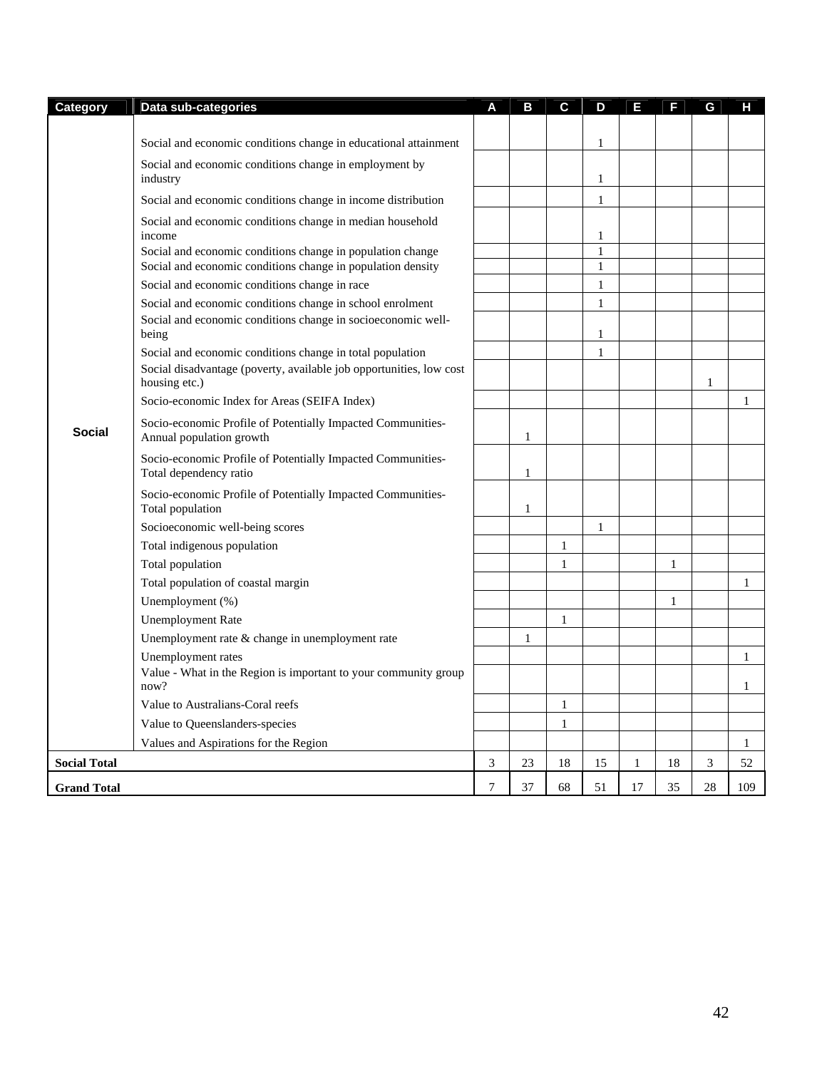| Category | Data sub-categories | A | B | C | D | E | F | G | H |
|---|---|---|---|---|---|---|---|---|---|
| Social | Social and economic conditions change in educational attainment | | | | 1 | | | | |
| | Social and economic conditions change in employment by industry | | | | 1 | | | | |
| | Social and economic conditions change in income distribution | | | | 1 | | | | |
| | Social and economic conditions change in median household income | | | | 1 | | | | |
| | Social and economic conditions change in population change | | | | 1 | | | | |
| | Social and economic conditions change in population density | | | | 1 | | | | |
| | Social and economic conditions change in race | | | | 1 | | | | |
| | Social and economic conditions change in school enrolment | | | | 1 | | | | |
| | Social and economic conditions change in socioeconomic well-being | | | | 1 | | | | |
| | Social and economic conditions change in total population | | | | 1 | | | | |
| | Social disadvantage (poverty, available job opportunities, low cost housing etc.) | | | | | | | 1 | |
| | Socio-economic Index for Areas (SEIFA Index) | | | | | | | | 1 |
| | Socio-economic Profile of Potentially Impacted Communities-Annual population growth | | 1 | | | | | | |
| | Socio-economic Profile of Potentially Impacted Communities-Total dependency ratio | | 1 | | | | | | |
| | Socio-economic Profile of Potentially Impacted Communities-Total population | | 1 | | | | | | |
| | Socioeconomic well-being scores | | | | 1 | | | | |
| | Total indigenous population | | | 1 | | | | | |
| | Total population | | | 1 | | | 1 | | |
| | Total population of coastal margin | | | | | | | | 1 |
| | Unemployment (%) | | | | | | 1 | | |
| | Unemployment Rate | | | 1 | | | | | |
| | Unemployment rate & change in unemployment rate | | 1 | | | | | | |
| | Unemployment rates | | | | | | | | 1 |
| | Value - What in the Region is important to your community group now? | | | | | | | | 1 |
| | Value to Australians-Coral reefs | | | 1 | | | | | |
| | Value to Queenslanders-species | | | 1 | | | | | |
| | Values and Aspirations for the Region | | | | | | | | 1 |
| **Social Total** | | 3 | 23 | 18 | 15 | 1 | 18 | 3 | 52 |
| **Grand Total** | | 7 | 37 | 68 | 51 | 17 | 35 | 28 | 109 |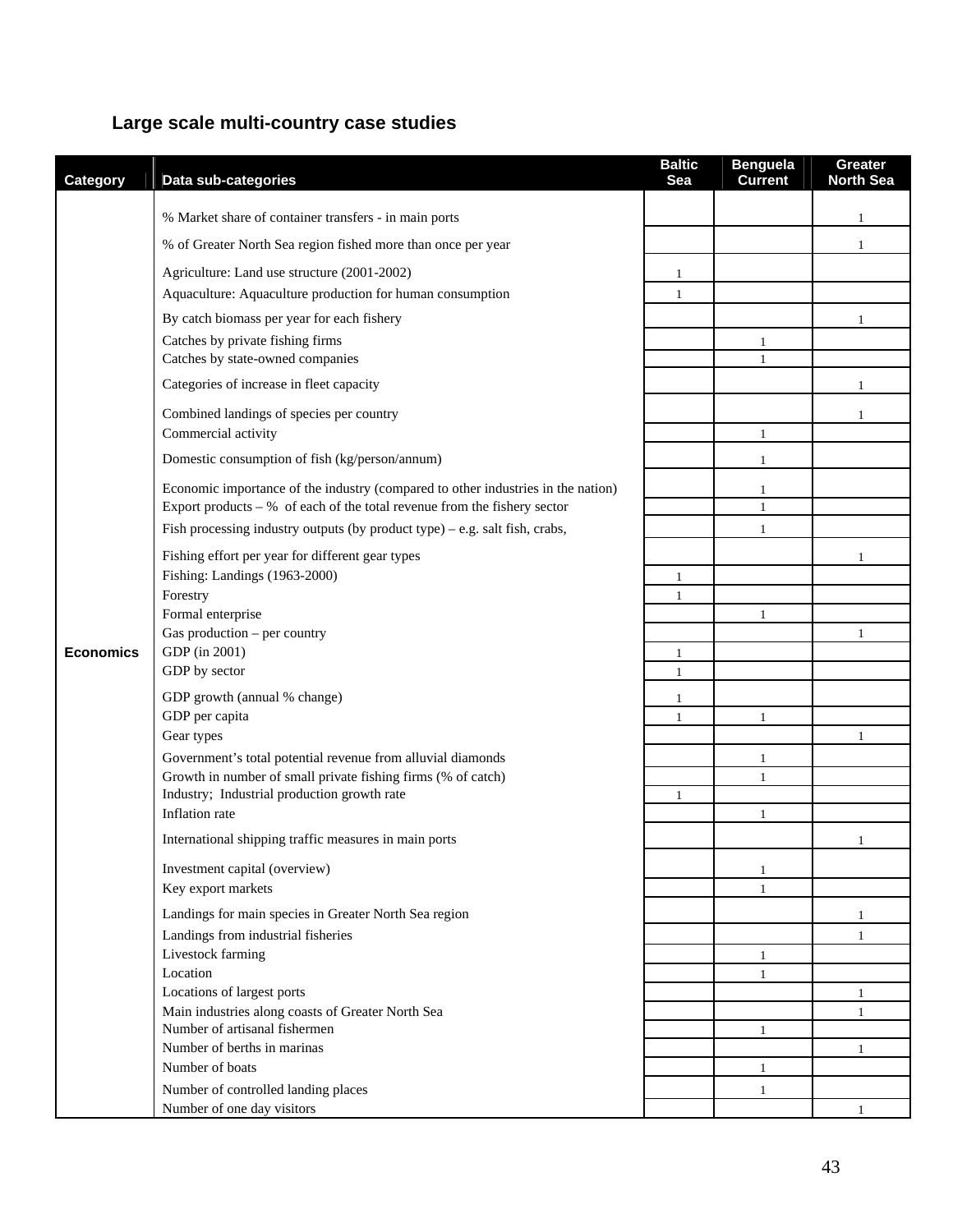## Large scale multi-country case studies

| Category | Data sub-categories | Baltic Sea | Benguela Current | Greater North Sea |
|---|---|---|---|---|
| Economics | % Market share of container transfers - in main ports | | | 1 |
| | % of Greater North Sea region fished more than once per year | | | 1 |
| | Agriculture: Land use structure (2001-2002) | 1 | | |
| | Aquaculture: Aquaculture production for human consumption | 1 | | |
| | By catch biomass per year for each fishery | | | 1 |
| | Catches by private fishing firms | | 1 | |
| | Catches by state-owned companies | | 1 | |
| | Categories of increase in fleet capacity | | | 1 |
| | Combined landings of species per country | | | 1 |
| | Commercial activity | | 1 | |
| | Domestic consumption of fish (kg/person/annum) | | 1 | |
| | Economic importance of the industry (compared to other industries in the nation) | | 1 | |
| | Export products – % of each of the total revenue from the fishery sector | | 1 | |
| | Fish processing industry outputs (by product type) – e.g. salt fish, crabs, | | 1 | |
| | Fishing effort per year for different gear types | | | 1 |
| | Fishing: Landings (1963-2000) | 1 | | |
| | Forestry | 1 | | |
| | Formal enterprise | | 1 | |
| | Gas production – per country | | | 1 |
| | GDP (in 2001) | 1 | | |
| | GDP by sector | 1 | | |
| | GDP growth (annual % change) | 1 | | |
| | GDP per capita | 1 | 1 | |
| | Gear types | | | 1 |
| | Government's total potential revenue from alluvial diamonds | | 1 | |
| | Growth in number of small private fishing firms (% of catch) | | 1 | |
| | Industry; Industrial production growth rate | 1 | | |
| | Inflation rate | | 1 | |
| | International shipping traffic measures in main ports | | | 1 |
| | Investment capital (overview) | | 1 | |
| | Key export markets | | 1 | |
| | Landings for main species in Greater North Sea region | | | 1 |
| | Landings from industrial fisheries | | | 1 |
| | Livestock farming | | 1 | |
| | Location | | 1 | |
| | Locations of largest ports | | | 1 |
| | Main industries along coasts of Greater North Sea | | | 1 |
| | Number of artisanal fishermen | | 1 | |
| | Number of berths in marinas | | | 1 |
| | Number of boats | | 1 | |
| | Number of controlled landing places | | 1 | |
| | Number of one day visitors | | | 1 |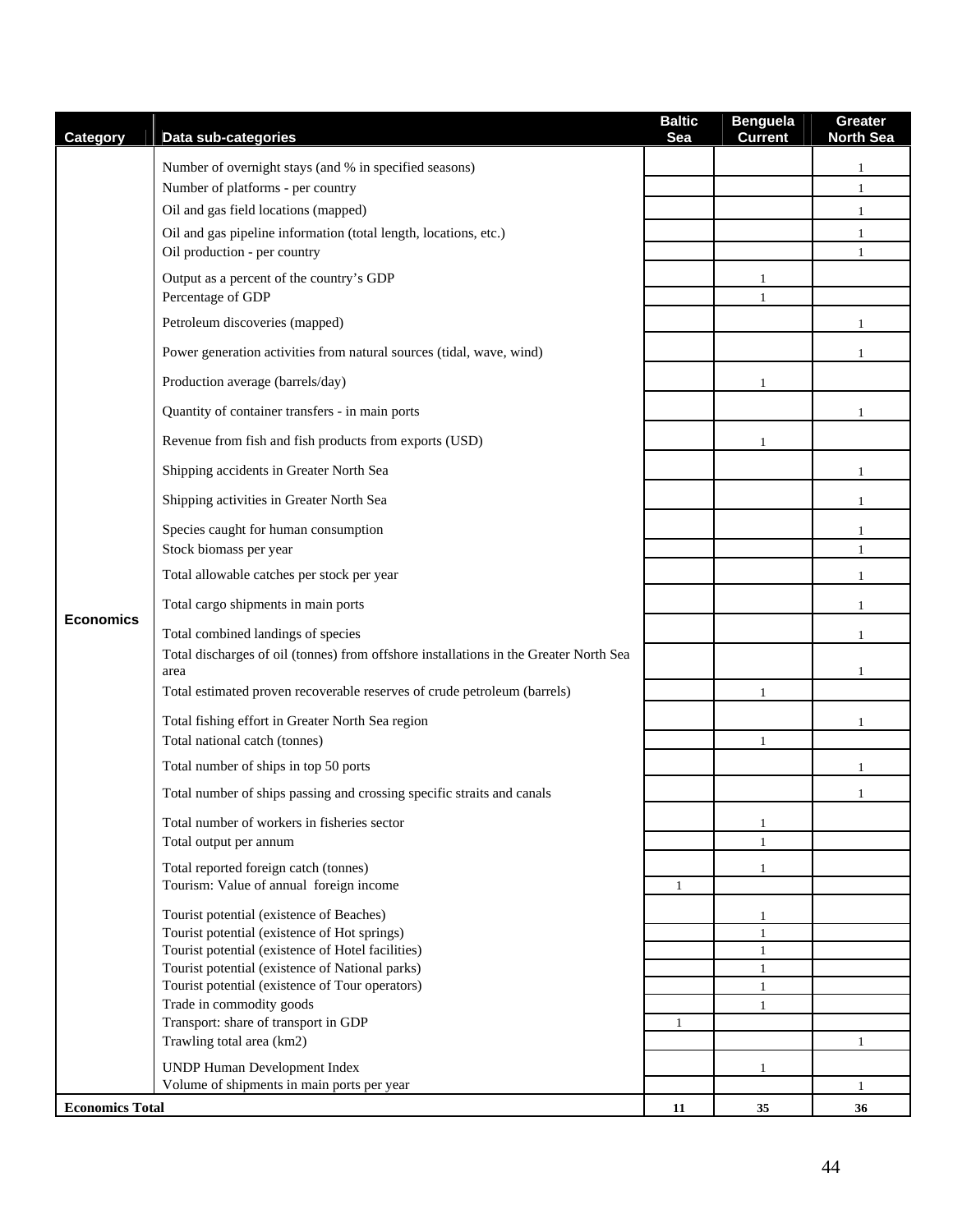| Category | Data sub-categories | Baltic Sea | Benguela Current | Greater North Sea |
|---|---|---|---|---|
| Economics | Number of overnight stays (and % in specified seasons) | | | 1 |
| | Number of platforms - per country | | | 1 |
| | Oil and gas field locations (mapped) | | | 1 |
| | Oil and gas pipeline information (total length, locations, etc.) | | | 1 |
| | Oil production - per country | | | 1 |
| | Output as a percent of the country's GDP | | 1 | |
| | Percentage of GDP | | 1 | |
| | Petroleum discoveries (mapped) | | | 1 |
| | Power generation activities from natural sources (tidal, wave, wind) | | | 1 |
| | Production average (barrels/day) | | 1 | |
| | Quantity of container transfers - in main ports | | | 1 |
| | Revenue from fish and fish products from exports (USD) | | 1 | |
| | Shipping accidents in Greater North Sea | | | 1 |
| | Shipping activities in Greater North Sea | | | 1 |
| | Species caught for human consumption | | | 1 |
| | Stock biomass per year | | | 1 |
| | Total allowable catches per stock per year | | | 1 |
| | Total cargo shipments in main ports | | | 1 |
| | Total combined landings of species | | | 1 |
| | Total discharges of oil (tonnes) from offshore installations in the Greater North Sea area | | | 1 |
| | Total estimated proven recoverable reserves of crude petroleum (barrels) | | 1 | |
| | Total fishing effort in Greater North Sea region | | | 1 |
| | Total national catch (tonnes) | | 1 | |
| | Total number of ships in top 50 ports | | | 1 |
| | Total number of ships passing and crossing specific straits and canals | | | 1 |
| | Total number of workers in fisheries sector | | 1 | |
| | Total output per annum | | 1 | |
| | Total reported foreign catch (tonnes) | | 1 | |
| | Tourism: Value of annual foreign income | 1 | | |
| | Tourist potential (existence of Beaches) | | 1 | |
| | Tourist potential (existence of Hot springs) | | 1 | |
| | Tourist potential (existence of Hotel facilities) | | 1 | |
| | Tourist potential (existence of National parks) | | 1 | |
| | Tourist potential (existence of Tour operators) | | 1 | |
| | Trade in commodity goods | | 1 | |
| | Transport: share of transport in GDP | 1 | | |
| | Trawling total area (km2) | | | 1 |
| | UNDP Human Development Index | | 1 | |
| | Volume of shipments in main ports per year | | | 1 |
| **Economics Total** | | **11** | **35** | **36** |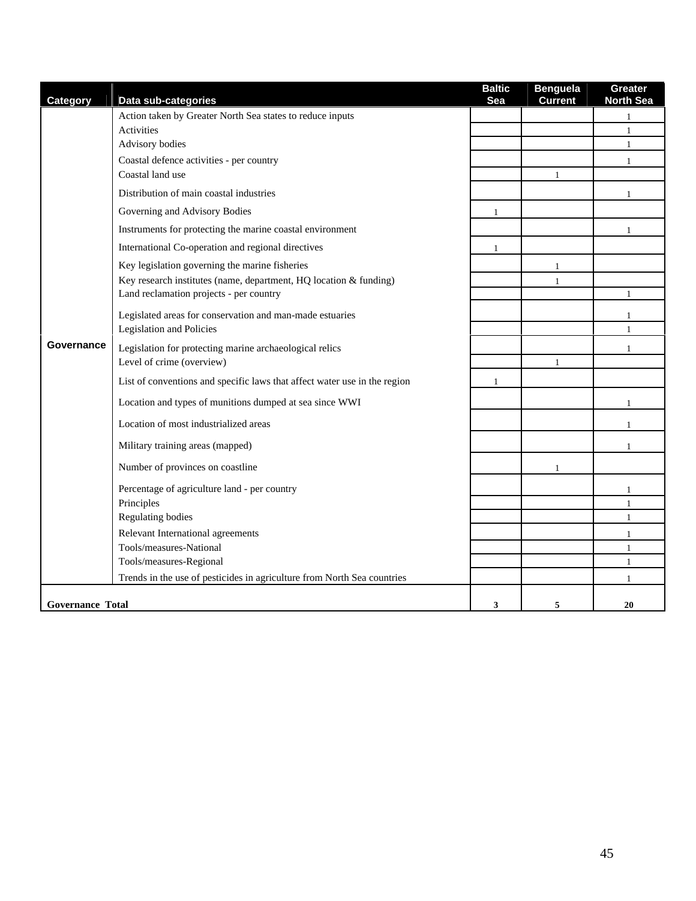| Category | Data sub-categories | Baltic Sea | Benguela Current | Greater North Sea |
|---|---|---|---|---|
| Governance | Action taken by Greater North Sea states to reduce inputs | | | 1 |
| | Activities | | | 1 |
| | Advisory bodies | | | 1 |
| | Coastal defence activities - per country | | | 1 |
| | Coastal land use | | 1 | |
| | Distribution of main coastal industries | | | 1 |
| | Governing and Advisory Bodies | 1 | | |
| | Instruments for protecting the marine coastal environment | | | 1 |
| | International Co-operation and regional directives | 1 | | |
| | Key legislation governing the marine fisheries | | 1 | |
| | Key research institutes (name, department, HQ location & funding) | | 1 | |
| | Land reclamation projects - per country | | | 1 |
| | Legislated areas for conservation and man-made estuaries | | | 1 |
| | Legislation and Policies | | | 1 |
| | Legislation for protecting marine archaeological relics | | | 1 |
| | Level of crime (overview) | | 1 | |
| | List of conventions and specific laws that affect water use in the region | 1 | | |
| | Location and types of munitions dumped at sea since WWI | | | 1 |
| | Location of most industrialized areas | | | 1 |
| | Military training areas (mapped) | | | 1 |
| | Number of provinces on coastline | | 1 | |
| | Percentage of agriculture land - per country | | | 1 |
| | Principles | | | 1 |
| | Regulating bodies | | | 1 |
| | Relevant International agreements | | | 1 |
| | Tools/measures-National | | | 1 |
| | Tools/measures-Regional | | | 1 |
| | Trends in the use of pesticides in agriculture from North Sea countries | | | 1 |
| **Governance Total** | | **3** | **5** | **20** |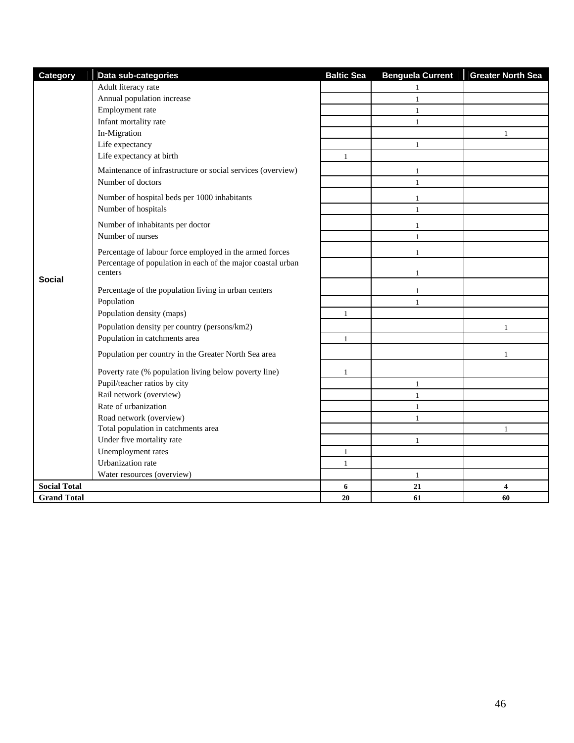| Category | Data sub-categories | Baltic Sea | Benguela Current | Greater North Sea |
|---|---|---|---|---|
| Social | Adult literacy rate | | 1 | |
| | Annual population increase | | 1 | |
| | Employment rate | | 1 | |
| | Infant mortality rate | | 1 | |
| | In-Migration | | | 1 |
| | Life expectancy | | 1 | |
| | Life expectancy at birth | 1 | | |
| | Maintenance of infrastructure or social services (overview) | | 1 | |
| | Number of doctors | | 1 | |
| | Number of hospital beds per 1000 inhabitants | | 1 | |
| | Number of hospitals | | 1 | |
| | Number of inhabitants per doctor | | 1 | |
| | Number of nurses | | 1 | |
| | Percentage of labour force employed in the armed forces | | 1 | |
| | Percentage of population in each of the major coastal urban centers | | 1 | |
| | Percentage of the population living in urban centers | | 1 | |
| | Population | | 1 | |
| | Population density (maps) | 1 | | |
| | Population density per country (persons/km2) | | | 1 |
| | Population in catchments area | 1 | | |
| | Population per country in the Greater North Sea area | | | 1 |
| | Poverty rate (% population living below poverty line) | 1 | | |
| | Pupil/teacher ratios by city | | 1 | |
| | Rail network (overview) | | 1 | |
| | Rate of urbanization | | 1 | |
| | Road network (overview) | | 1 | |
| | Total population in catchments area | | | 1 |
| | Under five mortality rate | | 1 | |
| | Unemployment rates | 1 | | |
| | Urbanization rate | 1 | | |
| | Water resources (overview) | | 1 | |
| **Social Total** | | **6** | **21** | **4** |
| **Grand Total** | | **20** | **61** | **60** |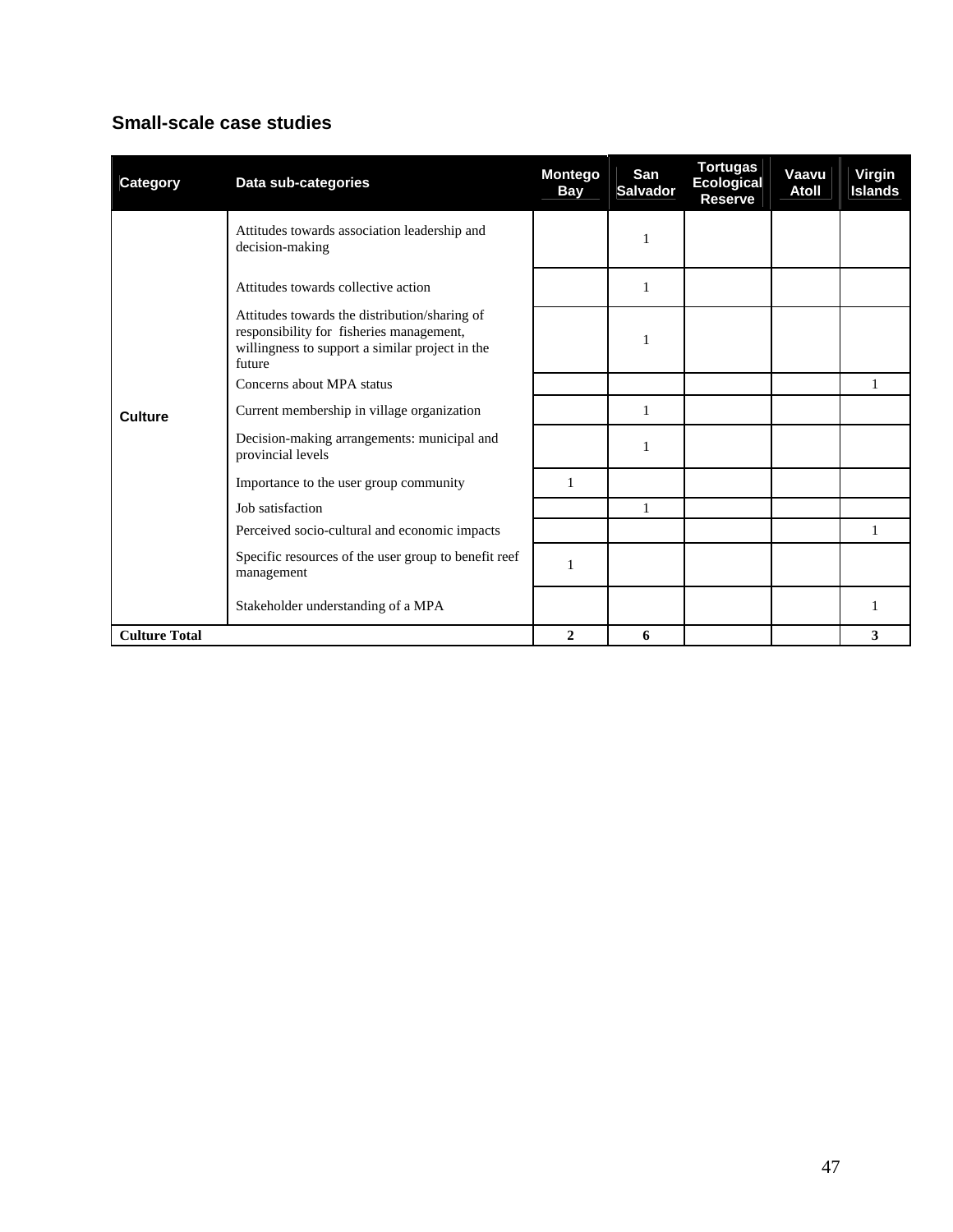## Small-scale case studies

| Category | Data sub-categories | Montego Bay | San Salvador | Tortugas Ecological Reserve | Vaavu Atoll | Virgin Islands |
|---|---|---|---|---|---|---|
| **Culture** | Attitudes towards association leadership and decision-making | | 1 | | | |
| | Attitudes towards collective action | | 1 | | | |
| | Attitudes towards the distribution/sharing of responsibility for fisheries management, willingness to support a similar project in the future | | 1 | | | |
| | Concerns about MPA status | | | | | 1 |
| | Current membership in village organization | | 1 | | | |
| | Decision-making arrangements: municipal and provincial levels | | 1 | | | |
| | Importance to the user group community | 1 | | | | |
| | Job satisfaction | | 1 | | | |
| | Perceived socio-cultural and economic impacts | | | | | 1 |
| | Specific resources of the user group to benefit reef management | 1 | | | | |
| | Stakeholder understanding of a MPA | | | | | 1 |
| **Culture Total** | | **2** | **6** | | | **3** |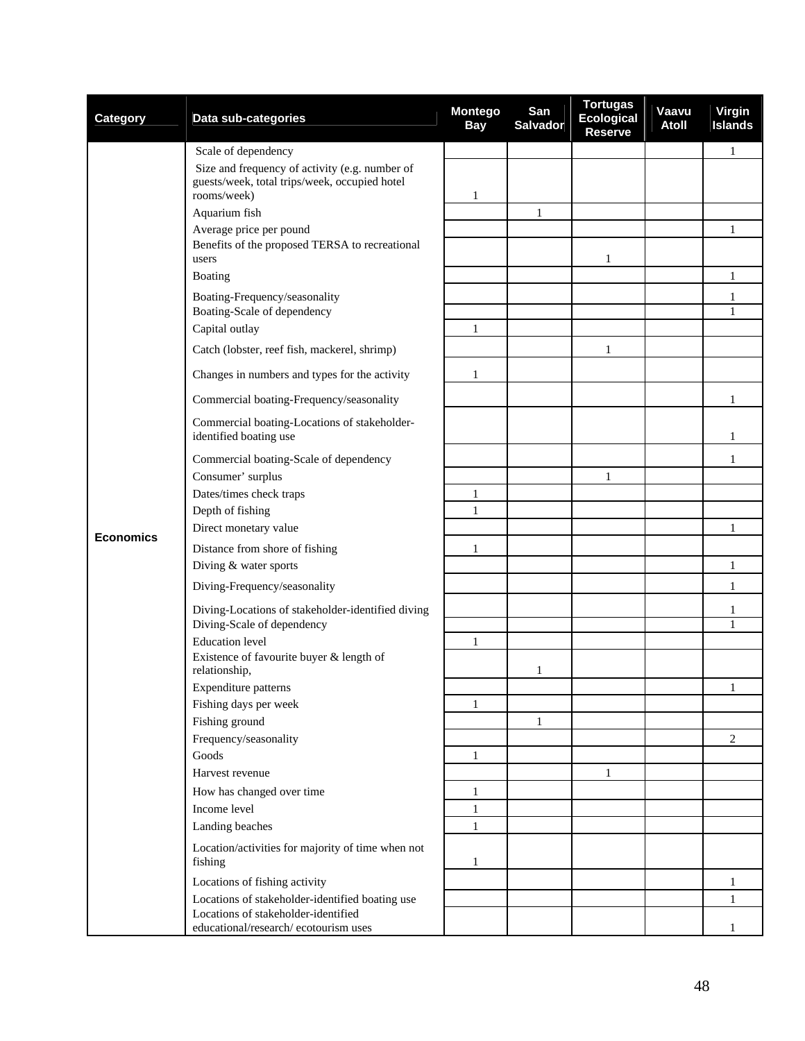| Category | Data sub-categories | Montego Bay | San Salvador | Tortugas Ecological Reserve | Vaavu Atoll | Virgin Islands |
|---|---|---|---|---|---|---|
| Economics | Scale of dependency | | | | | 1 |
| | Size and frequency of activity (e.g. number of guests/week, total trips/week, occupied hotel rooms/week) | 1 | | | | |
| | Aquarium fish | | 1 | | | |
| | Average price per pound | | | | | 1 |
| | Benefits of the proposed TERSA to recreational users | | | 1 | | |
| | Boating | | | | | 1 |
| | Boating-Frequency/seasonality | | | | | 1 |
| | Boating-Scale of dependency | | | | | 1 |
| | Capital outlay | 1 | | | | |
| | Catch (lobster, reef fish, mackerel, shrimp) | | | 1 | | |
| | Changes in numbers and types for the activity | 1 | | | | |
| | Commercial boating-Frequency/seasonality | | | | | 1 |
| | Commercial boating-Locations of stakeholder-identified boating use | | | | | 1 |
| | Commercial boating-Scale of dependency | | | | | 1 |
| | Consumer' surplus | | | 1 | | |
| | Dates/times check traps | 1 | | | | |
| | Depth of fishing | 1 | | | | |
| | Direct monetary value | | | | | 1 |
| | Distance from shore of fishing | 1 | | | | |
| | Diving & water sports | | | | | 1 |
| | Diving-Frequency/seasonality | | | | | 1 |
| | Diving-Locations of stakeholder-identified diving | | | | | 1 |
| | Diving-Scale of dependency | | | | | 1 |
| | Education level | 1 | | | | |
| | Existence of favourite buyer & length of relationship, | | 1 | | | |
| | Expenditure patterns | | | | | 1 |
| | Fishing days per week | 1 | | | | |
| | Fishing ground | | 1 | | | |
| | Frequency/seasonality | | | | | 2 |
| | Goods | 1 | | | | |
| | Harvest revenue | | | 1 | | |
| | How has changed over time | 1 | | | | |
| | Income level | 1 | | | | |
| | Landing beaches | 1 | | | | |
| | Location/activities for majority of time when not fishing | 1 | | | | |
| | Locations of fishing activity | | | | | 1 |
| | Locations of stakeholder-identified boating use | | | | | 1 |
| | Locations of stakeholder-identified educational/research/ ecotourism uses | | | | | 1 |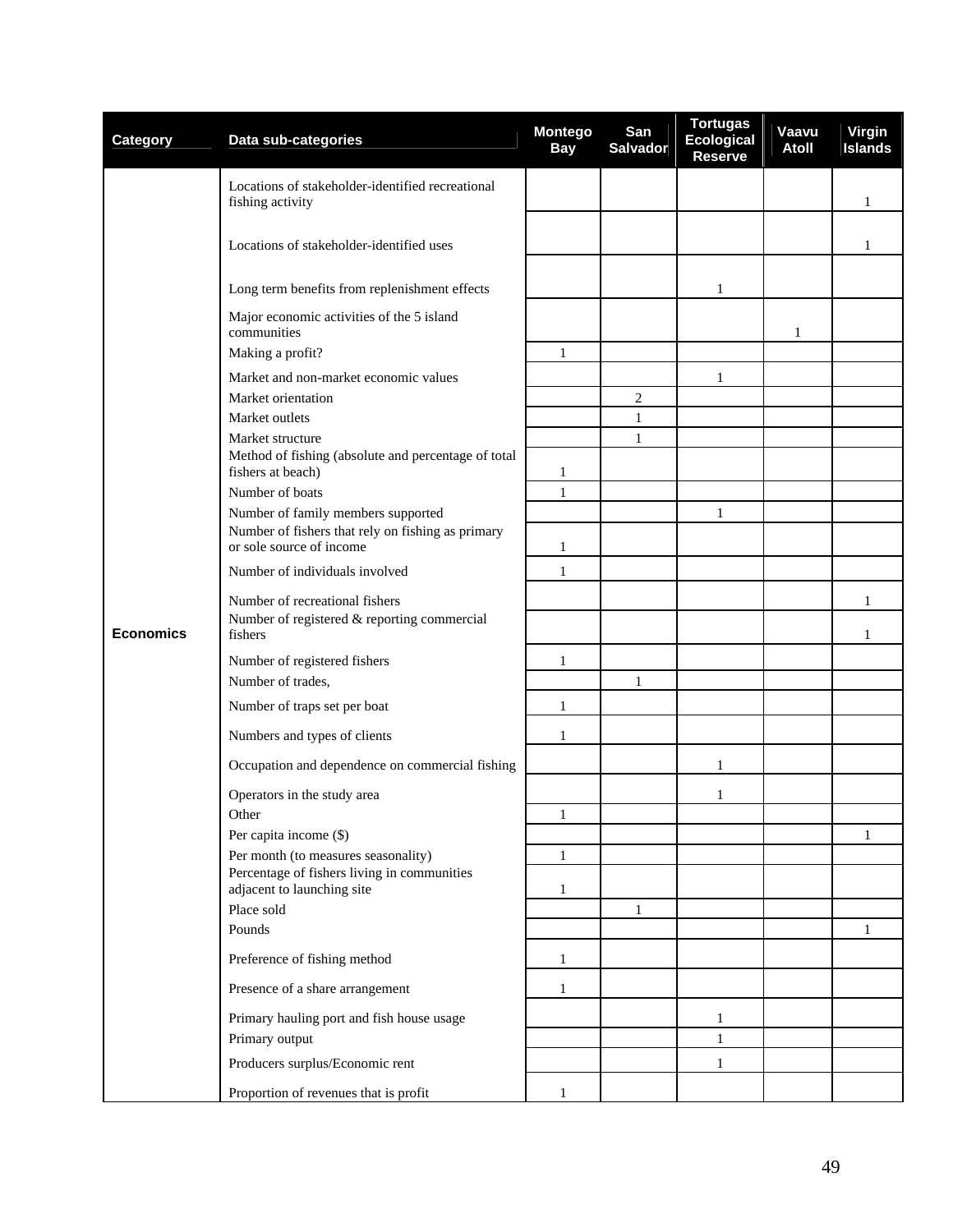| Category | Data sub-categories | Montego Bay | San Salvador | Tortugas Ecological Reserve | Vaavu Atoll | Virgin Islands |
|---|---|---|---|---|---|---|
| Economics | Locations of stakeholder-identified recreational fishing activity | | | | | 1 |
| | Locations of stakeholder-identified uses | | | | | 1 |
| | Long term benefits from replenishment effects | | | 1 | | |
| | Major economic activities of the 5 island communities | | | | 1 | |
| | Making a profit? | 1 | | | | |
| | Market and non-market economic values | | | 1 | | |
| | Market orientation | | 2 | | | |
| | Market outlets | | 1 | | | |
| | Market structure | | 1 | | | |
| | Method of fishing (absolute and percentage of total fishers at beach) | 1 | | | | |
| | Number of boats | 1 | | | | |
| | Number of family members supported | | | 1 | | |
| | Number of fishers that rely on fishing as primary or sole source of income | 1 | | | | |
| | Number of individuals involved | 1 | | | | |
| | Number of recreational fishers | | | | | 1 |
| | Number of registered & reporting commercial fishers | | | | | 1 |
| | Number of registered fishers | 1 | | | | |
| | Number of trades, | | 1 | | | |
| | Number of traps set per boat | 1 | | | | |
| | Numbers and types of clients | 1 | | | | |
| | Occupation and dependence on commercial fishing | | | 1 | | |
| | Operators in the study area | | | 1 | | |
| | Other | 1 | | | | |
| | Per capita income ($) | | | | | 1 |
| | Per month (to measures seasonality) | 1 | | | | |
| | Percentage of fishers living in communities adjacent to launching site | 1 | | | | |
| | Place sold | | 1 | | | |
| | Pounds | | | | | 1 |
| | Preference of fishing method | 1 | | | | |
| | Presence of a share arrangement | 1 | | | | |
| | Primary hauling port and fish house usage | | | 1 | | |
| | Primary output | | | 1 | | |
| | Producers surplus/Economic rent | | | 1 | | |
| | Proportion of revenues that is profit | 1 | | | | |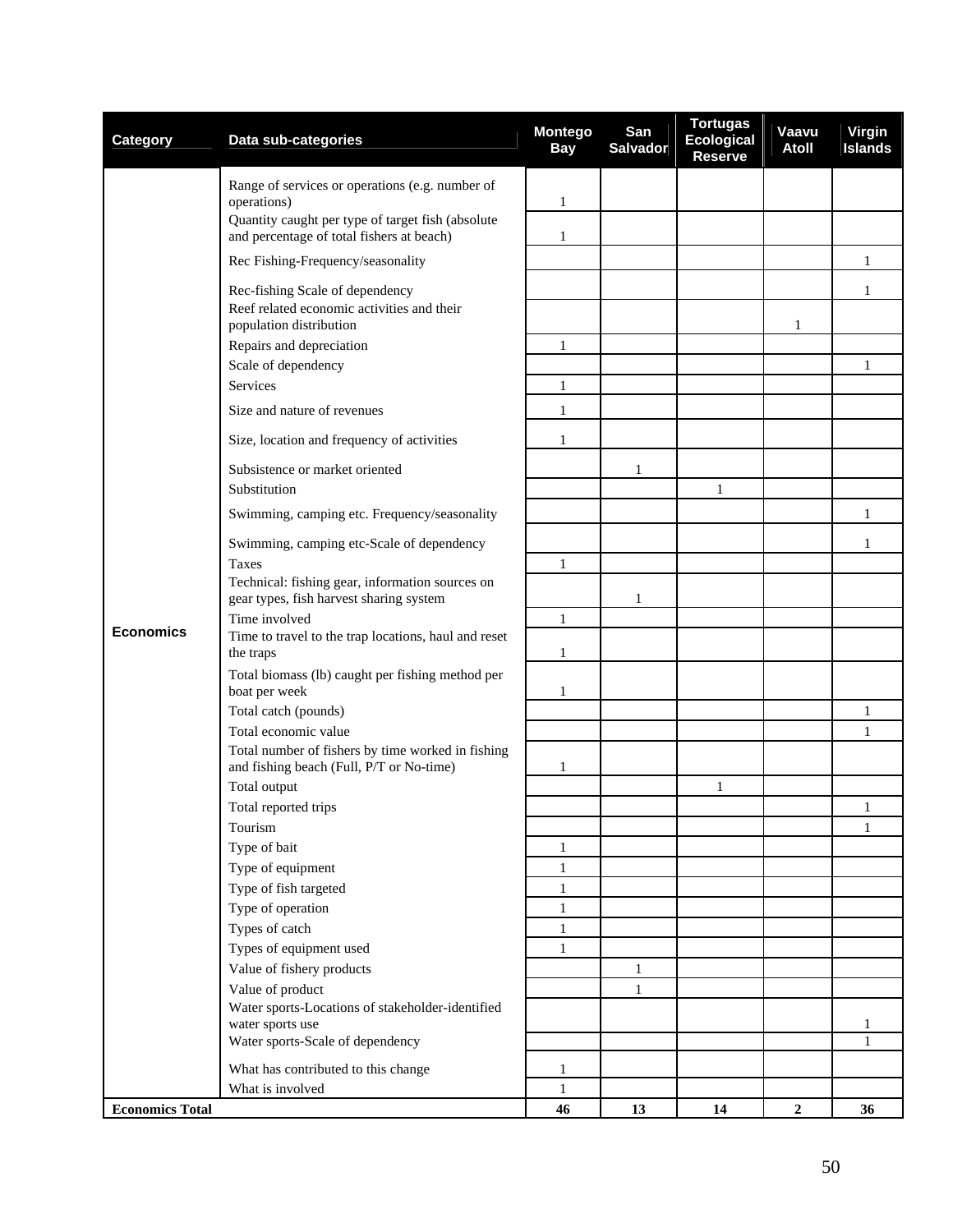| Category | Data sub-categories | Montego Bay | San Salvador | Tortugas Ecological Reserve | Vaavu Atoll | Virgin Islands |
|---|---|---|---|---|---|---|
| Economics | Range of services or operations (e.g. number of operations) | 1 | | | | |
| | Quantity caught per type of target fish (absolute and percentage of total fishers at beach) | 1 | | | | |
| | Rec Fishing-Frequency/seasonality | | | | | 1 |
| | Rec-fishing Scale of dependency | | | | | 1 |
| | Reef related economic activities and their population distribution | | | | 1 | |
| | Repairs and depreciation | 1 | | | | |
| | Scale of dependency | | | | | 1 |
| | Services | 1 | | | | |
| | Size and nature of revenues | 1 | | | | |
| | Size, location and frequency of activities | 1 | | | | |
| | Subsistence or market oriented | | 1 | | | |
| | Substitution | | | 1 | | |
| | Swimming, camping etc. Frequency/seasonality | | | | | 1 |
| | Swimming, camping etc-Scale of dependency | | | | | 1 |
| | Taxes | 1 | | | | |
| | Technical: fishing gear, information sources on gear types, fish harvest sharing system | | 1 | | | |
| | Time involved | 1 | | | | |
| | Time to travel to the trap locations, haul and reset the traps | 1 | | | | |
| | Total biomass (lb) caught per fishing method per boat per week | 1 | | | | |
| | Total catch (pounds) | | | | | 1 |
| | Total economic value | | | | | 1 |
| | Total number of fishers by time worked in fishing and fishing beach (Full, P/T or No-time) | 1 | | | | |
| | Total output | | | 1 | | |
| | Total reported trips | | | | | 1 |
| | Tourism | | | | | 1 |
| | Type of bait | 1 | | | | |
| | Type of equipment | 1 | | | | |
| | Type of fish targeted | 1 | | | | |
| | Type of operation | 1 | | | | |
| | Types of catch | 1 | | | | |
| | Types of equipment used | 1 | | | | |
| | Value of fishery products | | 1 | | | |
| | Value of product | | 1 | | | |
| | Water sports-Locations of stakeholder-identified water sports use | | | | | 1 |
| | Water sports-Scale of dependency | | | | | 1 |
| | What has contributed to this change | 1 | | | | |
| | What is involved | 1 | | | | |
| **Economics Total** | | **46** | **13** | **14** | **2** | **36** |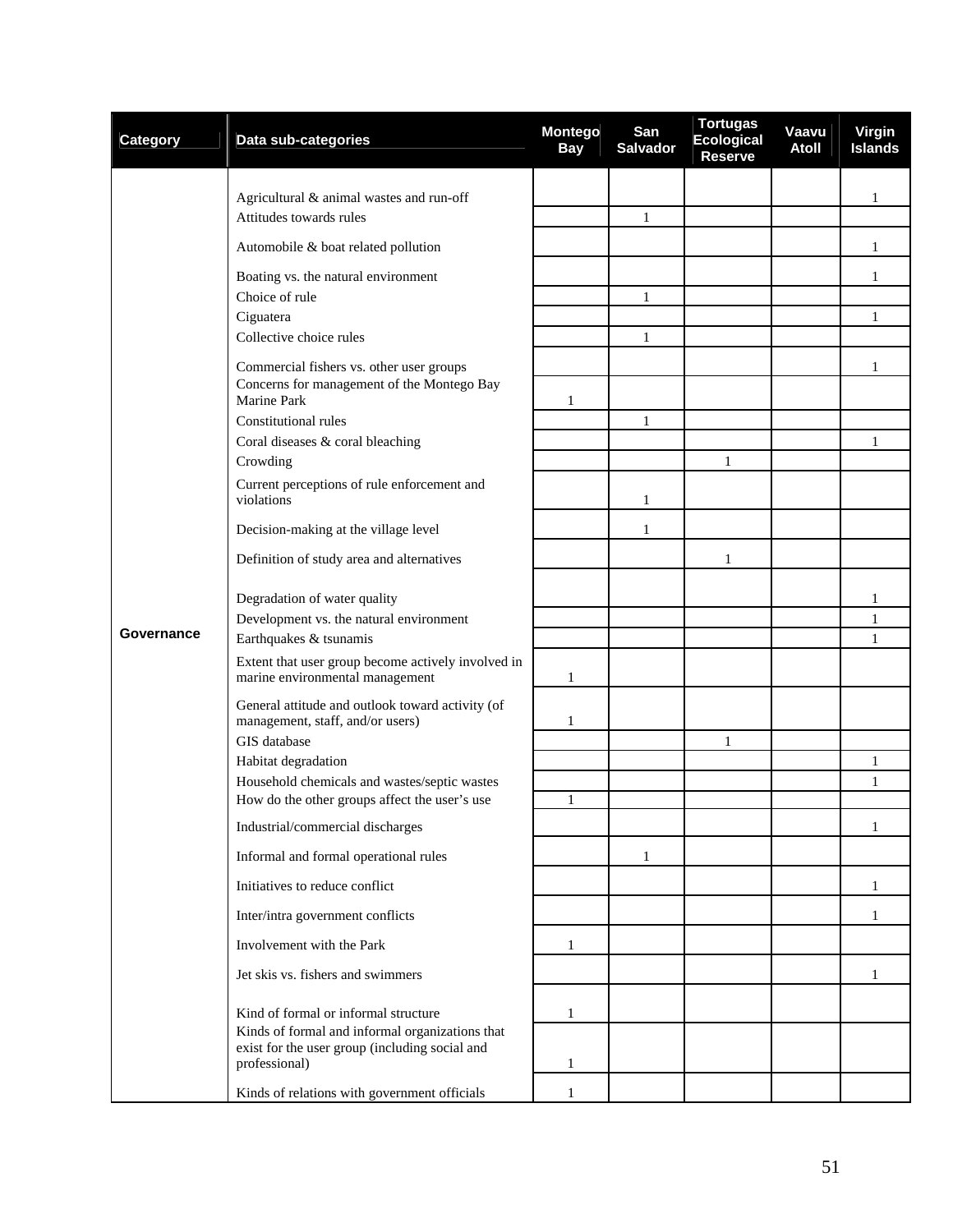| Category | Data sub-categories | Montego Bay | San Salvador | Tortugas Ecological Reserve | Vaavu Atoll | Virgin Islands |
|---|---|---|---|---|---|---|
| Governance | Agricultural & animal wastes and run-off | | | | | 1 |
| | Attitudes towards rules | | 1 | | | |
| | Automobile & boat related pollution | | | | | 1 |
| | Boating vs. the natural environment | | | | | 1 |
| | Choice of rule | | 1 | | | |
| | Ciguatera | | | | | 1 |
| | Collective choice rules | | 1 | | | |
| | Commercial fishers vs. other user groups | | | | | 1 |
| | Concerns for management of the Montego Bay Marine Park | 1 | | | | |
| | Constitutional rules | | 1 | | | |
| | Coral diseases & coral bleaching | | | | | 1 |
| | Crowding | | | 1 | | |
| | Current perceptions of rule enforcement and violations | | 1 | | | |
| | Decision-making at the village level | | 1 | | | |
| | Definition of study area and alternatives | | | 1 | | |
| | Degradation of water quality | | | | | 1 |
| | Development vs. the natural environment | | | | | 1 |
| | Earthquakes & tsunamis | | | | | 1 |
| | Extent that user group become actively involved in marine environmental management | 1 | | | | |
| | General attitude and outlook toward activity (of management, staff, and/or users) | 1 | | | | |
| | GIS database | | | 1 | | |
| | Habitat degradation | | | | | 1 |
| | Household chemicals and wastes/septic wastes | | | | | 1 |
| | How do the other groups affect the user's use | 1 | | | | |
| | Industrial/commercial discharges | | | | | 1 |
| | Informal and formal operational rules | | 1 | | | |
| | Initiatives to reduce conflict | | | | | 1 |
| | Inter/intra government conflicts | | | | | 1 |
| | Involvement with the Park | 1 | | | | |
| | Jet skis vs. fishers and swimmers | | | | | 1 |
| | Kind of formal or informal structure | 1 | | | | |
| | Kinds of formal and informal organizations that exist for the user group (including social and professional) | 1 | | | | |
| | Kinds of relations with government officials | 1 | | | | |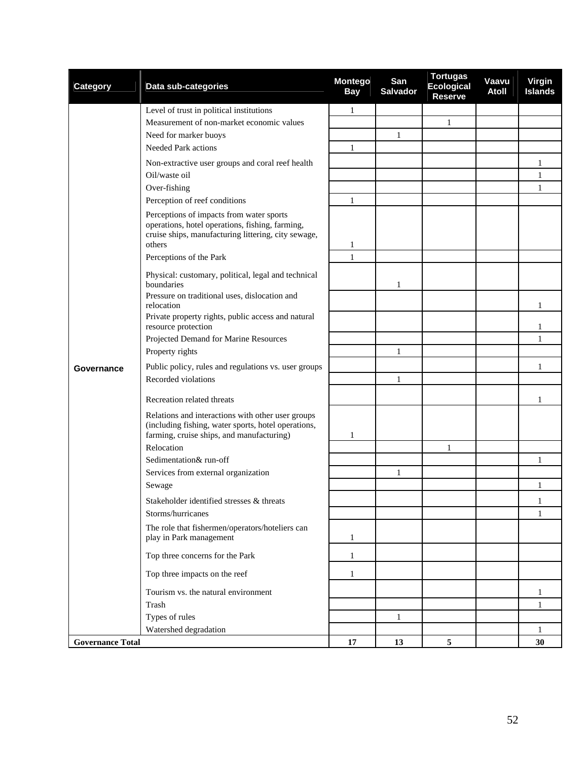| Category | Data sub-categories | Montego Bay | San Salvador | Tortugas Ecological Reserve | Vaavu Atoll | Virgin Islands |
|---|---|---|---|---|---|---|
| Governance | Level of trust in political institutions | 1 | | | | |
| | Measurement of non-market economic values | | | 1 | | |
| | Need for marker buoys | | 1 | | | |
| | Needed Park actions | 1 | | | | |
| | Non-extractive user groups and coral reef health | | | | | 1 |
| | Oil/waste oil | | | | | 1 |
| | Over-fishing | | | | | 1 |
| | Perception of reef conditions | 1 | | | | |
| | Perceptions of impacts from water sports operations, hotel operations, fishing, farming, cruise ships, manufacturing littering, city sewage, others | 1 | | | | |
| | Perceptions of the Park | 1 | | | | |
| | Physical: customary, political, legal and technical boundaries | | 1 | | | |
| | Pressure on traditional uses, dislocation and relocation | | | | | 1 |
| | Private property rights, public access and natural resource protection | | | | | 1 |
| | Projected Demand for Marine Resources | | | | | 1 |
| | Property rights | | 1 | | | |
| | Public policy, rules and regulations vs. user groups | | | | | 1 |
| | Recorded violations | | 1 | | | |
| | Recreation related threats | | | | | 1 |
| | Relations and interactions with other user groups (including fishing, water sports, hotel operations, farming, cruise ships, and manufacturing) | 1 | | | | |
| | Relocation | | | 1 | | |
| | Sedimentation& run-off | | | | | 1 |
| | Services from external organization | | 1 | | | |
| | Sewage | | | | | 1 |
| | Stakeholder identified stresses & threats | | | | | 1 |
| | Storms/hurricanes | | | | | 1 |
| | The role that fishermen/operators/hoteliers can play in Park management | 1 | | | | |
| | Top three concerns for the Park | 1 | | | | |
| | Top three impacts on the reef | 1 | | | | |
| | Tourism vs. the natural environment | | | | | 1 |
| | Trash | | | | | 1 |
| | Types of rules | | 1 | | | |
| | Watershed degradation | | | | | 1 |
| **Governance Total** | | **17** | **13** | **5** | | **30** |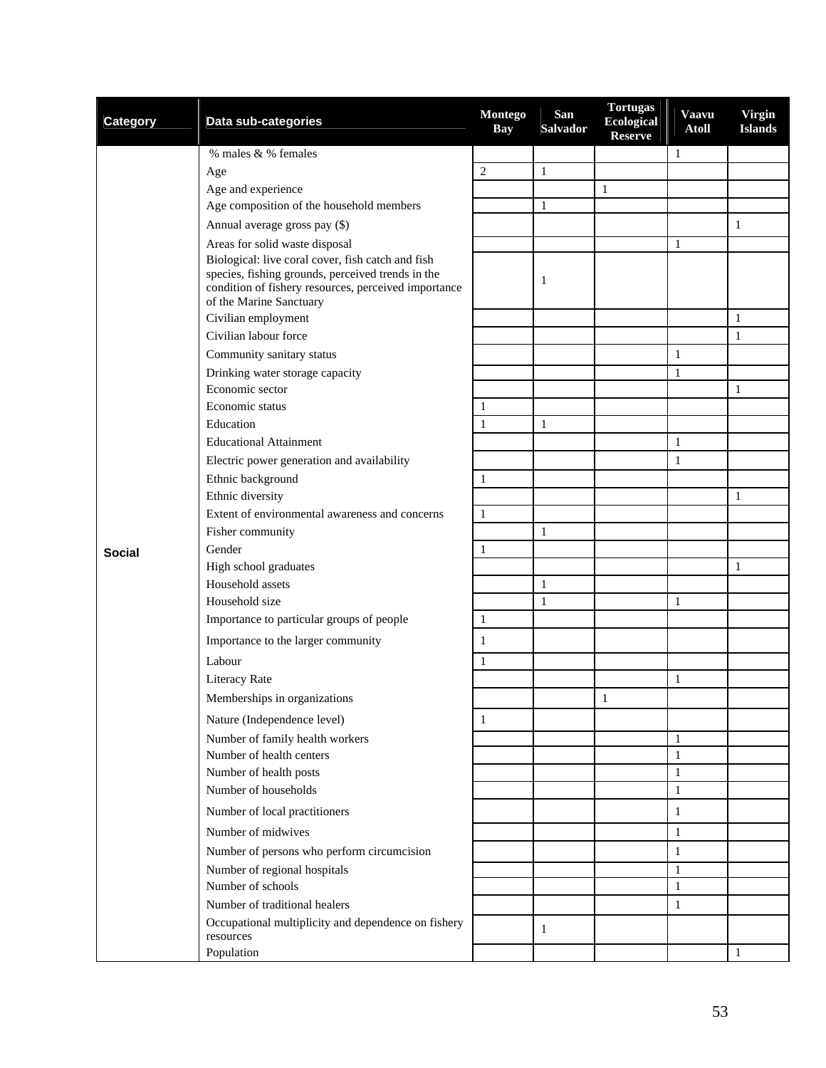| Category | Data sub-categories | Montego Bay | San Salvador | Tortugas Ecological Reserve | Vaavu Atoll | Virgin Islands |
|---|---|---|---|---|---|---|
| Social | % males & % females | | | | 1 | |
| | Age | 2 | 1 | | | |
| | Age and experience | | | 1 | | |
| | Age composition of the household members | | 1 | | | |
| | Annual average gross pay ($) | | | | | 1 |
| | Areas for solid waste disposal | | | | 1 | |
| | Biological: live coral cover, fish catch and fish species, fishing grounds, perceived trends in the condition of fishery resources, perceived importance of the Marine Sanctuary | | 1 | | | |
| | Civilian employment | | | | | 1 |
| | Civilian labour force | | | | | 1 |
| | Community sanitary status | | | | 1 | |
| | Drinking water storage capacity | | | | 1 | |
| | Economic sector | | | | | 1 |
| | Economic status | 1 | | | | |
| | Education | 1 | 1 | | | |
| | Educational Attainment | | | | 1 | |
| | Electric power generation and availability | | | | 1 | |
| | Ethnic background | 1 | | | | |
| | Ethnic diversity | | | | | 1 |
| | Extent of environmental awareness and concerns | 1 | | | | |
| | Fisher community | | 1 | | | |
| | Gender | 1 | | | | |
| | High school graduates | | | | | 1 |
| | Household assets | | 1 | | | |
| | Household size | | 1 | | 1 | |
| | Importance to particular groups of people | 1 | | | | |
| | Importance to the larger community | 1 | | | | |
| | Labour | 1 | | | | |
| | Literacy Rate | | | | 1 | |
| | Memberships in organizations | | | 1 | | |
| | Nature (Independence level) | 1 | | | | |
| | Number of family health workers | | | | 1 | |
| | Number of health centers | | | | 1 | |
| | Number of health posts | | | | 1 | |
| | Number of households | | | | 1 | |
| | Number of local practitioners | | | | 1 | |
| | Number of midwives | | | | 1 | |
| | Number of persons who perform circumcision | | | | 1 | |
| | Number of regional hospitals | | | | 1 | |
| | Number of schools | | | | 1 | |
| | Number of traditional healers | | | | 1 | |
| | Occupational multiplicity and dependence on fishery resources | | 1 | | | |
| | Population | | | | | 1 |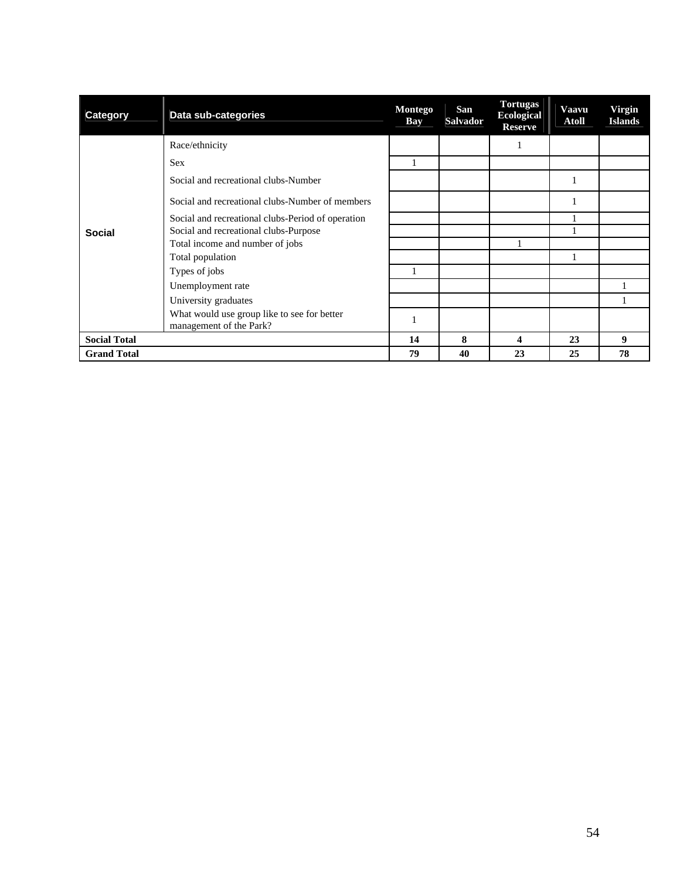| Category | Data sub-categories | Montego Bay | San Salvador | Tortugas Ecological Reserve | Vaavu Atoll | Virgin Islands |
|---|---|---|---|---|---|---|
| Social | Race/ethnicity | | | 1 | | |
| | Sex | 1 | | | | |
| | Social and recreational clubs-Number | | | | 1 | |
| | Social and recreational clubs-Number of members | | | | 1 | |
| | Social and recreational clubs-Period of operation | | | | 1 | |
| | Social and recreational clubs-Purpose | | | | 1 | |
| | Total income and number of jobs | | | 1 | | |
| | Total population | | | | 1 | |
| | Types of jobs | 1 | | | | |
| | Unemployment rate | | | | | 1 |
| | University graduates | | | | | 1 |
| | What would use group like to see for better management of the Park? | 1 | | | | |
| **Social Total** | | **14** | **8** | **4** | **23** | **9** |
| **Grand Total** | | **79** | **40** | **23** | **25** | **78** |